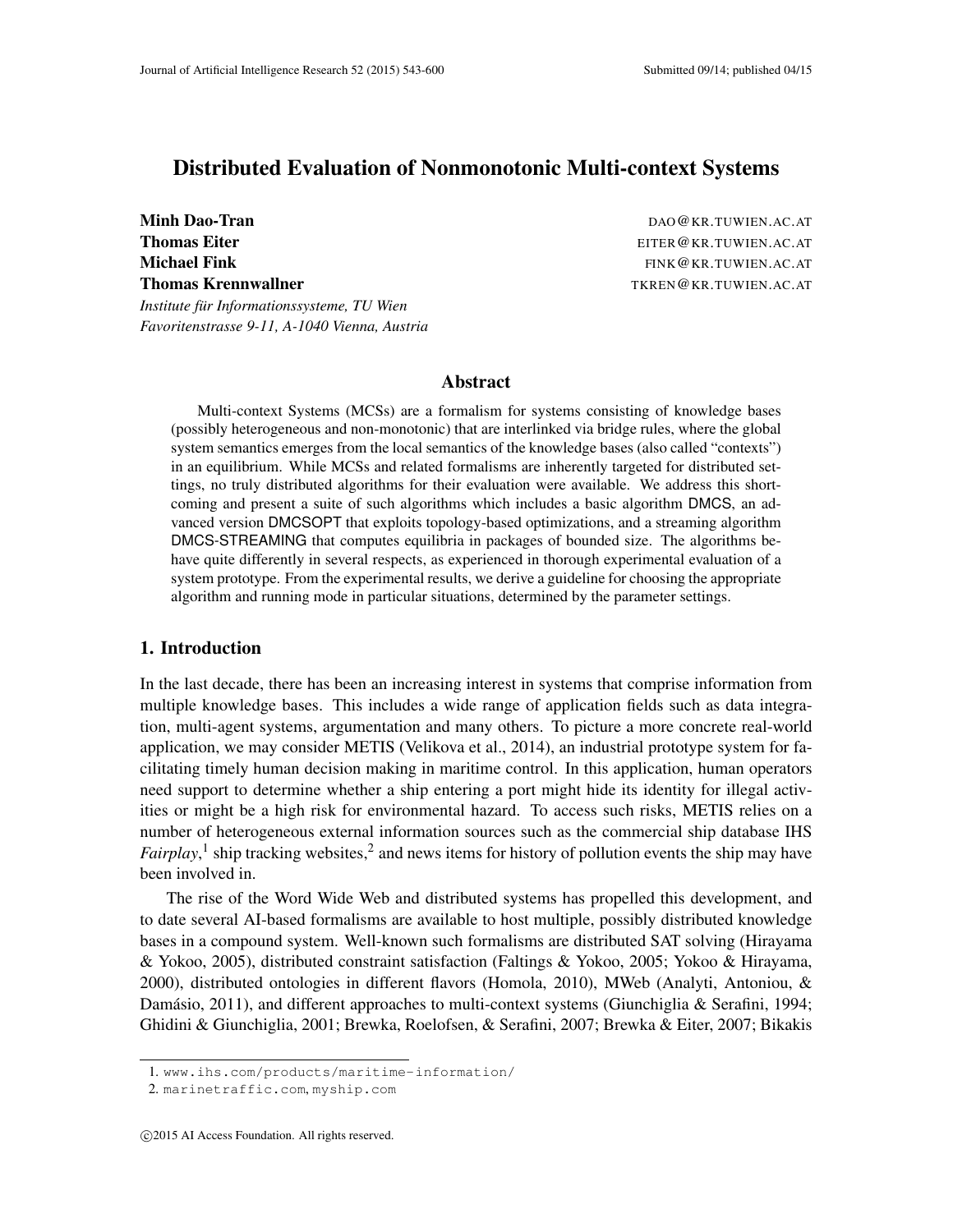# Distributed Evaluation of Nonmonotonic Multi-context Systems

**Minh Dao-Tran** DAO@KR.TUWIEN.AC.AT
**Thomas Eiter** EITER@KR.TUWIEN.AC.AT
**Michael Fink** FINK@KR.TUWIEN.AC.AT
**Thomas Krennwallner** TKREN@KR.TUWIEN.AC.AT

*Institute für Informationssysteme, TU Wien*
*Favoritenstrasse 9-11, A-1040 Vienna, Austria*

## Abstract

Multi-context Systems (MCSs) are a formalism for systems consisting of knowledge bases (possibly heterogeneous and non-monotonic) that are interlinked via bridge rules, where the global system semantics emerges from the local semantics of the knowledge bases (also called "contexts") in an equilibrium. While MCSs and related formalisms are inherently targeted for distributed settings, no truly distributed algorithms for their evaluation were available. We address this shortcoming and present a suite of such algorithms which includes a basic algorithm DMCS, an advanced version DMCSOPT that exploits topology-based optimizations, and a streaming algorithm DMCS-STREAMING that computes equilibria in packages of bounded size. The algorithms behave quite differently in several respects, as experienced in thorough experimental evaluation of a system prototype. From the experimental results, we derive a guideline for choosing the appropriate algorithm and running mode in particular situations, determined by the parameter settings.

## 1. Introduction

In the last decade, there has been an increasing interest in systems that comprise information from multiple knowledge bases. This includes a wide range of application fields such as data integration, multi-agent systems, argumentation and many others. To picture a more concrete real-world application, we may consider METIS (Velikova et al., 2014), an industrial prototype system for facilitating timely human decision making in maritime control. In this application, human operators need support to determine whether a ship entering a port might hide its identity for illegal activities or might be a high risk for environmental hazard. To access such risks, METIS relies on a number of heterogeneous external information sources such as the commercial ship database IHS *Fairplay*,[1] ship tracking websites,[2] and news items for history of pollution events the ship may have been involved in.

The rise of the Word Wide Web and distributed systems has propelled this development, and to date several AI-based formalisms are available to host multiple, possibly distributed knowledge bases in a compound system. Well-known such formalisms are distributed SAT solving (Hirayama & Yokoo, 2005), distributed constraint satisfaction (Faltings & Yokoo, 2005; Yokoo & Hirayama, 2000), distributed ontologies in different flavors (Homola, 2010), MWeb (Analyti, Antoniou, & Damásio, 2011), and different approaches to multi-context systems (Giunchiglia & Serafini, 1994; Ghidini & Giunchiglia, 2001; Brewka, Roelofsen, & Serafini, 2007; Brewka & Eiter, 2007; Bikakis

1. www.ihs.com/products/maritime-information/
2. marinetraffic.com, myship.com

©2015 AI Access Foundation. All rights reserved.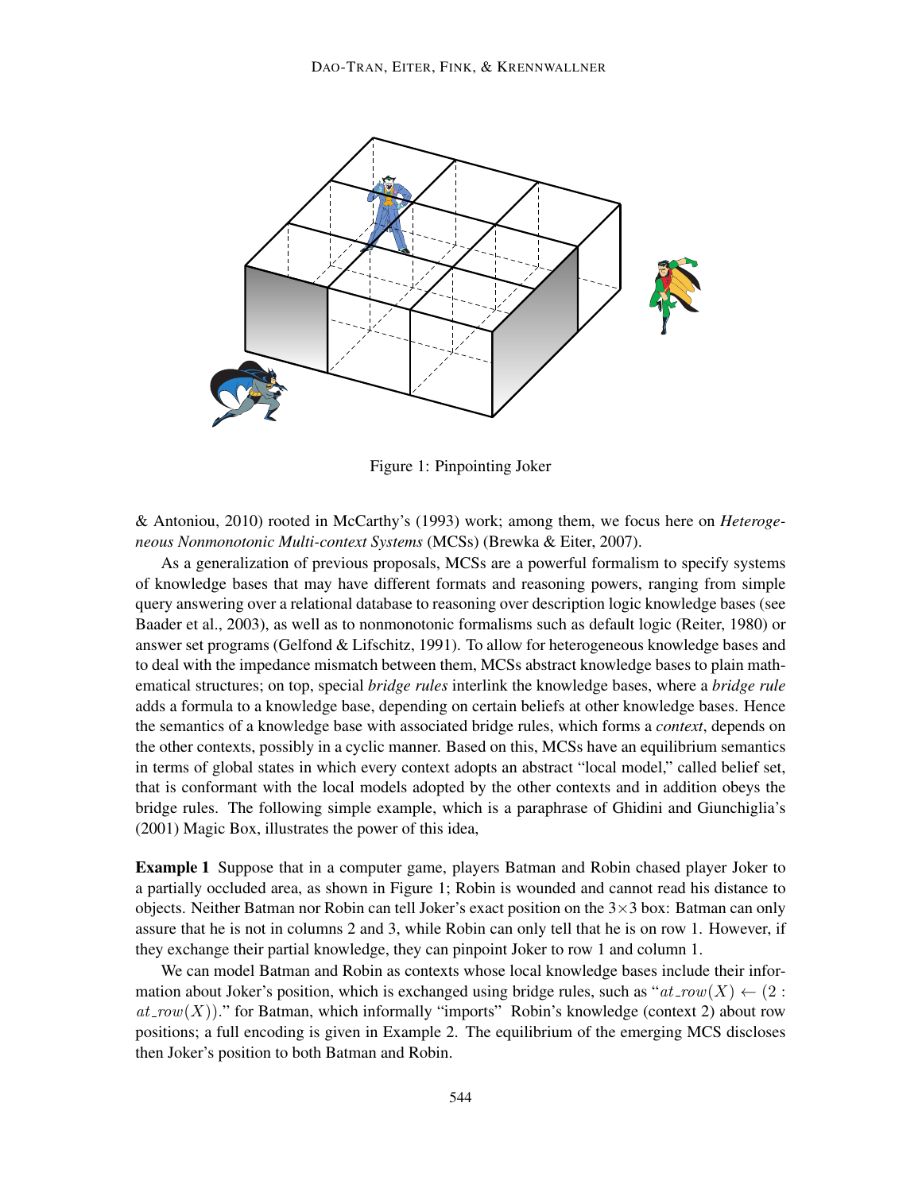Figure 1: Pinpointing Joker

& Antoniou, 2010) rooted in McCarthy's (1993) work; among them, we focus here on *Heterogeneous Nonmonotonic Multi-context Systems* (MCSs) (Brewka & Eiter, 2007).

As a generalization of previous proposals, MCSs are a powerful formalism to specify systems of knowledge bases that may have different formats and reasoning powers, ranging from simple query answering over a relational database to reasoning over description logic knowledge bases (see Baader et al., 2003), as well as to nonmonotonic formalisms such as default logic (Reiter, 1980) or answer set programs (Gelfond & Lifschitz, 1991). To allow for heterogeneous knowledge bases and to deal with the impedance mismatch between them, MCSs abstract knowledge bases to plain mathematical structures; on top, special *bridge rules* interlink the knowledge bases, where a *bridge rule* adds a formula to a knowledge base, depending on certain beliefs at other knowledge bases. Hence the semantics of a knowledge base with associated bridge rules, which forms a *context*, depends on the other contexts, possibly in a cyclic manner. Based on this, MCSs have an equilibrium semantics in terms of global states in which every context adopts an abstract "local model," called belief set, that is conformant with the local models adopted by the other contexts and in addition obeys the bridge rules. The following simple example, which is a paraphrase of Ghidini and Giunchiglia's (2001) Magic Box, illustrates the power of this idea,

**Example 1** Suppose that in a computer game, players Batman and Robin chased player Joker to a partially occluded area, as shown in Figure 1; Robin is wounded and cannot read his distance to objects. Neither Batman nor Robin can tell Joker's exact position on the $3 \times 3$ box: Batman can only assure that he is not in columns 2 and 3, while Robin can only tell that he is on row 1. However, if they exchange their partial knowledge, they can pinpoint Joker to row 1 and column 1.

We can model Batman and Robin as contexts whose local knowledge bases include their information about Joker's position, which is exchanged using bridge rules, such as "$at\_row(X) \leftarrow (2 : at\_row(X))$." for Batman, which informally "imports" Robin's knowledge (context 2) about row positions; a full encoding is given in Example 2. The equilibrium of the emerging MCS discloses then Joker's position to both Batman and Robin.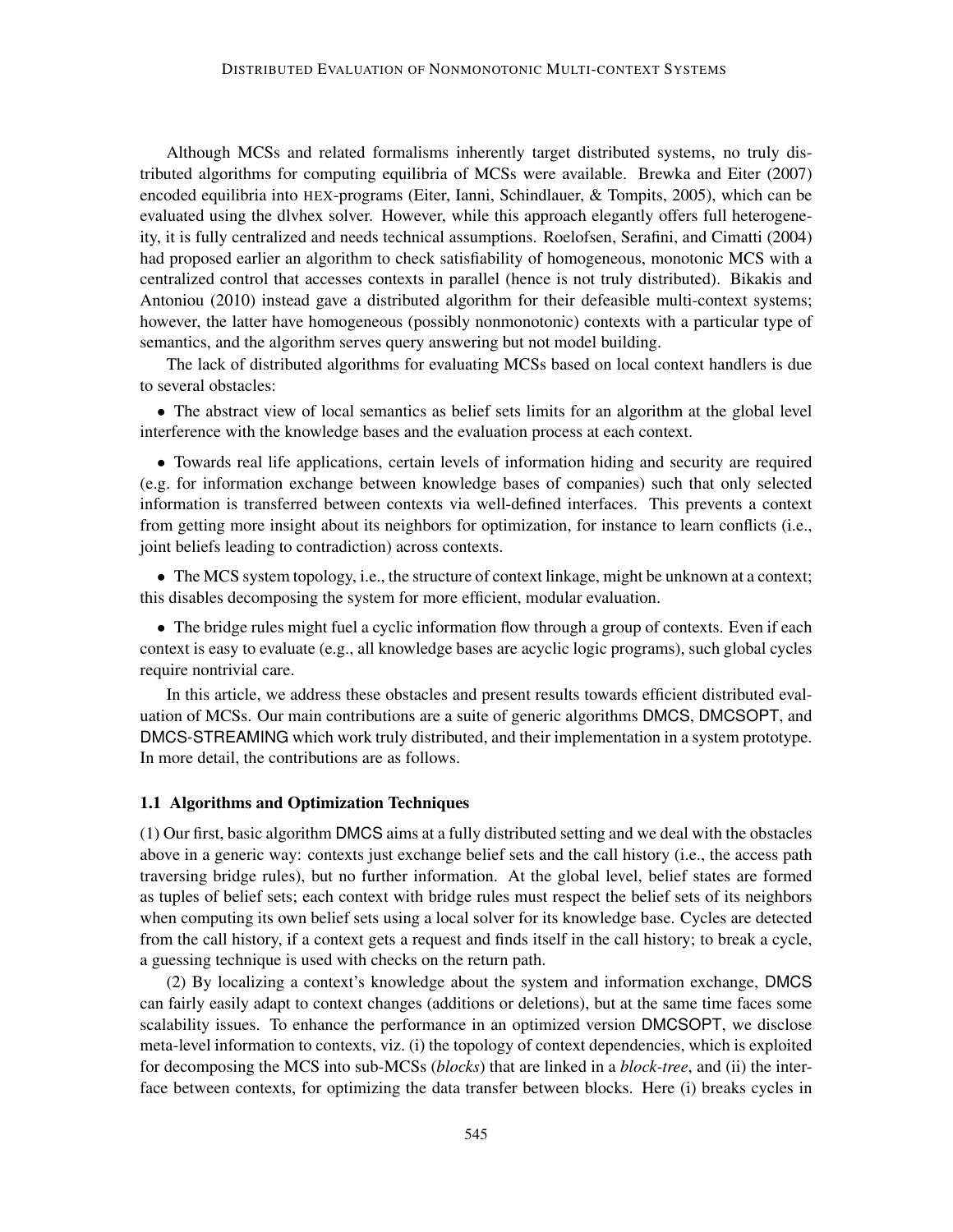Although MCSs and related formalisms inherently target distributed systems, no truly distributed algorithms for computing equilibria of MCSs were available. Brewka and Eiter (2007) encoded equilibria into HEX-programs (Eiter, Ianni, Schindlauer, & Tompits, 2005), which can be evaluated using the dlvhex solver. However, while this approach elegantly offers full heterogeneity, it is fully centralized and needs technical assumptions. Roelofsen, Serafini, and Cimatti (2004) had proposed earlier an algorithm to check satisfiability of homogeneous, monotonic MCS with a centralized control that accesses contexts in parallel (hence is not truly distributed). Bikakis and Antoniou (2010) instead gave a distributed algorithm for their defeasible multi-context systems; however, the latter have homogeneous (possibly nonmonotonic) contexts with a particular type of semantics, and the algorithm serves query answering but not model building.

The lack of distributed algorithms for evaluating MCSs based on local context handlers is due to several obstacles:

- The abstract view of local semantics as belief sets limits for an algorithm at the global level interference with the knowledge bases and the evaluation process at each context.

- Towards real life applications, certain levels of information hiding and security are required (e.g. for information exchange between knowledge bases of companies) such that only selected information is transferred between contexts via well-defined interfaces. This prevents a context from getting more insight about its neighbors for optimization, for instance to learn conflicts (i.e., joint beliefs leading to contradiction) across contexts.

- The MCS system topology, i.e., the structure of context linkage, might be unknown at a context; this disables decomposing the system for more efficient, modular evaluation.

- The bridge rules might fuel a cyclic information flow through a group of contexts. Even if each context is easy to evaluate (e.g., all knowledge bases are acyclic logic programs), such global cycles require nontrivial care.

In this article, we address these obstacles and present results towards efficient distributed evaluation of MCSs. Our main contributions are a suite of generic algorithms DMCS, DMCSOPT, and DMCS-STREAMING which work truly distributed, and their implementation in a system prototype. In more detail, the contributions are as follows.

### 1.1 Algorithms and Optimization Techniques

(1) Our first, basic algorithm DMCS aims at a fully distributed setting and we deal with the obstacles above in a generic way: contexts just exchange belief sets and the call history (i.e., the access path traversing bridge rules), but no further information. At the global level, belief states are formed as tuples of belief sets; each context with bridge rules must respect the belief sets of its neighbors when computing its own belief sets using a local solver for its knowledge base. Cycles are detected from the call history, if a context gets a request and finds itself in the call history; to break a cycle, a guessing technique is used with checks on the return path.

(2) By localizing a context's knowledge about the system and information exchange, DMCS can fairly easily adapt to context changes (additions or deletions), but at the same time faces some scalability issues. To enhance the performance in an optimized version DMCSOPT, we disclose meta-level information to contexts, viz. (i) the topology of context dependencies, which is exploited for decomposing the MCS into sub-MCSs (*blocks*) that are linked in a *block-tree*, and (ii) the interface between contexts, for optimizing the data transfer between blocks. Here (i) breaks cycles in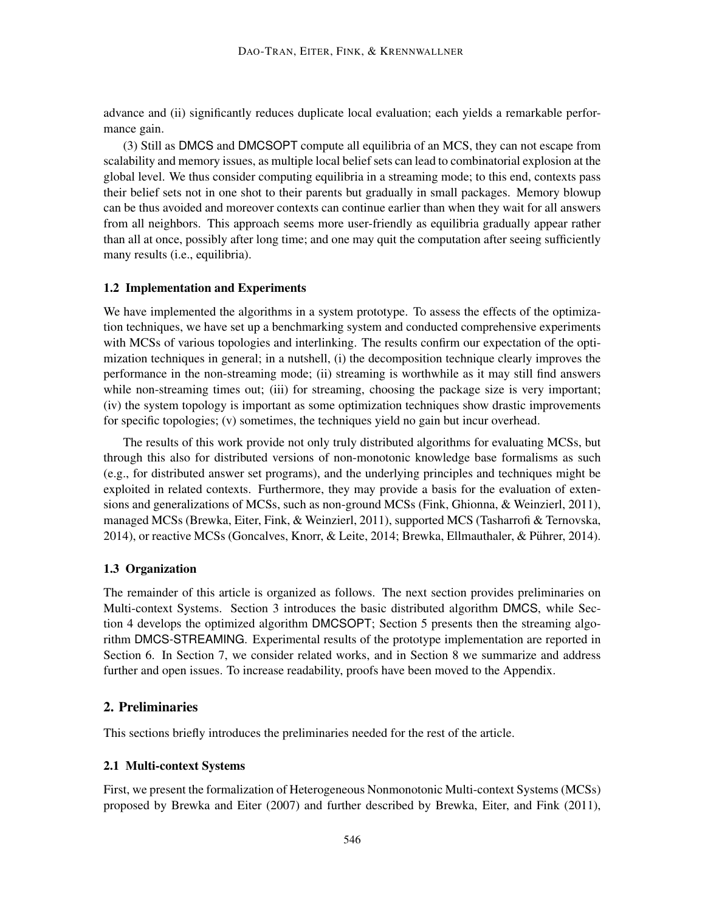advance and (ii) significantly reduces duplicate local evaluation; each yields a remarkable performance gain.

(3) Still as DMCS and DMCSOPT compute all equilibria of an MCS, they can not escape from scalability and memory issues, as multiple local belief sets can lead to combinatorial explosion at the global level. We thus consider computing equilibria in a streaming mode; to this end, contexts pass their belief sets not in one shot to their parents but gradually in small packages. Memory blowup can be thus avoided and moreover contexts can continue earlier than when they wait for all answers from all neighbors. This approach seems more user-friendly as equilibria gradually appear rather than all at once, possibly after long time; and one may quit the computation after seeing sufficiently many results (i.e., equilibria).

### 1.2 Implementation and Experiments

We have implemented the algorithms in a system prototype. To assess the effects of the optimization techniques, we have set up a benchmarking system and conducted comprehensive experiments with MCSs of various topologies and interlinking. The results confirm our expectation of the optimization techniques in general; in a nutshell, (i) the decomposition technique clearly improves the performance in the non-streaming mode; (ii) streaming is worthwhile as it may still find answers while non-streaming times out; (iii) for streaming, choosing the package size is very important; (iv) the system topology is important as some optimization techniques show drastic improvements for specific topologies; (v) sometimes, the techniques yield no gain but incur overhead.

The results of this work provide not only truly distributed algorithms for evaluating MCSs, but through this also for distributed versions of non-monotonic knowledge base formalisms as such (e.g., for distributed answer set programs), and the underlying principles and techniques might be exploited in related contexts. Furthermore, they may provide a basis for the evaluation of extensions and generalizations of MCSs, such as non-ground MCSs (Fink, Ghionna, & Weinzierl, 2011), managed MCSs (Brewka, Eiter, Fink, & Weinzierl, 2011), supported MCS (Tasharrofi & Ternovska, 2014), or reactive MCSs (Goncalves, Knorr, & Leite, 2014; Brewka, Ellmauthaler, & Pührer, 2014).

### 1.3 Organization

The remainder of this article is organized as follows. The next section provides preliminaries on Multi-context Systems. Section 3 introduces the basic distributed algorithm DMCS, while Section 4 develops the optimized algorithm DMCSOPT; Section 5 presents then the streaming algorithm DMCS-STREAMING. Experimental results of the prototype implementation are reported in Section 6. In Section 7, we consider related works, and in Section 8 we summarize and address further and open issues. To increase readability, proofs have been moved to the Appendix.

## 2. Preliminaries

This sections briefly introduces the preliminaries needed for the rest of the article.

### 2.1 Multi-context Systems

First, we present the formalization of Heterogeneous Nonmonotonic Multi-context Systems (MCSs) proposed by Brewka and Eiter (2007) and further described by Brewka, Eiter, and Fink (2011),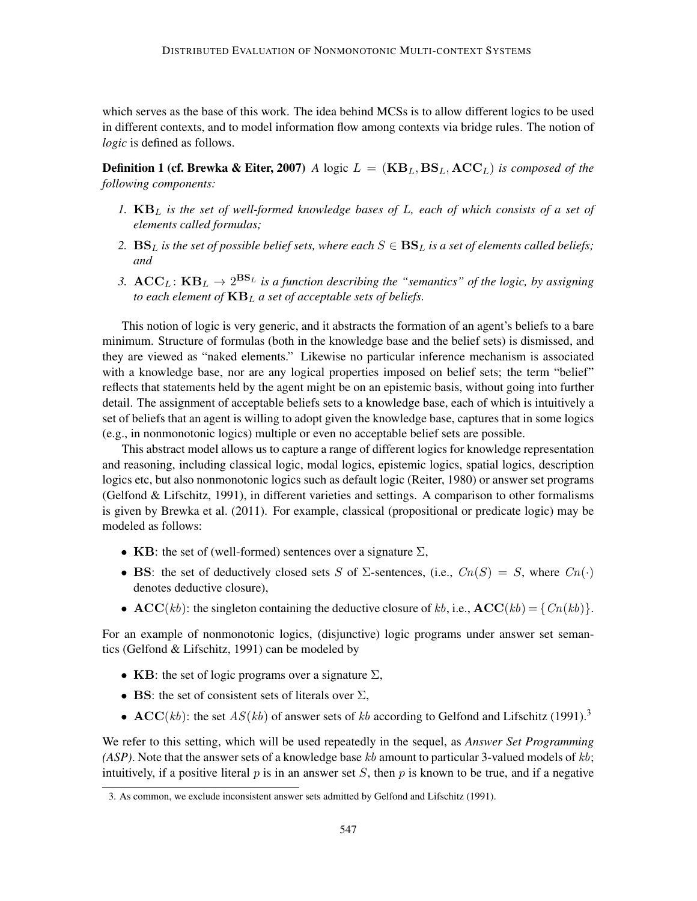which serves as the base of this work. The idea behind MCSs is to allow different logics to be used in different contexts, and to model information flow among contexts via bridge rules. The notion of *logic* is defined as follows.

**Definition 1 (cf. Brewka & Eiter, 2007)** *A* logic $L = (\mathbf{KB}_L, \mathbf{BS}_L, \mathbf{ACC}_L)$ *is composed of the following components:*

1. $\mathbf{KB}_L$ *is the set of well-formed knowledge bases of* $L$*, each of which consists of a set of elements called formulas;*
2. $\mathbf{BS}_L$ *is the set of possible belief sets, where each* $S \in \mathbf{BS}_L$ *is a set of elements called beliefs; and*
3. $\mathbf{ACC}_L \colon \mathbf{KB}_L \to 2^{\mathbf{BS}_L}$ *is a function describing the "semantics" of the logic, by assigning to each element of* $\mathbf{KB}_L$ *a set of acceptable sets of beliefs.*

This notion of logic is very generic, and it abstracts the formation of an agent's beliefs to a bare minimum. Structure of formulas (both in the knowledge base and the belief sets) is dismissed, and they are viewed as "naked elements." Likewise no particular inference mechanism is associated with a knowledge base, nor are any logical properties imposed on belief sets; the term "belief" reflects that statements held by the agent might be on an epistemic basis, without going into further detail. The assignment of acceptable beliefs sets to a knowledge base, each of which is intuitively a set of beliefs that an agent is willing to adopt given the knowledge base, captures that in some logics (e.g., in nonmonotonic logics) multiple or even no acceptable belief sets are possible.

This abstract model allows us to capture a range of different logics for knowledge representation and reasoning, including classical logic, modal logics, epistemic logics, spatial logics, description logics etc, but also nonmonotonic logics such as default logic (Reiter, 1980) or answer set programs (Gelfond & Lifschitz, 1991), in different varieties and settings. A comparison to other formalisms is given by Brewka et al. (2011). For example, classical (propositional or predicate logic) may be modeled as follows:

- $\mathbf{KB}$: the set of (well-formed) sentences over a signature $\Sigma$,
- $\mathbf{BS}$: the set of deductively closed sets $S$ of $\Sigma$-sentences, (i.e., $Cn(S) = S$, where $Cn(\cdot)$ denotes deductive closure),
- $\mathbf{ACC}(kb)$: the singleton containing the deductive closure of $kb$, i.e., $\mathbf{ACC}(kb) = \{Cn(kb)\}$.

For an example of nonmonotonic logics, (disjunctive) logic programs under answer set semantics (Gelfond & Lifschitz, 1991) can be modeled by

- $\mathbf{KB}$: the set of logic programs over a signature $\Sigma$,
- $\mathbf{BS}$: the set of consistent sets of literals over $\Sigma$,
- $\mathbf{ACC}(kb)$: the set $AS(kb)$ of answer sets of $kb$ according to Gelfond and Lifschitz (1991).[3]

We refer to this setting, which will be used repeatedly in the sequel, as *Answer Set Programming (ASP)*. Note that the answer sets of a knowledge base $kb$ amount to particular 3-valued models of $kb$; intuitively, if a positive literal $p$ is in an answer set $S$, then $p$ is known to be true, and if a negative

3. As common, we exclude inconsistent answer sets admitted by Gelfond and Lifschitz (1991).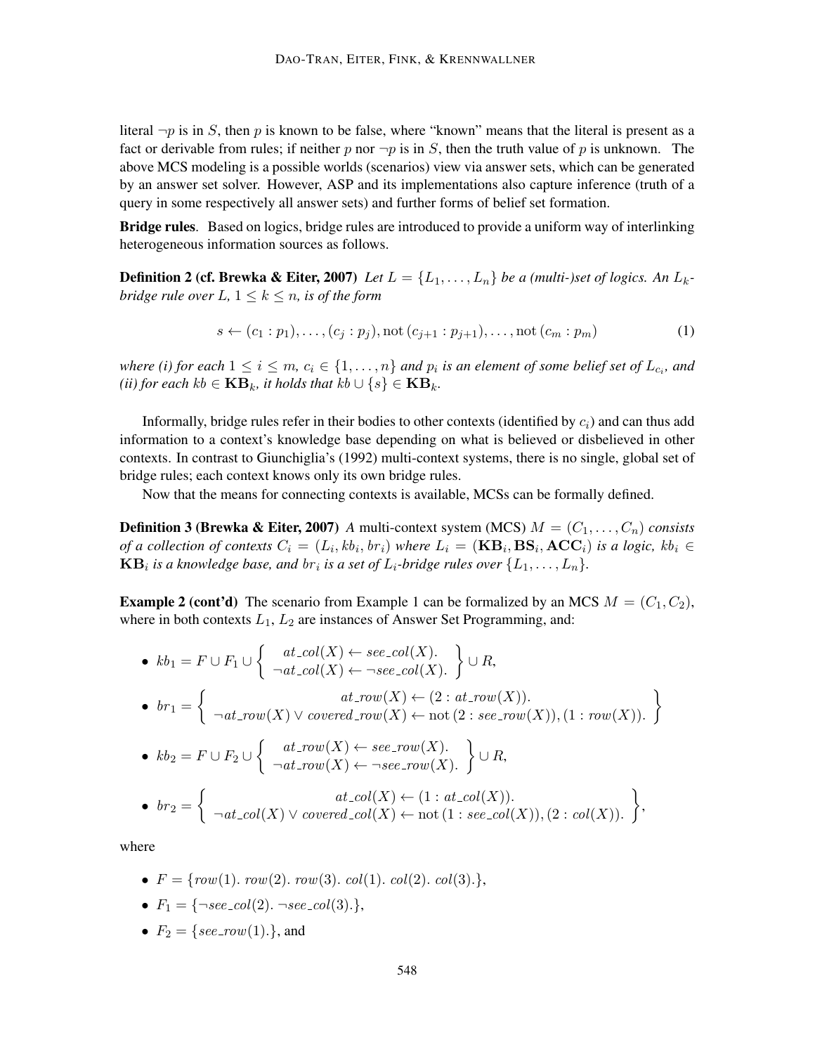literal $\neg p$ is in $S$, then $p$ is known to be false, where "known" means that the literal is present as a fact or derivable from rules; if neither $p$ nor $\neg p$ is in $S$, then the truth value of $p$ is unknown. The above MCS modeling is a possible worlds (scenarios) view via answer sets, which can be generated by an answer set solver. However, ASP and its implementations also capture inference (truth of a query in some respectively all answer sets) and further forms of belief set formation.

**Bridge rules**. Based on logics, bridge rules are introduced to provide a uniform way of interlinking heterogeneous information sources as follows.

**Definition 2 (cf. Brewka & Eiter, 2007)** *Let $L = \{L_1, \ldots, L_n\}$ be a (multi-)set of logics. An $L_k$-bridge rule over $L$, $1 \leq k \leq n$, is of the form*

$$s \leftarrow (c_1 : p_1), \ldots, (c_j : p_j), \text{not}\,(c_{j+1} : p_{j+1}), \ldots, \text{not}\,(c_m : p_m) \tag{1}$$

*where (i) for each $1 \leq i \leq m$, $c_i \in \{1, \ldots, n\}$ and $p_i$ is an element of some belief set of $L_{c_i}$, and (ii) for each $kb \in \mathbf{KB}_k$, it holds that $kb \cup \{s\} \in \mathbf{KB}_k$.*

Informally, bridge rules refer in their bodies to other contexts (identified by $c_i$) and can thus add information to a context's knowledge base depending on what is believed or disbelieved in other contexts. In contrast to Giunchiglia's (1992) multi-context systems, there is no single, global set of bridge rules; each context knows only its own bridge rules.

Now that the means for connecting contexts is available, MCSs can be formally defined.

**Definition 3 (Brewka & Eiter, 2007)** *A multi-context system (MCS) $M = (C_1, \ldots, C_n)$ consists of a collection of contexts $C_i = (L_i, kb_i, br_i)$ where $L_i = (\mathbf{KB}_i, \mathbf{BS}_i, \mathbf{ACC}_i)$ is a logic, $kb_i \in \mathbf{KB}_i$ is a knowledge base, and $br_i$ is a set of $L_i$-bridge rules over $\{L_1, \ldots, L_n\}$.*

**Example 2 (cont'd)** The scenario from Example 1 can be formalized by an MCS $M = (C_1, C_2)$, where in both contexts $L_1$, $L_2$ are instances of Answer Set Programming, and:

- $kb_1 = F \cup F_1 \cup \left\{ \begin{array}{c} at\_col(X) \leftarrow see\_col(X). \\ \neg at\_col(X) \leftarrow \neg see\_col(X). \end{array} \right\} \cup R,$
- $br_1 = \left\{ \begin{array}{c} at\_row(X) \leftarrow (2 : at\_row(X)). \\ \neg at\_row(X) \vee covered\_row(X) \leftarrow \text{not}\,(2 : see\_row(X)), (1 : row(X)). \end{array} \right\}$
- $kb_2 = F \cup F_2 \cup \left\{ \begin{array}{c} at\_row(X) \leftarrow see\_row(X). \\ \neg at\_row(X) \leftarrow \neg see\_row(X). \end{array} \right\} \cup R,$
- $br_2 = \left\{ \begin{array}{c} at\_col(X) \leftarrow (1 : at\_col(X)). \\ \neg at\_col(X) \vee covered\_col(X) \leftarrow \text{not}\,(1 : see\_col(X)), (2 : col(X)). \end{array} \right\},$

where

- $F = \{row(1).\ row(2).\ row(3).\ col(1).\ col(2).\ col(3).\}$,
- $F_1 = \{\neg see\_col(2).\ \neg see\_col(3).\}$,
- $F_2 = \{see\_row(1).\}$, and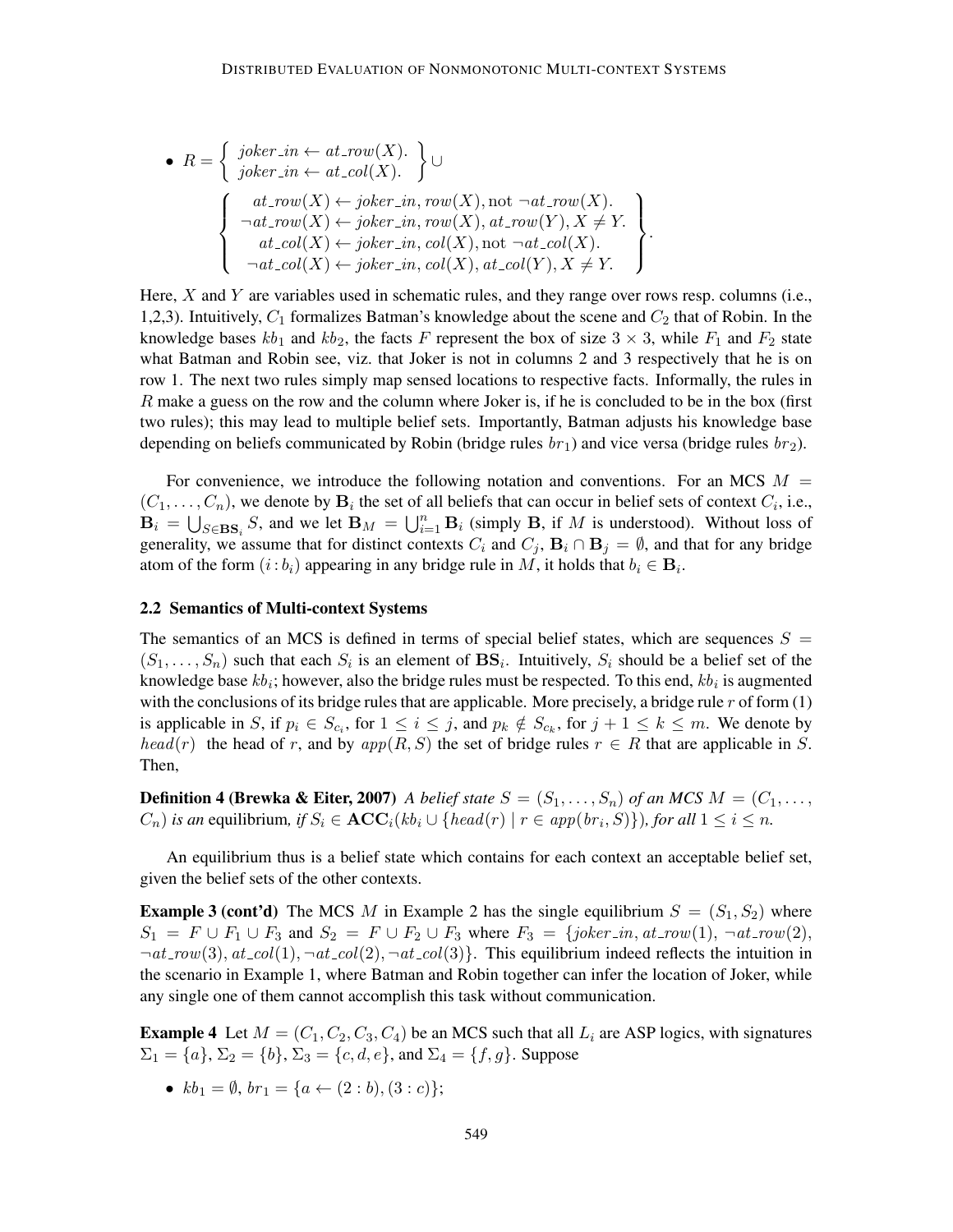- $R = \left\{ \begin{array}{c} joker\_in \leftarrow at\_row(X). \\ joker\_in \leftarrow at\_col(X). \end{array} \right\} \cup$

$$\left\{ \begin{array}{c} at\_row(X) \leftarrow joker\_in, row(X), \text{not } \neg at\_row(X). \\ \neg at\_row(X) \leftarrow joker\_in, row(X), at\_row(Y), X \neq Y. \\ at\_col(X) \leftarrow joker\_in, col(X), \text{not } \neg at\_col(X). \\ \neg at\_col(X) \leftarrow joker\_in, col(X), at\_col(Y), X \neq Y. \end{array} \right\}.$$

Here, $X$ and $Y$ are variables used in schematic rules, and they range over rows resp. columns (i.e., 1,2,3). Intuitively, $C_1$ formalizes Batman's knowledge about the scene and $C_2$ that of Robin. In the knowledge bases $kb_1$ and $kb_2$, the facts $F$ represent the box of size $3 \times 3$, while $F_1$ and $F_2$ state what Batman and Robin see, viz. that Joker is not in columns 2 and 3 respectively that he is on row 1. The next two rules simply map sensed locations to respective facts. Informally, the rules in $R$ make a guess on the row and the column where Joker is, if he is concluded to be in the box (first two rules); this may lead to multiple belief sets. Importantly, Batman adjusts his knowledge base depending on beliefs communicated by Robin (bridge rules $br_1$) and vice versa (bridge rules $br_2$).

For convenience, we introduce the following notation and conventions. For an MCS $M = (C_1, \ldots, C_n)$, we denote by $\mathbf{B}_i$ the set of all beliefs that can occur in belief sets of context $C_i$, i.e., $\mathbf{B}_i = \bigcup_{S \in \mathbf{BS}_i} S$, and we let $\mathbf{B}_M = \bigcup_{i=1}^{n} \mathbf{B}_i$ (simply $\mathbf{B}$, if $M$ is understood). Without loss of generality, we assume that for distinct contexts $C_i$ and $C_j$, $\mathbf{B}_i \cap \mathbf{B}_j = \emptyset$, and that for any bridge atom of the form $(i : b_i)$ appearing in any bridge rule in $M$, it holds that $b_i \in \mathbf{B}_i$.

### 2.2 Semantics of Multi-context Systems

The semantics of an MCS is defined in terms of special belief states, which are sequences $S = (S_1, \ldots, S_n)$ such that each $S_i$ is an element of $\mathbf{BS}_i$. Intuitively, $S_i$ should be a belief set of the knowledge base $kb_i$; however, also the bridge rules must be respected. To this end, $kb_i$ is augmented with the conclusions of its bridge rules that are applicable. More precisely, a bridge rule $r$ of form (1) is applicable in $S$, if $p_i \in S_{c_i}$, for $1 \leq i \leq j$, and $p_k \notin S_{c_k}$, for $j + 1 \leq k \leq m$. We denote by $head(r)$ the head of $r$, and by $app(R, S)$ the set of bridge rules $r \in R$ that are applicable in $S$. Then,

**Definition 4 (Brewka & Eiter, 2007)** *A belief state $S = (S_1, \ldots, S_n)$ of an MCS $M = (C_1, \ldots, C_n)$ is an* equilibrium*, if $S_i \in \mathbf{ACC}_i(kb_i \cup \{head(r) \mid r \in app(br_i, S)\})$, for all $1 \leq i \leq n$.*

An equilibrium thus is a belief state which contains for each context an acceptable belief set, given the belief sets of the other contexts.

**Example 3 (cont'd)** The MCS $M$ in Example 2 has the single equilibrium $S = (S_1, S_2)$ where $S_1 = F \cup F_1 \cup F_3$ and $S_2 = F \cup F_2 \cup F_3$ where $F_3 = \{joker\_in, at\_row(1), \neg at\_row(2), \neg at\_row(3), at\_col(1), \neg at\_col(2), \neg at\_col(3)\}$. This equilibrium indeed reflects the intuition in the scenario in Example 1, where Batman and Robin together can infer the location of Joker, while any single one of them cannot accomplish this task without communication.

**Example 4** Let $M = (C_1, C_2, C_3, C_4)$ be an MCS such that all $L_i$ are ASP logics, with signatures $\Sigma_1 = \{a\}$, $\Sigma_2 = \{b\}$, $\Sigma_3 = \{c, d, e\}$, and $\Sigma_4 = \{f, g\}$. Suppose

- $kb_1 = \emptyset$, $br_1 = \{a \leftarrow (2 : b), (3 : c)\}$;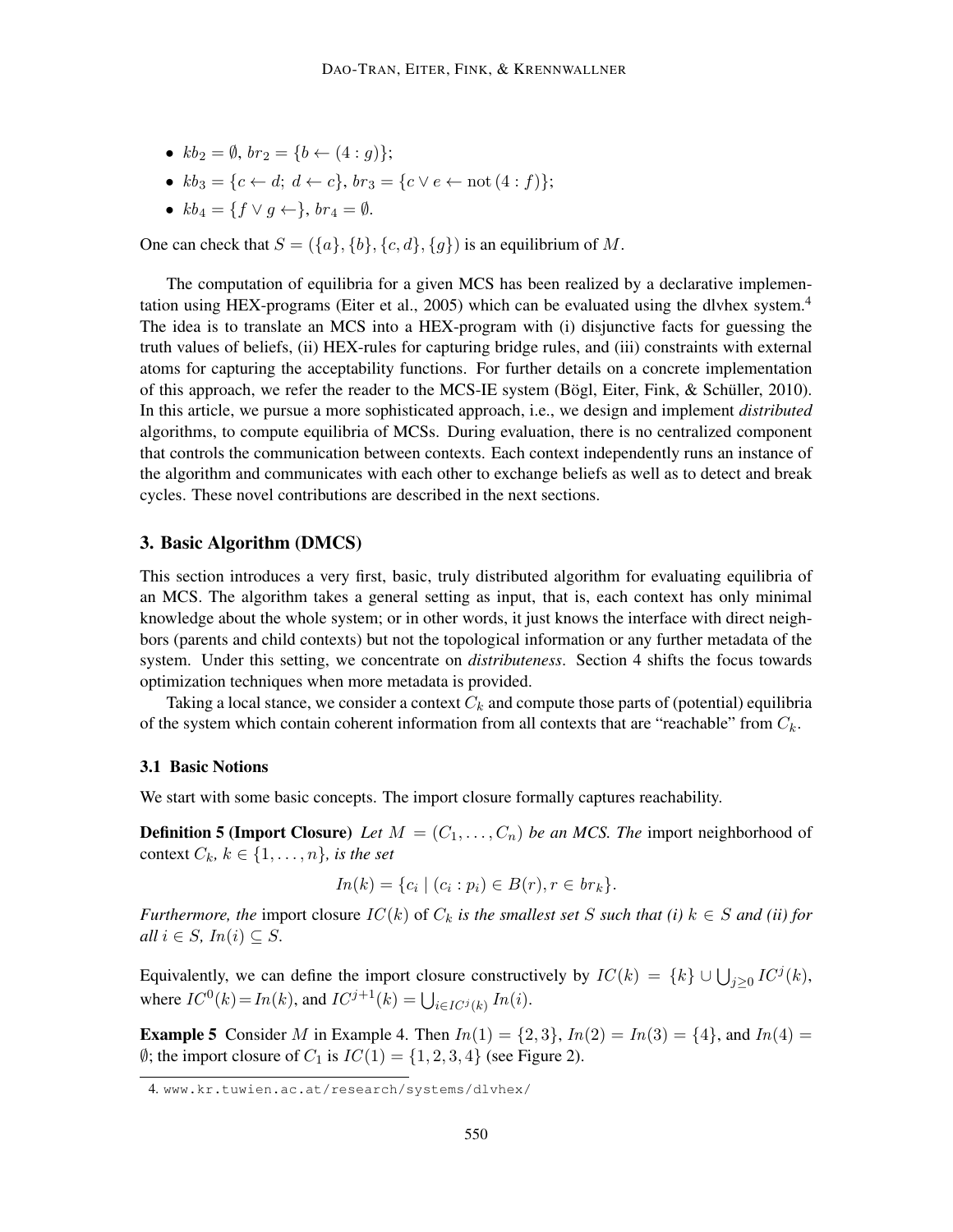- $kb_2 = \emptyset$, $br_2 = \{b \leftarrow (4 : g)\}$;
- $kb_3 = \{c \leftarrow d;\ d \leftarrow c\}$, $br_3 = \{c \vee e \leftarrow \text{not}\,(4 : f)\}$;
- $kb_4 = \{f \vee g \leftarrow\}$, $br_4 = \emptyset$.

One can check that $S = (\{a\}, \{b\}, \{c, d\}, \{g\})$ is an equilibrium of $M$.

The computation of equilibria for a given MCS has been realized by a declarative implementation using HEX-programs (Eiter et al., 2005) which can be evaluated using the dlvhex system.[4] The idea is to translate an MCS into a HEX-program with (i) disjunctive facts for guessing the truth values of beliefs, (ii) HEX-rules for capturing bridge rules, and (iii) constraints with external atoms for capturing the acceptability functions. For further details on a concrete implementation of this approach, we refer the reader to the MCS-IE system (Bögl, Eiter, Fink, & Schüller, 2010). In this article, we pursue a more sophisticated approach, i.e., we design and implement *distributed* algorithms, to compute equilibria of MCSs. During evaluation, there is no centralized component that controls the communication between contexts. Each context independently runs an instance of the algorithm and communicates with each other to exchange beliefs as well as to detect and break cycles. These novel contributions are described in the next sections.

## 3. Basic Algorithm (DMCS)

This section introduces a very first, basic, truly distributed algorithm for evaluating equilibria of an MCS. The algorithm takes a general setting as input, that is, each context has only minimal knowledge about the whole system; or in other words, it just knows the interface with direct neighbors (parents and child contexts) but not the topological information or any further metadata of the system. Under this setting, we concentrate on *distributeness*. Section 4 shifts the focus towards optimization techniques when more metadata is provided.

Taking a local stance, we consider a context $C_k$ and compute those parts of (potential) equilibria of the system which contain coherent information from all contexts that are "reachable" from $C_k$.

### 3.1 Basic Notions

We start with some basic concepts. The import closure formally captures reachability.

**Definition 5 (Import Closure)** *Let $M = (C_1, \ldots, C_n)$ be an MCS. The* import neighborhood of context $C_k$, $k \in \{1, \ldots, n\}$, *is the set*

$$In(k) = \{c_i \mid (c_i : p_i) \in B(r), r \in br_k\}.$$

*Furthermore, the* import closure $IC(k)$ of $C_k$ *is the smallest set $S$ such that (i) $k \in S$ and (ii) for all $i \in S$, $In(i) \subseteq S$.*

Equivalently, we can define the import closure constructively by $IC(k) = \{k\} \cup \bigcup_{j \geq 0} IC^j(k)$, where $IC^0(k) = In(k)$, and $IC^{j+1}(k) = \bigcup_{i \in IC^j(k)} In(i)$.

**Example 5** Consider $M$ in Example 4. Then $In(1) = \{2, 3\}$, $In(2) = In(3) = \{4\}$, and $In(4) = \emptyset$; the import closure of $C_1$ is $IC(1) = \{1, 2, 3, 4\}$ (see Figure 2).

---

4. www.kr.tuwien.ac.at/research/systems/dlvhex/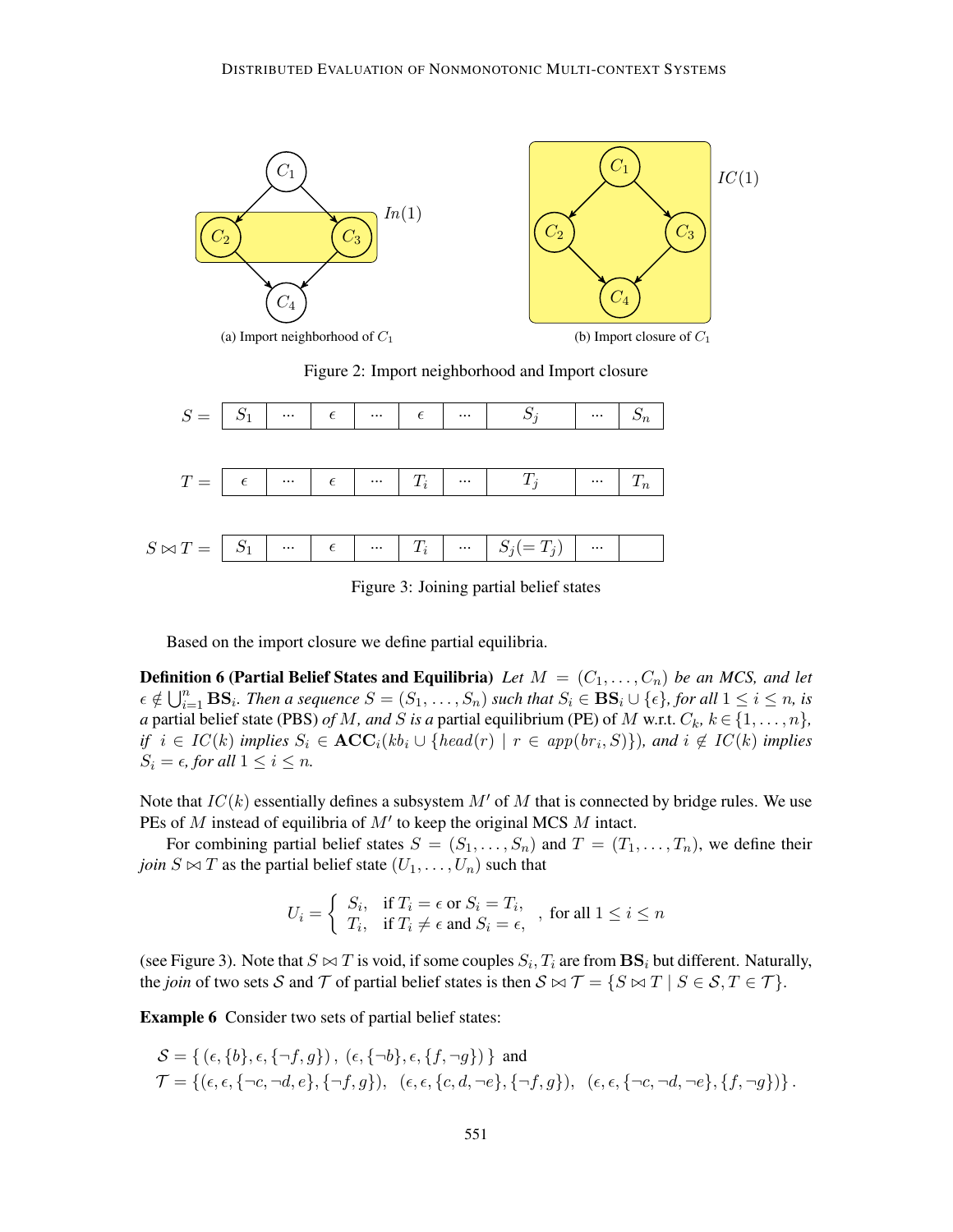(a) Import neighborhood of $C_1$

(b) Import closure of $C_1$

Figure 2: Import neighborhood and Import closure

| $S =$ | $S_1$ | ··· | $\epsilon$ | ··· | $\epsilon$ | ··· | $S_j$ | ··· | $S_n$ |
|---|---|---|---|---|---|---|---|---|---|
| $T =$ | $\epsilon$ | ··· | $\epsilon$ | ··· | $T_i$ | ··· | $T_j$ | ··· | $T_n$ |
| $S \bowtie T =$ | $S_1$ | ··· | $\epsilon$ | ··· | $T_i$ | ··· | $S_j (= T_j)$ | ··· | |

Figure 3: Joining partial belief states

Based on the import closure we define partial equilibria.

**Definition 6 (Partial Belief States and Equilibria)** *Let $M = (C_1, \dots, C_n)$ be an MCS, and let $\epsilon \notin \bigcup_{i=1}^{n} \mathbf{BS}_i$. Then a sequence $S = (S_1, \dots, S_n)$ such that $S_i \in \mathbf{BS}_i \cup \{\epsilon\}$, for all $1 \leq i \leq n$, is a* partial belief state *(PBS) of $M$, and $S$ is a* partial equilibrium *(PE) of $M$ w.r.t. $C_k$, $k \in \{1, \dots, n\}$, if $i \in IC(k)$ implies $S_i \in \mathbf{ACC}_i(kb_i \cup \{head(r) \mid r \in app(br_i, S)\})$, and $i \notin IC(k)$ implies $S_i = \epsilon$, for all $1 \leq i \leq n$.*

Note that $IC(k)$ essentially defines a subsystem $M'$ of $M$ that is connected by bridge rules. We use PEs of $M$ instead of equilibria of $M'$ to keep the original MCS $M$ intact.

For combining partial belief states $S = (S_1, \dots, S_n)$ and $T = (T_1, \dots, T_n)$, we define their *join* $S \bowtie T$ as the partial belief state $(U_1, \dots, U_n)$ such that

$$U_i = \begin{cases} S_i, & \text{if } T_i = \epsilon \text{ or } S_i = T_i, \\ T_i, & \text{if } T_i \neq \epsilon \text{ and } S_i = \epsilon, \end{cases} \quad \text{, for all } 1 \leq i \leq n$$

(see Figure 3). Note that $S \bowtie T$ is void, if some couples $S_i, T_i$ are from $\mathbf{BS}_i$ but different. Naturally, the *join* of two sets $\mathcal{S}$ and $\mathcal{T}$ of partial belief states is then $\mathcal{S} \bowtie \mathcal{T} = \{S \bowtie T \mid S \in \mathcal{S}, T \in \mathcal{T}\}$.

**Example 6** Consider two sets of partial belief states:

$$\mathcal{S} = \{\, (\epsilon, \{b\}, \epsilon, \{\neg f, g\}) \,,\, (\epsilon, \{\neg b\}, \epsilon, \{f, \neg g\}) \,\} \text{ and}$$
$$\mathcal{T} = \{(\epsilon, \epsilon, \{\neg c, \neg d, e\}, \{\neg f, g\}),\ \ (\epsilon, \epsilon, \{c, d, \neg e\}, \{\neg f, g\}),\ \ (\epsilon, \epsilon, \{\neg c, \neg d, \neg e\}, \{f, \neg g\})\}\,.$$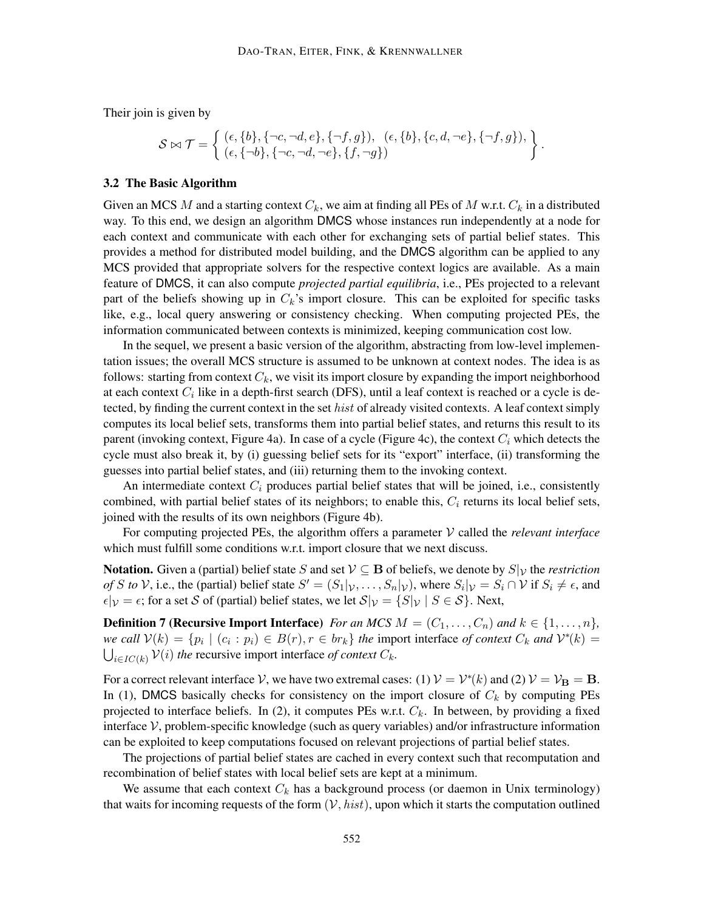Their join is given by

$$\mathcal{S} \bowtie \mathcal{T} = \left\{ \begin{array}{l} (\epsilon, \{b\}, \{\neg c, \neg d, e\}, \{\neg f, g\}), \;\; (\epsilon, \{b\}, \{c, d, \neg e\}, \{\neg f, g\}), \\ (\epsilon, \{\neg b\}, \{\neg c, \neg d, \neg e\}, \{f, \neg g\}) \end{array} \right\}.$$

### 3.2 The Basic Algorithm

Given an MCS $M$ and a starting context $C_k$, we aim at finding all PEs of $M$ w.r.t. $C_k$ in a distributed way. To this end, we design an algorithm DMCS whose instances run independently at a node for each context and communicate with each other for exchanging sets of partial belief states. This provides a method for distributed model building, and the DMCS algorithm can be applied to any MCS provided that appropriate solvers for the respective context logics are available. As a main feature of DMCS, it can also compute *projected partial equilibria*, i.e., PEs projected to a relevant part of the beliefs showing up in $C_k$'s import closure. This can be exploited for specific tasks like, e.g., local query answering or consistency checking. When computing projected PEs, the information communicated between contexts is minimized, keeping communication cost low.

In the sequel, we present a basic version of the algorithm, abstracting from low-level implementation issues; the overall MCS structure is assumed to be unknown at context nodes. The idea is as follows: starting from context $C_k$, we visit its import closure by expanding the import neighborhood at each context $C_i$ like in a depth-first search (DFS), until a leaf context is reached or a cycle is detected, by finding the current context in the set $hist$ of already visited contexts. A leaf context simply computes its local belief sets, transforms them into partial belief states, and returns this result to its parent (invoking context, Figure 4a). In case of a cycle (Figure 4c), the context $C_i$ which detects the cycle must also break it, by (i) guessing belief sets for its "export" interface, (ii) transforming the guesses into partial belief states, and (iii) returning them to the invoking context.

An intermediate context $C_i$ produces partial belief states that will be joined, i.e., consistently combined, with partial belief states of its neighbors; to enable this, $C_i$ returns its local belief sets, joined with the results of its own neighbors (Figure 4b).

For computing projected PEs, the algorithm offers a parameter $\mathcal{V}$ called the *relevant interface* which must fulfill some conditions w.r.t. import closure that we next discuss.

**Notation.** Given a (partial) belief state $S$ and set $\mathcal{V} \subseteq \mathbf{B}$ of beliefs, we denote by $S|_{\mathcal{V}}$ the *restriction of $S$ to $\mathcal{V}$*, i.e., the (partial) belief state $S' = (S_1|_{\mathcal{V}}, \ldots, S_n|_{\mathcal{V}})$, where $S_i|_{\mathcal{V}} = S_i \cap \mathcal{V}$ if $S_i \neq \epsilon$, and $\epsilon|_{\mathcal{V}} = \epsilon$; for a set $\mathcal{S}$ of (partial) belief states, we let $\mathcal{S}|_{\mathcal{V}} = \{S|_{\mathcal{V}} \mid S \in \mathcal{S}\}$. Next,

**Definition 7 (Recursive Import Interface)** *For an MCS $M = (C_1, \ldots, C_n)$ and $k \in \{1, \ldots, n\}$, we call $\mathcal{V}(k) = \{p_i \mid (c_i : p_i) \in B(r), r \in br_k\}$ the* import interface *of context $C_k$ and $\mathcal{V}^*(k) = \bigcup_{i \in IC(k)} \mathcal{V}(i)$ the* recursive import interface *of context $C_k$.*

For a correct relevant interface $\mathcal{V}$, we have two extremal cases: (1) $\mathcal{V} = \mathcal{V}^*(k)$ and (2) $\mathcal{V} = \mathcal{V}_{\mathbf{B}} = \mathbf{B}$. In (1), DMCS basically checks for consistency on the import closure of $C_k$ by computing PEs projected to interface beliefs. In (2), it computes PEs w.r.t. $C_k$. In between, by providing a fixed interface $\mathcal{V}$, problem-specific knowledge (such as query variables) and/or infrastructure information can be exploited to keep computations focused on relevant projections of partial belief states.

The projections of partial belief states are cached in every context such that recomputation and recombination of belief states with local belief sets are kept at a minimum.

We assume that each context $C_k$ has a background process (or daemon in Unix terminology) that waits for incoming requests of the form $(\mathcal{V}, hist)$, upon which it starts the computation outlined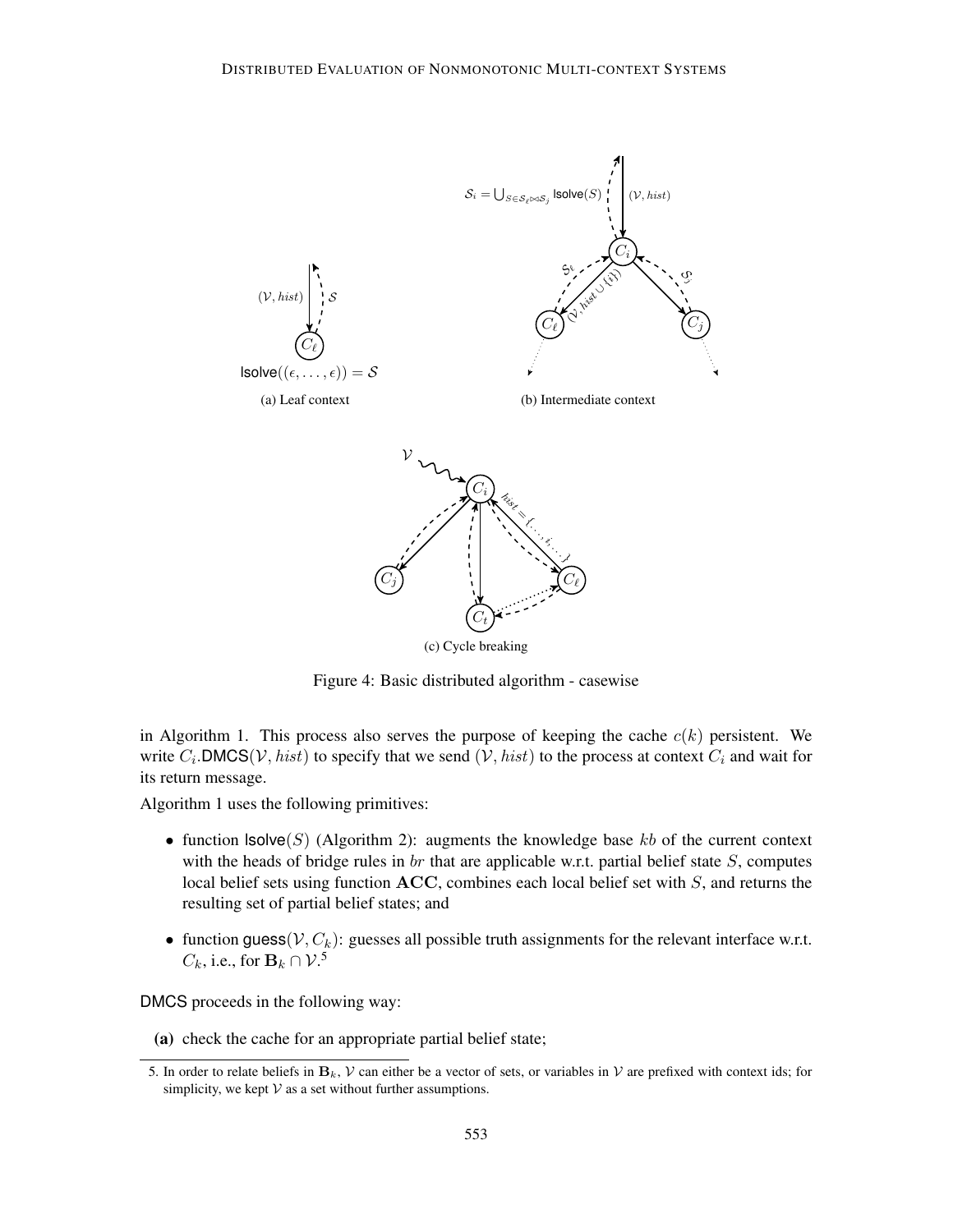(a) Leaf context

(b) Intermediate context

(c) Cycle breaking

Figure 4: Basic distributed algorithm - casewise

in Algorithm 1. This process also serves the purpose of keeping the cache $c(k)$ persistent. We write $C_i$.DMCS$(\mathcal{V}, hist)$ to specify that we send $(\mathcal{V}, hist)$ to the process at context $C_i$ and wait for its return message.

Algorithm 1 uses the following primitives:

- function lsolve$(S)$ (Algorithm 2): augments the knowledge base $kb$ of the current context with the heads of bridge rules in $br$ that are applicable w.r.t. partial belief state $S$, computes local belief sets using function $\mathbf{ACC}$, combines each local belief set with $S$, and returns the resulting set of partial belief states; and
- function guess$(\mathcal{V}, C_k)$: guesses all possible truth assignments for the relevant interface w.r.t. $C_k$, i.e., for $\mathbf{B}_k \cap \mathcal{V}$.[5]

DMCS proceeds in the following way:

**(a)** check the cache for an appropriate partial belief state;

5. In order to relate beliefs in $\mathbf{B}_k$, $\mathcal{V}$ can either be a vector of sets, or variables in $\mathcal{V}$ are prefixed with context ids; for simplicity, we kept $\mathcal{V}$ as a set without further assumptions.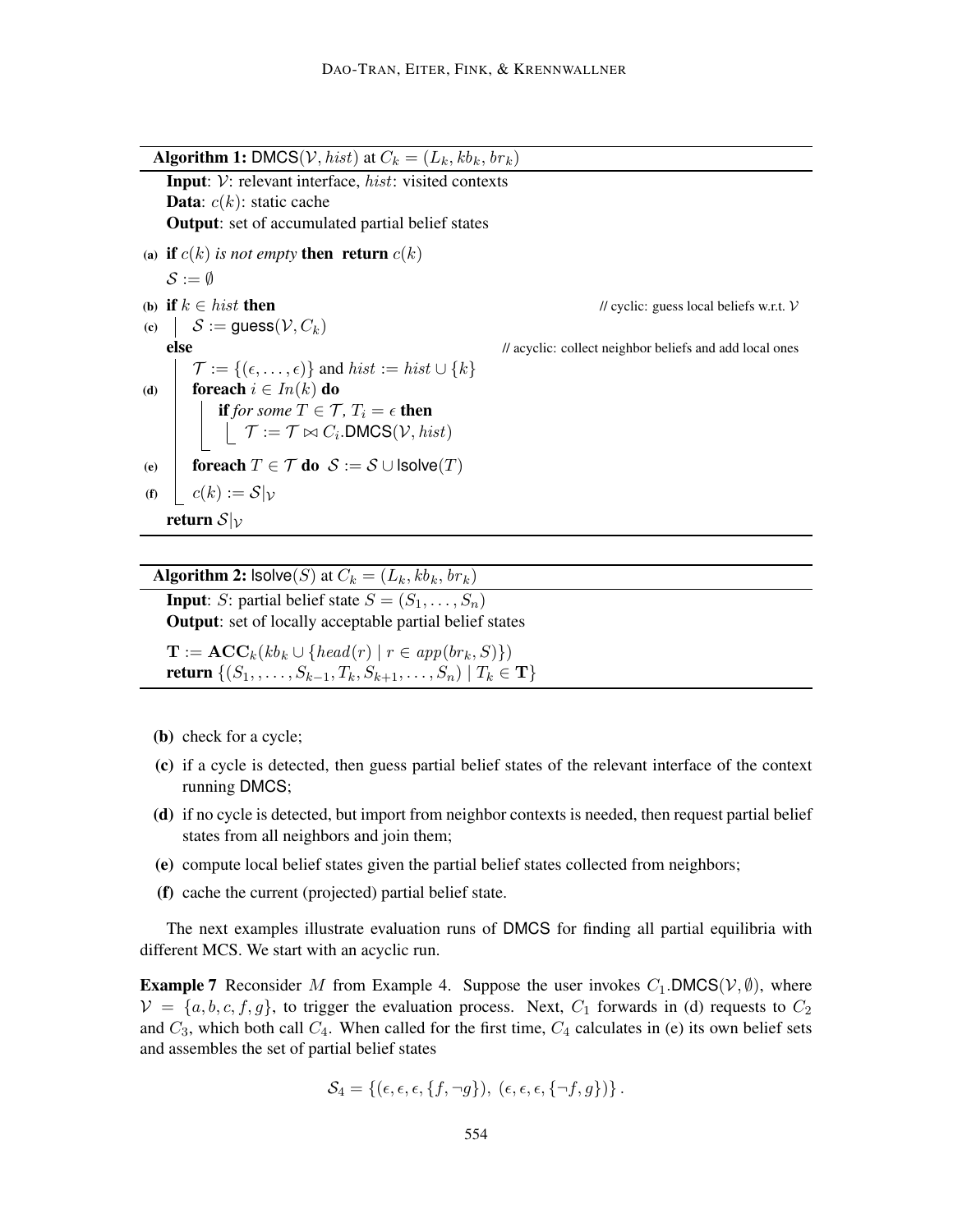**Algorithm 1:** $\mathsf{DMCS}(\mathcal{V}, hist)$ at $C_k = (L_k, kb_k, br_k)$

```
Input: V: relevant interface, hist: visited contexts
Data: c(k): static cache
Output: set of accumulated partial belief states

(a) if c(k) is not empty then return c(k)
    S := ∅
(b) if k ∈ hist then                          // cyclic: guess local beliefs w.r.t. V
(c)     S := guess(V, C_k)
    else                                      // acyclic: collect neighbor beliefs and add local ones
        T := {(ε, ..., ε)} and hist := hist ∪ {k}
(d)     foreach i ∈ In(k) do
            if for some T ∈ T, T_i = ε then
                T := T ⋈ C_i.DMCS(V, hist)
(e)     foreach T ∈ T do S := S ∪ lsolve(T)
(f)     c(k) := S|_V
    return S|_V
```

**Algorithm 2:** $\mathsf{lsolve}(S)$ at $C_k = (L_k, kb_k, br_k)$

```
Input: S: partial belief state S = (S_1, ..., S_n)
Output: set of locally acceptable partial belief states

T := ACC_k(kb_k ∪ {head(r) | r ∈ app(br_k, S)})
return {(S_1, ..., S_{k-1}, T_k, S_{k+1}, ..., S_n) | T_k ∈ T}
```

- **(b)** check for a cycle;
- **(c)** if a cycle is detected, then guess partial belief states of the relevant interface of the context running $\mathsf{DMCS}$;
- **(d)** if no cycle is detected, but import from neighbor contexts is needed, then request partial belief states from all neighbors and join them;
- **(e)** compute local belief states given the partial belief states collected from neighbors;
- **(f)** cache the current (projected) partial belief state.

The next examples illustrate evaluation runs of $\mathsf{DMCS}$ for finding all partial equilibria with different MCS. We start with an acyclic run.

**Example 7** Reconsider $M$ from Example 4. Suppose the user invokes $C_1.\mathsf{DMCS}(\mathcal{V}, \emptyset)$, where $\mathcal{V} = \{a, b, c, f, g\}$, to trigger the evaluation process. Next, $C_1$ forwards in (d) requests to $C_2$ and $C_3$, which both call $C_4$. When called for the first time, $C_4$ calculates in (e) its own belief sets and assembles the set of partial belief states

$$\mathcal{S}_4 = \{(\epsilon, \epsilon, \epsilon, \{f, \neg g\}),\ (\epsilon, \epsilon, \epsilon, \{\neg f, g\})\}\,.$$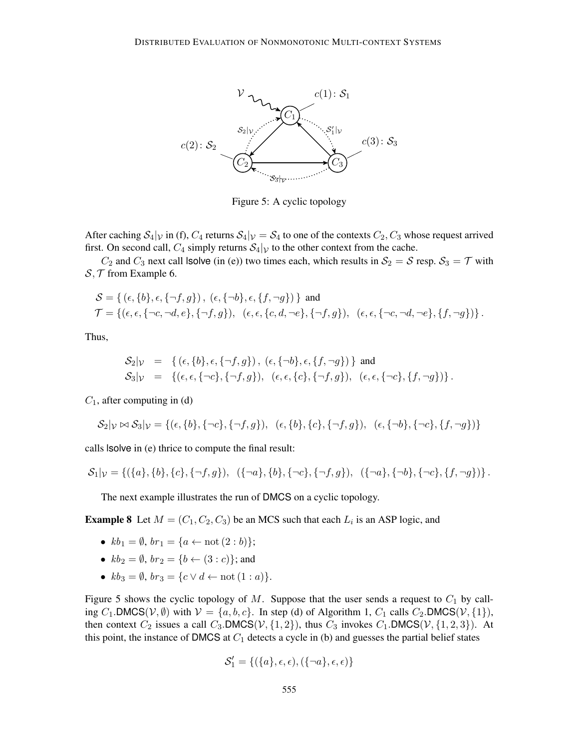Figure 5: A cyclic topology

After caching $\mathcal{S}_4|_\mathcal{V}$ in (f), $C_4$ returns $\mathcal{S}_4|_\mathcal{V} = \mathcal{S}_4$ to one of the contexts $C_2, C_3$ whose request arrived first. On second call, $C_4$ simply returns $\mathcal{S}_4|_\mathcal{V}$ to the other context from the cache.

$C_2$ and $C_3$ next call lsolve (in (e)) two times each, which results in $\mathcal{S}_2 = \mathcal{S}$ resp. $\mathcal{S}_3 = \mathcal{T}$ with $\mathcal{S}, \mathcal{T}$ from Example 6.

$$\mathcal{S} = \{\, (\epsilon, \{b\}, \epsilon, \{\neg f, g\})\,,\; (\epsilon, \{\neg b\}, \epsilon, \{f, \neg g\})\,\} \text{ and}$$
$$\mathcal{T} = \{(\epsilon, \epsilon, \{\neg c, \neg d, e\}, \{\neg f, g\}),\;\; (\epsilon, \epsilon, \{c, d, \neg e\}, \{\neg f, g\}),\;\; (\epsilon, \epsilon, \{\neg c, \neg d, \neg e\}, \{f, \neg g\})\}\,.$$

Thus,

$$\begin{aligned}
\mathcal{S}_2|_\mathcal{V} &= \{\, (\epsilon, \{b\}, \epsilon, \{\neg f, g\})\,,\; (\epsilon, \{\neg b\}, \epsilon, \{f, \neg g\})\,\} \text{ and} \\
\mathcal{S}_3|_\mathcal{V} &= \{(\epsilon, \epsilon, \{\neg c\}, \{\neg f, g\}),\;\; (\epsilon, \epsilon, \{c\}, \{\neg f, g\}),\;\; (\epsilon, \epsilon, \{\neg c\}, \{f, \neg g\})\}\,.
\end{aligned}$$

$C_1$, after computing in (d)

$$\mathcal{S}_2|_\mathcal{V} \bowtie \mathcal{S}_3|_\mathcal{V} = \{(\epsilon, \{b\}, \{\neg c\}, \{\neg f, g\}),\;\; (\epsilon, \{b\}, \{c\}, \{\neg f, g\}),\;\; (\epsilon, \{\neg b\}, \{\neg c\}, \{f, \neg g\})\}$$

calls lsolve in (e) thrice to compute the final result:

$$\mathcal{S}_1|_\mathcal{V} = \{(\{a\}, \{b\}, \{c\}, \{\neg f, g\}),\;\; (\{\neg a\}, \{b\}, \{\neg c\}, \{\neg f, g\}),\;\; (\{\neg a\}, \{\neg b\}, \{\neg c\}, \{f, \neg g\})\}\,.$$

The next example illustrates the run of DMCS on a cyclic topology.

**Example 8** Let $M = (C_1, C_2, C_3)$ be an MCS such that each $L_i$ is an ASP logic, and

- $kb_1 = \emptyset$, $br_1 = \{a \leftarrow \text{not}\,(2 : b)\}$;
- $kb_2 = \emptyset$, $br_2 = \{b \leftarrow (3 : c)\}$; and
- $kb_3 = \emptyset$, $br_3 = \{c \vee d \leftarrow \text{not}\,(1 : a)\}$.

Figure 5 shows the cyclic topology of $M$. Suppose that the user sends a request to $C_1$ by calling $C_1$.DMCS$(\mathcal{V}, \emptyset)$ with $\mathcal{V} = \{a, b, c\}$. In step (d) of Algorithm 1, $C_1$ calls $C_2$.DMCS$(\mathcal{V}, \{1\})$, then context $C_2$ issues a call $C_3$.DMCS$(\mathcal{V}, \{1, 2\})$, thus $C_3$ invokes $C_1$.DMCS$(\mathcal{V}, \{1, 2, 3\})$. At this point, the instance of DMCS at $C_1$ detects a cycle in (b) and guesses the partial belief states

$$\mathcal{S}_1' = \{(\{a\}, \epsilon, \epsilon), (\{\neg a\}, \epsilon, \epsilon)\}$$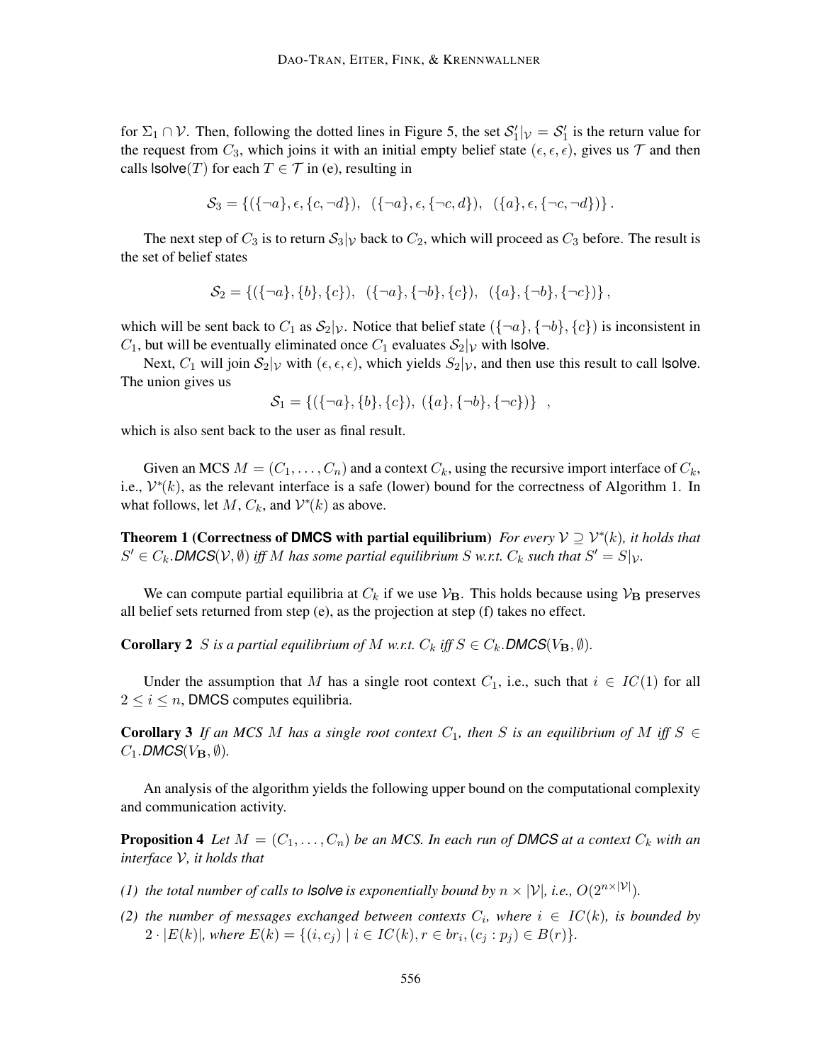for $\Sigma_1 \cap \mathcal{V}$. Then, following the dotted lines in Figure 5, the set $\mathcal{S}'_1|_{\mathcal{V}} = \mathcal{S}'_1$ is the return value for the request from $C_3$, which joins it with an initial empty belief state $(\epsilon, \epsilon, \epsilon)$, gives us $\mathcal{T}$ and then calls $\mathsf{lsolve}(T)$ for each $T \in \mathcal{T}$ in (e), resulting in

$$\mathcal{S}_3 = \{(\{\neg a\}, \epsilon, \{c, \neg d\}),\ \ (\{\neg a\}, \epsilon, \{\neg c, d\}),\ \ (\{a\}, \epsilon, \{\neg c, \neg d\})\}.$$

The next step of $C_3$ is to return $\mathcal{S}_3|_{\mathcal{V}}$ back to $C_2$, which will proceed as $C_3$ before. The result is the set of belief states

$$\mathcal{S}_2 = \{(\{\neg a\}, \{b\}, \{c\}),\ \ (\{\neg a\}, \{\neg b\}, \{c\}),\ \ (\{a\}, \{\neg b\}, \{\neg c\})\},$$

which will be sent back to $C_1$ as $\mathcal{S}_2|_{\mathcal{V}}$. Notice that belief state $(\{\neg a\}, \{\neg b\}, \{c\})$ is inconsistent in $C_1$, but will be eventually eliminated once $C_1$ evaluates $\mathcal{S}_2|_{\mathcal{V}}$ with $\mathsf{lsolve}$.

Next, $C_1$ will join $\mathcal{S}_2|_{\mathcal{V}}$ with $(\epsilon, \epsilon, \epsilon)$, which yields $S_2|_{\mathcal{V}}$, and then use this result to call $\mathsf{lsolve}$. The union gives us

$$\mathcal{S}_1 = \{(\{\neg a\}, \{b\}, \{c\}),\ (\{a\}, \{\neg b\}, \{\neg c\})\}\ \ ,$$

which is also sent back to the user as final result.

Given an MCS $M = (C_1, \ldots, C_n)$ and a context $C_k$, using the recursive import interface of $C_k$, i.e., $\mathcal{V}^*(k)$, as the relevant interface is a safe (lower) bound for the correctness of Algorithm 1. In what follows, let $M$, $C_k$, and $\mathcal{V}^*(k)$ as above.

**Theorem 1 (Correctness of DMCS with partial equilibrium)** *For every $\mathcal{V} \supseteq \mathcal{V}^*(k)$, it holds that $S' \in C_k.\mathit{DMCS}(\mathcal{V}, \emptyset)$ iff $M$ has some partial equilibrium $S$ w.r.t. $C_k$ such that $S' = S|_{\mathcal{V}}$.*

We can compute partial equilibria at $C_k$ if we use $\mathcal{V}_{\mathbf{B}}$. This holds because using $\mathcal{V}_{\mathbf{B}}$ preserves all belief sets returned from step (e), as the projection at step (f) takes no effect.

**Corollary 2** *$S$ is a partial equilibrium of $M$ w.r.t. $C_k$ iff $S \in C_k.\mathit{DMCS}(V_{\mathbf{B}}, \emptyset)$.*

Under the assumption that $M$ has a single root context $C_1$, i.e., such that $i \in IC(1)$ for all $2 \leq i \leq n$, DMCS computes equilibria.

**Corollary 3** *If an MCS $M$ has a single root context $C_1$, then $S$ is an equilibrium of $M$ iff $S \in C_1.\mathit{DMCS}(V_{\mathbf{B}}, \emptyset)$.*

An analysis of the algorithm yields the following upper bound on the computational complexity and communication activity.

**Proposition 4** *Let $M = (C_1, \ldots, C_n)$ be an MCS. In each run of DMCS at a context $C_k$ with an interface $\mathcal{V}$, it holds that*

*(1) the total number of calls to lsolve is exponentially bound by $n \times |\mathcal{V}|$, i.e., $O(2^{n \times |\mathcal{V}|})$.*

*(2) the number of messages exchanged between contexts $C_i$, where $i \in IC(k)$, is bounded by $2 \cdot |E(k)|$, where $E(k) = \{(i, c_j) \mid i \in IC(k), r \in br_i, (c_j : p_j) \in B(r)\}$.*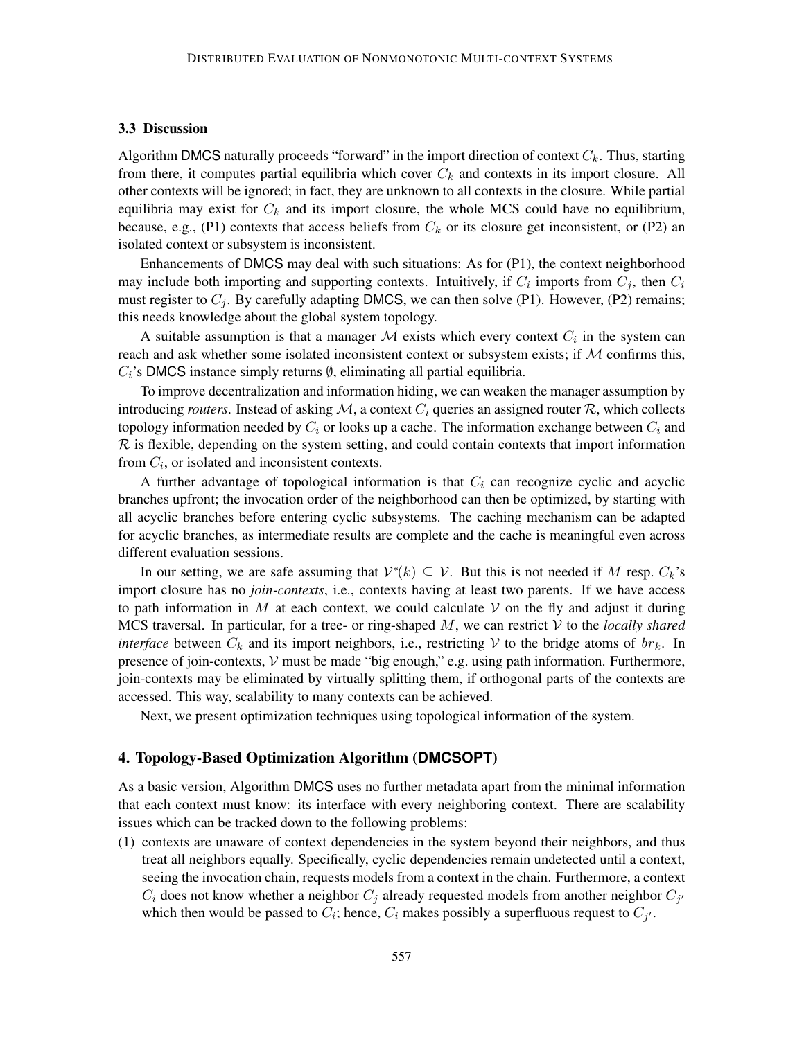### 3.3 Discussion

Algorithm DMCS naturally proceeds "forward" in the import direction of context $C_k$. Thus, starting from there, it computes partial equilibria which cover $C_k$ and contexts in its import closure. All other contexts will be ignored; in fact, they are unknown to all contexts in the closure. While partial equilibria may exist for $C_k$ and its import closure, the whole MCS could have no equilibrium, because, e.g., (P1) contexts that access beliefs from $C_k$ or its closure get inconsistent, or (P2) an isolated context or subsystem is inconsistent.

Enhancements of DMCS may deal with such situations: As for (P1), the context neighborhood may include both importing and supporting contexts. Intuitively, if $C_i$ imports from $C_j$, then $C_i$ must register to $C_j$. By carefully adapting DMCS, we can then solve (P1). However, (P2) remains; this needs knowledge about the global system topology.

A suitable assumption is that a manager $\mathcal{M}$ exists which every context $C_i$ in the system can reach and ask whether some isolated inconsistent context or subsystem exists; if $\mathcal{M}$ confirms this, $C_i$'s DMCS instance simply returns $\emptyset$, eliminating all partial equilibria.

To improve decentralization and information hiding, we can weaken the manager assumption by introducing *routers*. Instead of asking $\mathcal{M}$, a context $C_i$ queries an assigned router $\mathcal{R}$, which collects topology information needed by $C_i$ or looks up a cache. The information exchange between $C_i$ and $\mathcal{R}$ is flexible, depending on the system setting, and could contain contexts that import information from $C_i$, or isolated and inconsistent contexts.

A further advantage of topological information is that $C_i$ can recognize cyclic and acyclic branches upfront; the invocation order of the neighborhood can then be optimized, by starting with all acyclic branches before entering cyclic subsystems. The caching mechanism can be adapted for acyclic branches, as intermediate results are complete and the cache is meaningful even across different evaluation sessions.

In our setting, we are safe assuming that $\mathcal{V}^*(k) \subseteq \mathcal{V}$. But this is not needed if $M$ resp. $C_k$'s import closure has no *join-contexts*, i.e., contexts having at least two parents. If we have access to path information in $M$ at each context, we could calculate $\mathcal{V}$ on the fly and adjust it during MCS traversal. In particular, for a tree- or ring-shaped $M$, we can restrict $\mathcal{V}$ to the *locally shared interface* between $C_k$ and its import neighbors, i.e., restricting $\mathcal{V}$ to the bridge atoms of $br_k$. In presence of join-contexts, $\mathcal{V}$ must be made "big enough," e.g. using path information. Furthermore, join-contexts may be eliminated by virtually splitting them, if orthogonal parts of the contexts are accessed. This way, scalability to many contexts can be achieved.

Next, we present optimization techniques using topological information of the system.

## 4. Topology-Based Optimization Algorithm (DMCSOPT)

As a basic version, Algorithm DMCS uses no further metadata apart from the minimal information that each context must know: its interface with every neighboring context. There are scalability issues which can be tracked down to the following problems:

(1) contexts are unaware of context dependencies in the system beyond their neighbors, and thus treat all neighbors equally. Specifically, cyclic dependencies remain undetected until a context, seeing the invocation chain, requests models from a context in the chain. Furthermore, a context $C_i$ does not know whether a neighbor $C_j$ already requested models from another neighbor $C_{j'}$ which then would be passed to $C_i$; hence, $C_i$ makes possibly a superfluous request to $C_{j'}$.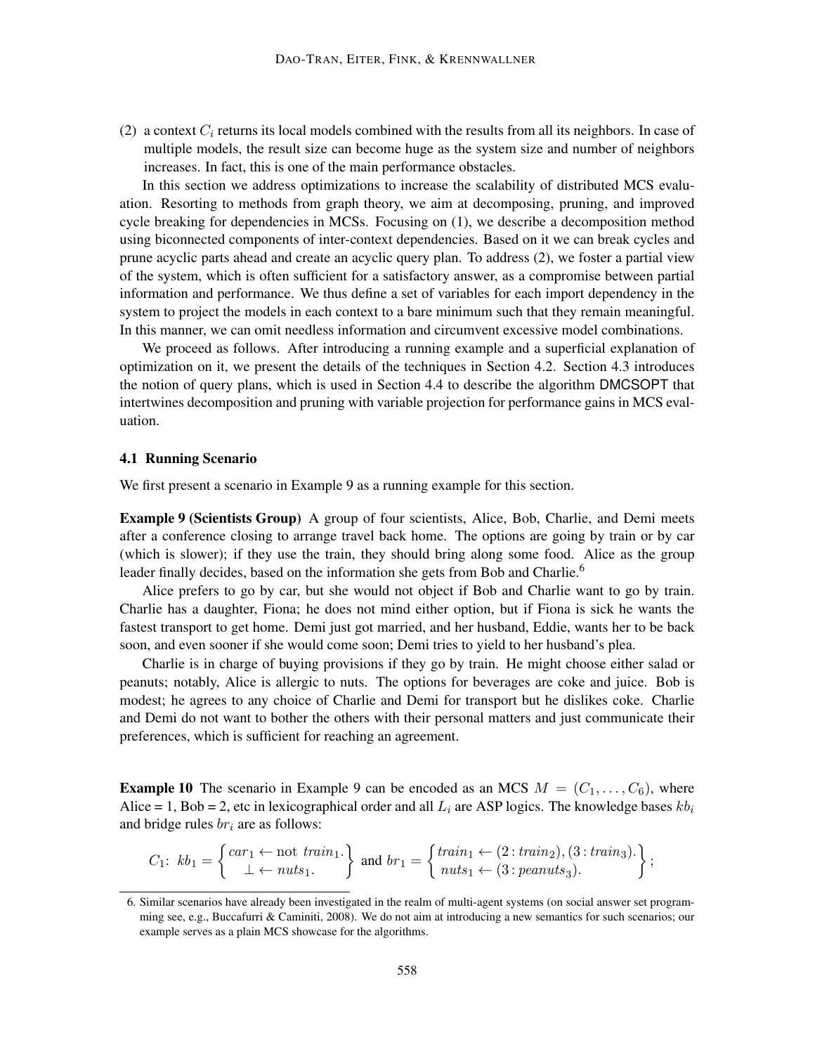(2) a context $C_i$ returns its local models combined with the results from all its neighbors. In case of multiple models, the result size can become huge as the system size and number of neighbors increases. In fact, this is one of the main performance obstacles.

In this section we address optimizations to increase the scalability of distributed MCS evaluation. Resorting to methods from graph theory, we aim at decomposing, pruning, and improved cycle breaking for dependencies in MCSs. Focusing on (1), we describe a decomposition method using biconnected components of inter-context dependencies. Based on it we can break cycles and prune acyclic parts ahead and create an acyclic query plan. To address (2), we foster a partial view of the system, which is often sufficient for a satisfactory answer, as a compromise between partial information and performance. We thus define a set of variables for each import dependency in the system to project the models in each context to a bare minimum such that they remain meaningful. In this manner, we can omit needless information and circumvent excessive model combinations.

We proceed as follows. After introducing a running example and a superficial explanation of optimization on it, we present the details of the techniques in Section 4.2. Section 4.3 introduces the notion of query plans, which is used in Section 4.4 to describe the algorithm DMCSOPT that intertwines decomposition and pruning with variable projection for performance gains in MCS evaluation.

### 4.1 Running Scenario

We first present a scenario in Example 9 as a running example for this section.

**Example 9 (Scientists Group)** A group of four scientists, Alice, Bob, Charlie, and Demi meets after a conference closing to arrange travel back home. The options are going by train or by car (which is slower); if they use the train, they should bring along some food. Alice as the group leader finally decides, based on the information she gets from Bob and Charlie.[6]

Alice prefers to go by car, but she would not object if Bob and Charlie want to go by train. Charlie has a daughter, Fiona; he does not mind either option, but if Fiona is sick he wants the fastest transport to get home. Demi just got married, and her husband, Eddie, wants her to be back soon, and even sooner if she would come soon; Demi tries to yield to her husband's plea.

Charlie is in charge of buying provisions if they go by train. He might choose either salad or peanuts; notably, Alice is allergic to nuts. The options for beverages are coke and juice. Bob is modest; he agrees to any choice of Charlie and Demi for transport but he dislikes coke. Charlie and Demi do not want to bother the others with their personal matters and just communicate their preferences, which is sufficient for reaching an agreement.

**Example 10** The scenario in Example 9 can be encoded as an MCS $M = (C_1, \ldots, C_6)$, where Alice = 1, Bob = 2, etc in lexicographical order and all $L_i$ are ASP logics. The knowledge bases $kb_i$ and bridge rules $br_i$ are as follows:

$$C_1\colon\ kb_1 = \left\{ \begin{matrix} car_1 \leftarrow \text{not } train_1. \\ \bot \leftarrow nuts_1. \end{matrix} \right\} \text{ and } br_1 = \left\{ \begin{matrix} train_1 \leftarrow (2 : train_2), (3 : train_3). \\ nuts_1 \leftarrow (3 : peanuts_3). \end{matrix} \right\};$$

6. Similar scenarios have already been investigated in the realm of multi-agent systems (on social answer set programming see, e.g., Buccafurri & Caminiti, 2008). We do not aim at introducing a new semantics for such scenarios; our example serves as a plain MCS showcase for the algorithms.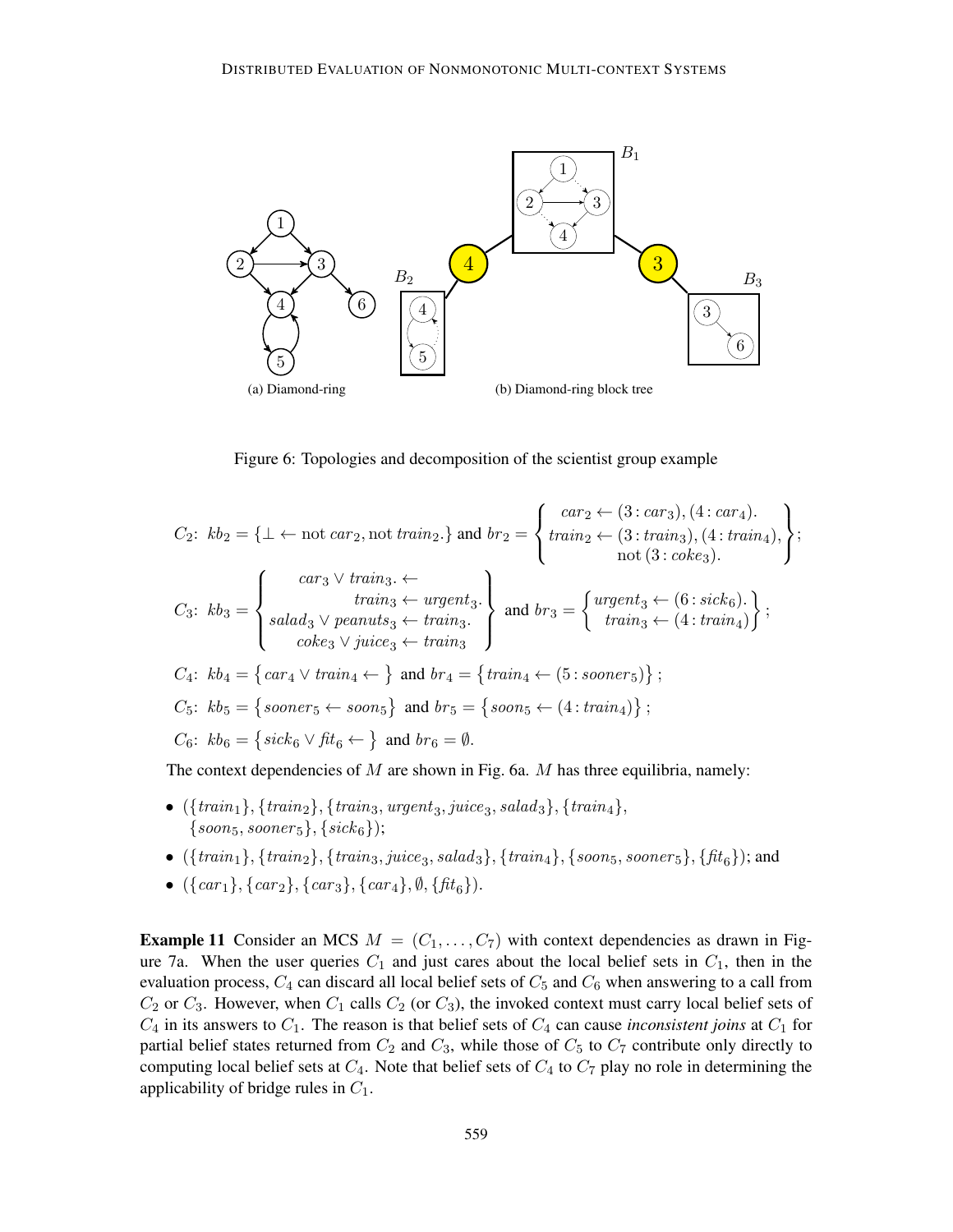(a) Diamond-ring

(b) Diamond-ring block tree

Figure 6: Topologies and decomposition of the scientist group example

$C_2$: $kb_2 = \{\bot \leftarrow \text{not } car_2, \text{not } train_2.\}$ and $br_2 = \left\{ \begin{array}{c} car_2 \leftarrow (3:car_3), (4:car_4). \\ train_2 \leftarrow (3:train_3), (4:train_4), \\ \text{not } (3:coke_3). \end{array} \right\}$;

$C_3$: $kb_3 = \left\{ \begin{array}{r} car_3 \lor train_3. \leftarrow \\ train_3 \leftarrow urgent_3. \\ salad_3 \lor peanuts_3 \leftarrow train_3. \\ coke_3 \lor juice_3 \leftarrow train_3 \end{array} \right\}$ and $br_3 = \left\{ \begin{array}{r} urgent_3 \leftarrow (6:sick_6). \\ train_3 \leftarrow (4:train_4) \end{array} \right\}$;

$C_4$: $kb_4 = \{car_4 \lor train_4 \leftarrow\}$ and $br_4 = \{train_4 \leftarrow (5:sooner_5)\}$;

$C_5$: $kb_5 = \{sooner_5 \leftarrow soon_5\}$ and $br_5 = \{soon_5 \leftarrow (4:train_4)\}$;

$C_6$: $kb_6 = \{sick_6 \lor fit_6 \leftarrow\}$ and $br_6 = \emptyset$.

The context dependencies of $M$ are shown in Fig. 6a. $M$ has three equilibria, namely:

- $(\{train_1\}, \{train_2\}, \{train_3, urgent_3, juice_3, salad_3\}, \{train_4\}, \{soon_5, sooner_5\}, \{sick_6\})$;
- $(\{train_1\}, \{train_2\}, \{train_3, juice_3, salad_3\}, \{train_4\}, \{soon_5, sooner_5\}, \{fit_6\})$; and
- $(\{car_1\}, \{car_2\}, \{car_3\}, \{car_4\}, \emptyset, \{fit_6\})$.

**Example 11** Consider an MCS $M = (C_1, \ldots, C_7)$ with context dependencies as drawn in Figure 7a. When the user queries $C_1$ and just cares about the local belief sets in $C_1$, then in the evaluation process, $C_4$ can discard all local belief sets of $C_5$ and $C_6$ when answering to a call from $C_2$ or $C_3$. However, when $C_1$ calls $C_2$ (or $C_3$), the invoked context must carry local belief sets of $C_4$ in its answers to $C_1$. The reason is that belief sets of $C_4$ can cause *inconsistent joins* at $C_1$ for partial belief states returned from $C_2$ and $C_3$, while those of $C_5$ to $C_7$ contribute only directly to computing local belief sets at $C_4$. Note that belief sets of $C_4$ to $C_7$ play no role in determining the applicability of bridge rules in $C_1$.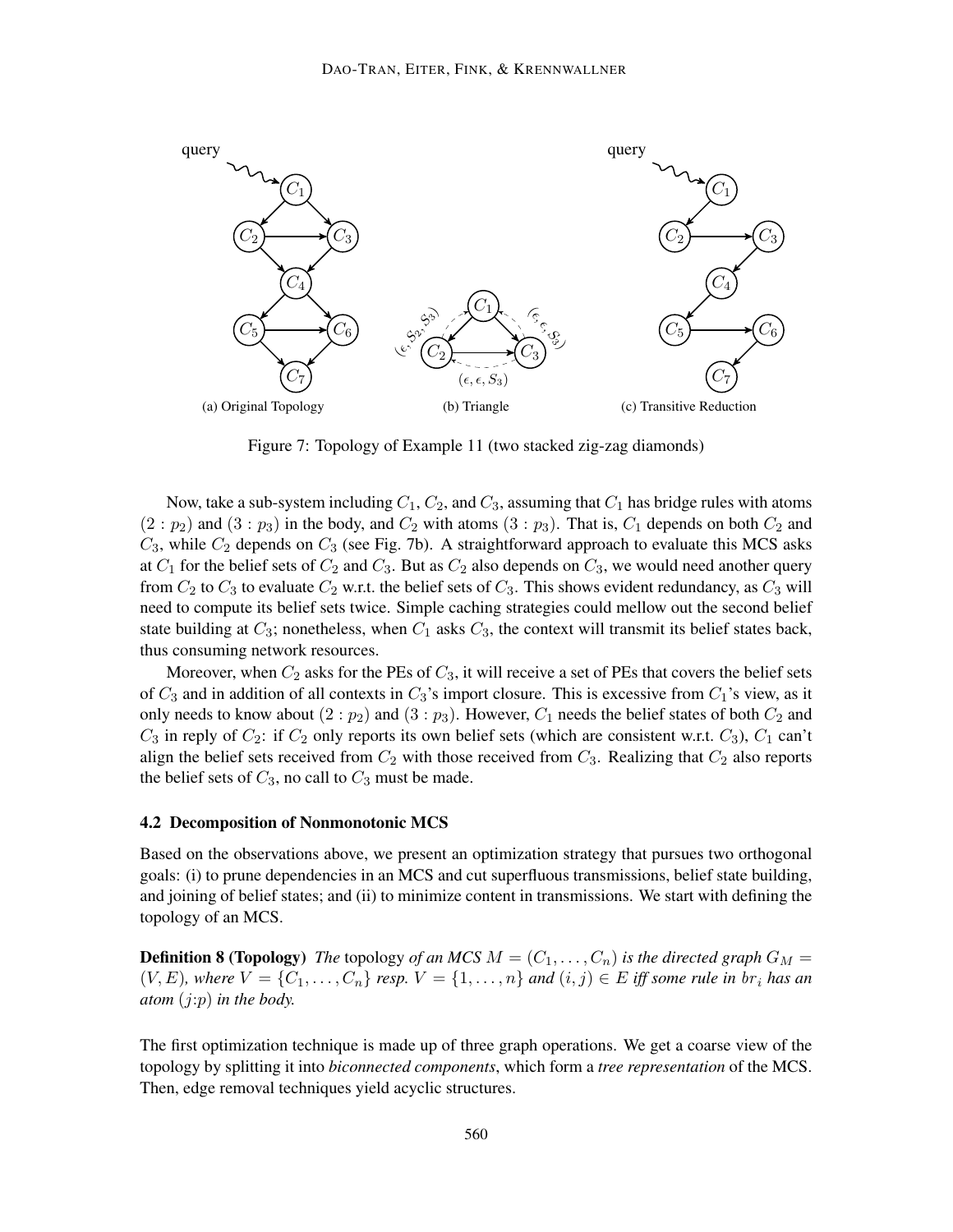(a) Original Topology

(b) Triangle

(c) Transitive Reduction

Figure 7: Topology of Example 11 (two stacked zig-zag diamonds)

Now, take a sub-system including $C_1$, $C_2$, and $C_3$, assuming that $C_1$ has bridge rules with atoms $(2 : p_2)$ and $(3 : p_3)$ in the body, and $C_2$ with atoms $(3 : p_3)$. That is, $C_1$ depends on both $C_2$ and $C_3$, while $C_2$ depends on $C_3$ (see Fig. 7b). A straightforward approach to evaluate this MCS asks at $C_1$ for the belief sets of $C_2$ and $C_3$. But as $C_2$ also depends on $C_3$, we would need another query from $C_2$ to $C_3$ to evaluate $C_2$ w.r.t. the belief sets of $C_3$. This shows evident redundancy, as $C_3$ will need to compute its belief sets twice. Simple caching strategies could mellow out the second belief state building at $C_3$; nonetheless, when $C_1$ asks $C_3$, the context will transmit its belief states back, thus consuming network resources.

Moreover, when $C_2$ asks for the PEs of $C_3$, it will receive a set of PEs that covers the belief sets of $C_3$ and in addition of all contexts in $C_3$'s import closure. This is excessive from $C_1$'s view, as it only needs to know about $(2 : p_2)$ and $(3 : p_3)$. However, $C_1$ needs the belief states of both $C_2$ and $C_3$ in reply of $C_2$: if $C_2$ only reports its own belief sets (which are consistent w.r.t. $C_3$), $C_1$ can't align the belief sets received from $C_2$ with those received from $C_3$. Realizing that $C_2$ also reports the belief sets of $C_3$, no call to $C_3$ must be made.

### 4.2 Decomposition of Nonmonotonic MCS

Based on the observations above, we present an optimization strategy that pursues two orthogonal goals: (i) to prune dependencies in an MCS and cut superfluous transmissions, belief state building, and joining of belief states; and (ii) to minimize content in transmissions. We start with defining the topology of an MCS.

**Definition 8 (Topology)** *The* topology *of an MCS $M = (C_1, \ldots, C_n)$ is the directed graph $G_M = (V, E)$, where $V = \{C_1, \ldots, C_n\}$ resp. $V = \{1, \ldots, n\}$ and $(i, j) \in E$ iff some rule in $br_i$ has an atom $(j{:}p)$ in the body.*

The first optimization technique is made up of three graph operations. We get a coarse view of the topology by splitting it into *biconnected components*, which form a *tree representation* of the MCS. Then, edge removal techniques yield acyclic structures.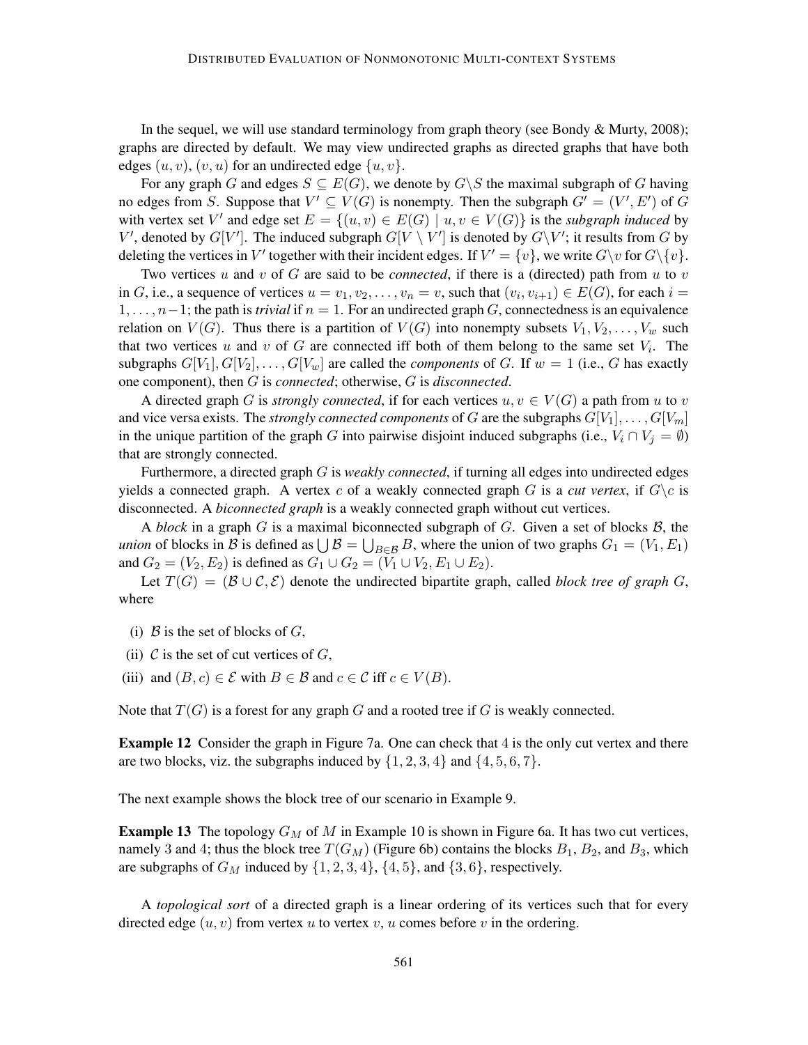In the sequel, we will use standard terminology from graph theory (see Bondy & Murty, 2008); graphs are directed by default. We may view undirected graphs as directed graphs that have both edges $(u, v)$, $(v, u)$ for an undirected edge $\{u, v\}$.

For any graph $G$ and edges $S \subseteq E(G)$, we denote by $G \backslash S$ the maximal subgraph of $G$ having no edges from $S$. Suppose that $V' \subseteq V(G)$ is nonempty. Then the subgraph $G' = (V', E')$ of $G$ with vertex set $V'$ and edge set $E = \{(u, v) \in E(G) \mid u, v \in V(G)\}$ is the *subgraph induced* by $V'$, denoted by $G[V']$. The induced subgraph $G[V \setminus V']$ is denoted by $G \backslash V'$; it results from $G$ by deleting the vertices in $V'$ together with their incident edges. If $V' = \{v\}$, we write $G \backslash v$ for $G \backslash \{v\}$.

Two vertices $u$ and $v$ of $G$ are said to be *connected*, if there is a (directed) path from $u$ to $v$ in $G$, i.e., a sequence of vertices $u = v_1, v_2, \ldots, v_n = v$, such that $(v_i, v_{i+1}) \in E(G)$, for each $i = 1, \ldots, n-1$; the path is *trivial* if $n = 1$. For an undirected graph $G$, connectedness is an equivalence relation on $V(G)$. Thus there is a partition of $V(G)$ into nonempty subsets $V_1, V_2, \ldots, V_w$ such that two vertices $u$ and $v$ of $G$ are connected iff both of them belong to the same set $V_i$. The subgraphs $G[V_1], G[V_2], \ldots, G[V_w]$ are called the *components* of $G$. If $w = 1$ (i.e., $G$ has exactly one component), then $G$ is *connected*; otherwise, $G$ is *disconnected*.

A directed graph $G$ is *strongly connected*, if for each vertices $u, v \in V(G)$ a path from $u$ to $v$ and vice versa exists. The *strongly connected components* of $G$ are the subgraphs $G[V_1], \ldots, G[V_m]$ in the unique partition of the graph $G$ into pairwise disjoint induced subgraphs (i.e., $V_i \cap V_j = \emptyset$) that are strongly connected.

Furthermore, a directed graph $G$ is *weakly connected*, if turning all edges into undirected edges yields a connected graph. A vertex $c$ of a weakly connected graph $G$ is a *cut vertex*, if $G \backslash c$ is disconnected. A *biconnected graph* is a weakly connected graph without cut vertices.

A *block* in a graph $G$ is a maximal biconnected subgraph of $G$. Given a set of blocks $\mathcal{B}$, the *union* of blocks in $\mathcal{B}$ is defined as $\bigcup \mathcal{B} = \bigcup_{B \in \mathcal{B}} B$, where the union of two graphs $G_1 = (V_1, E_1)$ and $G_2 = (V_2, E_2)$ is defined as $G_1 \cup G_2 = (V_1 \cup V_2, E_1 \cup E_2)$.

Let $T(G) = (\mathcal{B} \cup \mathcal{C}, \mathcal{E})$ denote the undirected bipartite graph, called *block tree of graph* $G$, where

(i) $\mathcal{B}$ is the set of blocks of $G$,

(ii) $\mathcal{C}$ is the set of cut vertices of $G$,

(iii) and $(B, c) \in \mathcal{E}$ with $B \in \mathcal{B}$ and $c \in \mathcal{C}$ iff $c \in V(B)$.

Note that $T(G)$ is a forest for any graph $G$ and a rooted tree if $G$ is weakly connected.

**Example 12** Consider the graph in Figure 7a. One can check that 4 is the only cut vertex and there are two blocks, viz. the subgraphs induced by $\{1, 2, 3, 4\}$ and $\{4, 5, 6, 7\}$.

The next example shows the block tree of our scenario in Example 9.

**Example 13** The topology $G_M$ of $M$ in Example 10 is shown in Figure 6a. It has two cut vertices, namely 3 and 4; thus the block tree $T(G_M)$ (Figure 6b) contains the blocks $B_1$, $B_2$, and $B_3$, which are subgraphs of $G_M$ induced by $\{1, 2, 3, 4\}$, $\{4, 5\}$, and $\{3, 6\}$, respectively.

A *topological sort* of a directed graph is a linear ordering of its vertices such that for every directed edge $(u, v)$ from vertex $u$ to vertex $v$, $u$ comes before $v$ in the ordering.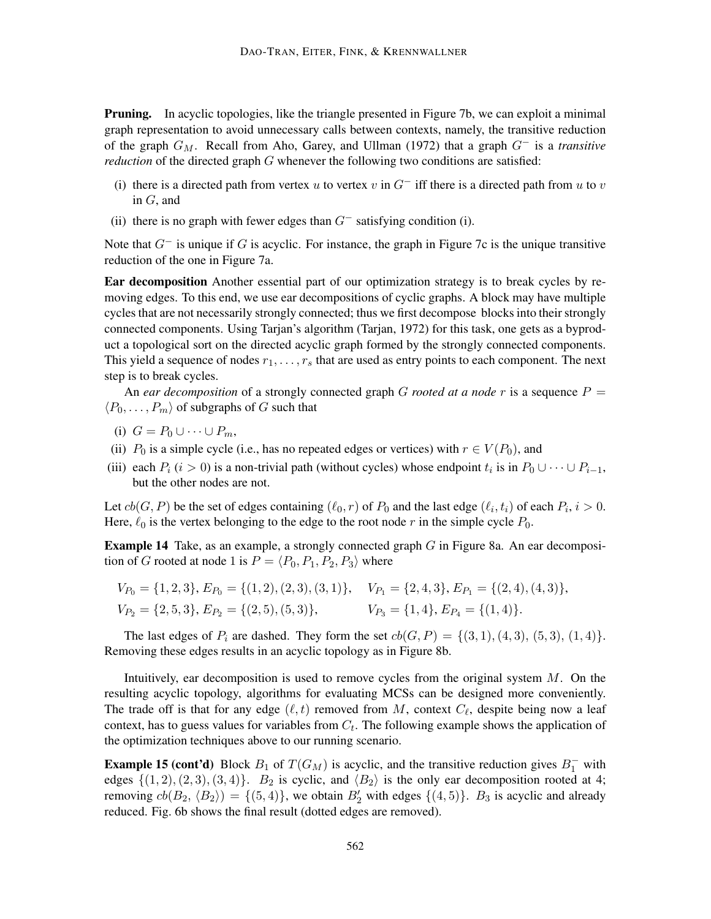**Pruning.** In acyclic topologies, like the triangle presented in Figure 7b, we can exploit a minimal graph representation to avoid unnecessary calls between contexts, namely, the transitive reduction of the graph $G_M$. Recall from Aho, Garey, and Ullman (1972) that a graph $G^-$ is a *transitive reduction* of the directed graph $G$ whenever the following two conditions are satisfied:

- (i) there is a directed path from vertex $u$ to vertex $v$ in $G^-$ iff there is a directed path from $u$ to $v$ in $G$, and
- (ii) there is no graph with fewer edges than $G^-$ satisfying condition (i).

Note that $G^-$ is unique if $G$ is acyclic. For instance, the graph in Figure 7c is the unique transitive reduction of the one in Figure 7a.

**Ear decomposition** Another essential part of our optimization strategy is to break cycles by removing edges. To this end, we use ear decompositions of cyclic graphs. A block may have multiple cycles that are not necessarily strongly connected; thus we first decompose blocks into their strongly connected components. Using Tarjan's algorithm (Tarjan, 1972) for this task, one gets as a byproduct a topological sort on the directed acyclic graph formed by the strongly connected components. This yield a sequence of nodes $r_1, \ldots, r_s$ that are used as entry points to each component. The next step is to break cycles.

An *ear decomposition* of a strongly connected graph $G$ *rooted at a node* $r$ is a sequence $P = \langle P_0, \ldots, P_m \rangle$ of subgraphs of $G$ such that

- (i) $G = P_0 \cup \cdots \cup P_m$,
- (ii) $P_0$ is a simple cycle (i.e., has no repeated edges or vertices) with $r \in V(P_0)$, and
- (iii) each $P_i$ ($i > 0$) is a non-trivial path (without cycles) whose endpoint $t_i$ is in $P_0 \cup \cdots \cup P_{i-1}$, but the other nodes are not.

Let $cb(G, P)$ be the set of edges containing $(\ell_0, r)$ of $P_0$ and the last edge $(\ell_i, t_i)$ of each $P_i$, $i > 0$. Here, $\ell_0$ is the vertex belonging to the edge to the root node $r$ in the simple cycle $P_0$.

**Example 14** Take, as an example, a strongly connected graph $G$ in Figure 8a. An ear decomposition of $G$ rooted at node 1 is $P = \langle P_0, P_1, P_2, P_3 \rangle$ where

$$
\begin{aligned}
&V_{P_0} = \{1, 2, 3\}, E_{P_0} = \{(1, 2), (2, 3), (3, 1)\}, \quad && V_{P_1} = \{2, 4, 3\}, E_{P_1} = \{(2, 4), (4, 3)\}, \\
&V_{P_2} = \{2, 5, 3\}, E_{P_2} = \{(2, 5), (5, 3)\}, && V_{P_3} = \{1, 4\}, E_{P_4} = \{(1, 4)\}.
\end{aligned}
$$

The last edges of $P_i$ are dashed. They form the set $cb(G, P) = \{(3, 1), (4, 3), (5, 3), (1, 4)\}$. Removing these edges results in an acyclic topology as in Figure 8b.

Intuitively, ear decomposition is used to remove cycles from the original system $M$. On the resulting acyclic topology, algorithms for evaluating MCSs can be designed more conveniently. The trade off is that for any edge $(\ell, t)$ removed from $M$, context $C_\ell$, despite being now a leaf context, has to guess values for variables from $C_t$. The following example shows the application of the optimization techniques above to our running scenario.

**Example 15 (cont'd)** Block $B_1$ of $T(G_M)$ is acyclic, and the transitive reduction gives $B_1^-$ with edges $\{(1, 2), (2, 3), (3, 4)\}$. $B_2$ is cyclic, and $\langle B_2 \rangle$ is the only ear decomposition rooted at 4; removing $cb(B_2, \langle B_2 \rangle) = \{(5, 4)\}$, we obtain $B_2'$ with edges $\{(4, 5)\}$. $B_3$ is acyclic and already reduced. Fig. 6b shows the final result (dotted edges are removed).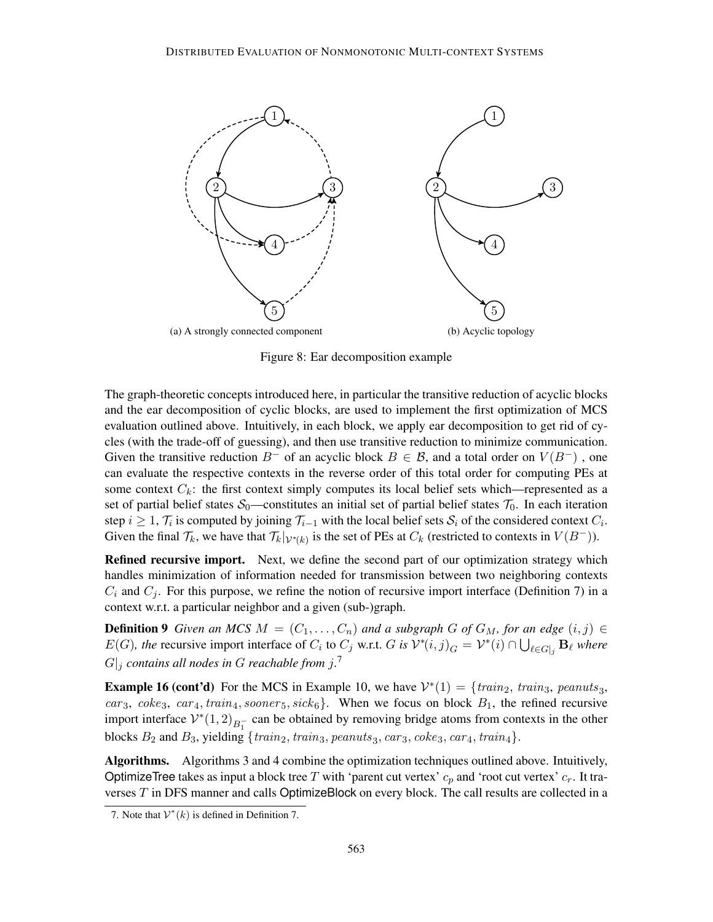(a) A strongly connected component

(b) Acyclic topology

Figure 8: Ear decomposition example

The graph-theoretic concepts introduced here, in particular the transitive reduction of acyclic blocks and the ear decomposition of cyclic blocks, are used to implement the first optimization of MCS evaluation outlined above. Intuitively, in each block, we apply ear decomposition to get rid of cycles (with the trade-off of guessing), and then use transitive reduction to minimize communication. Given the transitive reduction $B^-$ of an acyclic block $B \in \mathcal{B}$, and a total order on $V(B^-)$ , one can evaluate the respective contexts in the reverse order of this total order for computing PEs at some context $C_k$: the first context simply computes its local belief sets which—represented as a set of partial belief states $\mathcal{S}_0$—constitutes an initial set of partial belief states $\mathcal{T}_0$. In each iteration step $i \geq 1$, $\mathcal{T}_i$ is computed by joining $\mathcal{T}_{i-1}$ with the local belief sets $\mathcal{S}_i$ of the considered context $C_i$. Given the final $\mathcal{T}_k$, we have that $\mathcal{T}_k|_{\mathcal{V}^*(k)}$ is the set of PEs at $C_k$ (restricted to contexts in $V(B^-)$).

**Refined recursive import.** Next, we define the second part of our optimization strategy which handles minimization of information needed for transmission between two neighboring contexts $C_i$ and $C_j$. For this purpose, we refine the notion of recursive import interface (Definition 7) in a context w.r.t. a particular neighbor and a given (sub-)graph.

**Definition 9** *Given an MCS $M = (C_1, \ldots, C_n)$ and a subgraph $G$ of $G_M$, for an edge $(i, j) \in E(G)$, the* recursive import interface of $C_i$ to $C_j$ w.r.t. $G$ *is* $\mathcal{V}^*(i, j)_G = \mathcal{V}^*(i) \cap \bigcup_{\ell \in G|_j} \mathbf{B}_\ell$ *where* $G|_j$ *contains all nodes in $G$ reachable from $j$.*[7]

**Example 16 (cont'd)** For the MCS in Example 10, we have $\mathcal{V}^*(1) = \{train_2, train_3, peanuts_3, car_3, coke_3, car_4, train_4, sooner_5, sick_6\}$. When we focus on block $B_1$, the refined recursive import interface $\mathcal{V}^*(1, 2)_{B_1^-}$ can be obtained by removing bridge atoms from contexts in the other blocks $B_2$ and $B_3$, yielding $\{train_2, train_3, peanuts_3, car_3, coke_3, car_4, train_4\}$.

**Algorithms.** Algorithms 3 and 4 combine the optimization techniques outlined above. Intuitively, OptimizeTree takes as input a block tree $T$ with 'parent cut vertex' $c_p$ and 'root cut vertex' $c_r$. It traverses $T$ in DFS manner and calls OptimizeBlock on every block. The call results are collected in a

7. Note that $\mathcal{V}^*(k)$ is defined in Definition 7.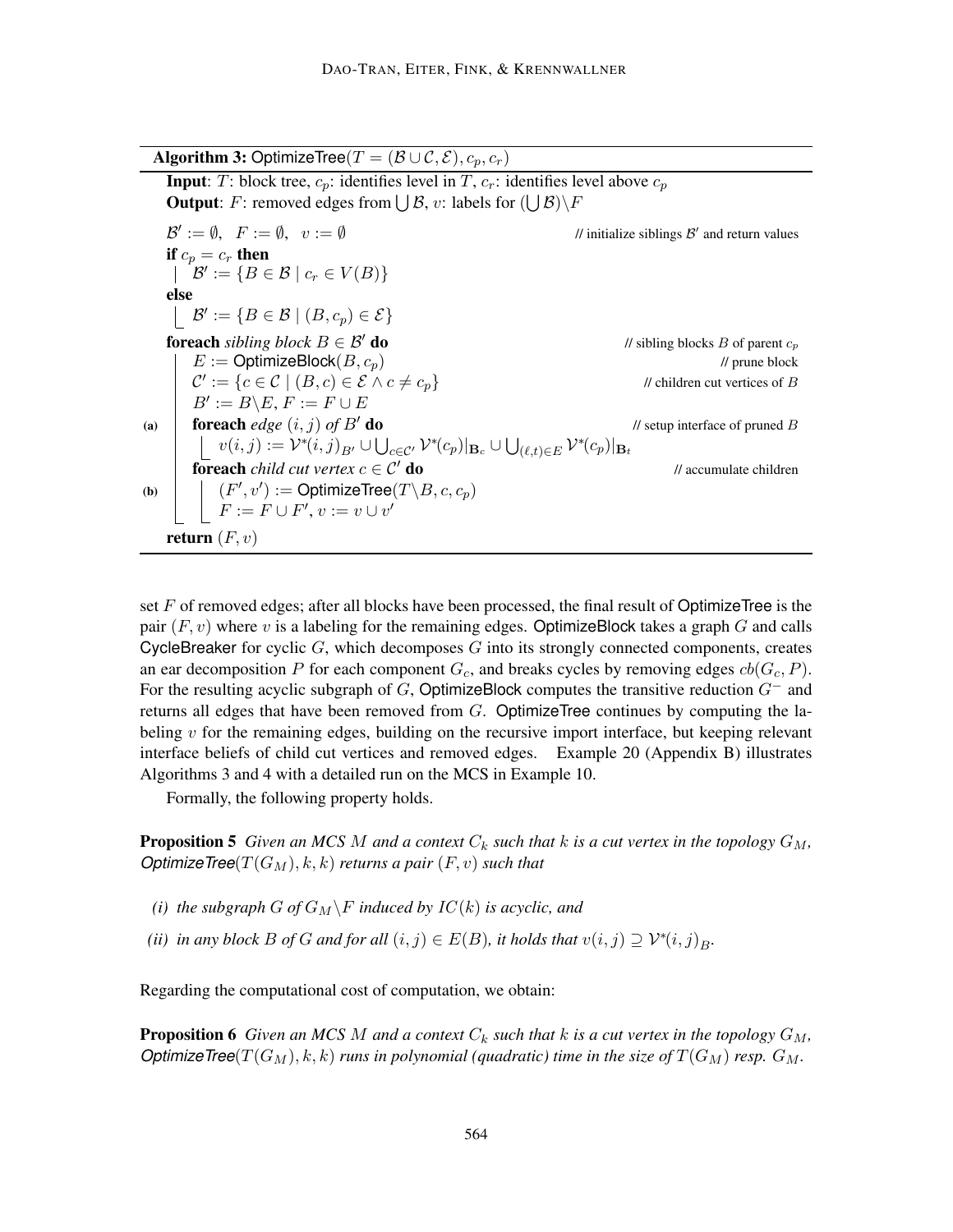**Algorithm 3:** OptimizeTree($T = (\mathcal{B} \cup \mathcal{C}, \mathcal{E}), c_p, c_r$)

```
Input: T: block tree, c_p: identifies level in T, c_r: identifies level above c_p
Output: F: removed edges from ⋃B, v: labels for (⋃B)\F

     B' := ∅,  F := ∅,  v := ∅                          // initialize siblings B' and return values
     if c_p = c_r then
     |  B' := {B ∈ B | c_r ∈ V(B)}
     else
     |  B' := {B ∈ B | (B, c_p) ∈ E}
     foreach sibling block B ∈ B' do                     // sibling blocks B of parent c_p
     |  E := OptimizeBlock(B, c_p)                        // prune block
     |  C' := {c ∈ C | (B, c) ∈ E ∧ c ≠ c_p}              // children cut vertices of B
     |  B' := B\E, F := F ∪ E
(a)  |  foreach edge (i, j) of B' do                      // setup interface of pruned B
     |  |  v(i, j) := V*(i, j)_{B'} ∪ ⋃_{c∈C'} V*(c_p)|_{B_c} ∪ ⋃_{(ℓ,t)∈E} V*(c_p)|_{B_t}
     |  foreach child cut vertex c ∈ C' do                // accumulate children
(b)  |  |  (F', v') := OptimizeTree(T\B, c, c_p)
     |  |  F := F ∪ F', v := v ∪ v'
     return (F, v)
```

set $F$ of removed edges; after all blocks have been processed, the final result of OptimizeTree is the pair $(F, v)$ where $v$ is a labeling for the remaining edges. OptimizeBlock takes a graph $G$ and calls CycleBreaker for cyclic $G$, which decomposes $G$ into its strongly connected components, creates an ear decomposition $P$ for each component $G_c$, and breaks cycles by removing edges $cb(G_c, P)$. For the resulting acyclic subgraph of $G$, OptimizeBlock computes the transitive reduction $G^-$ and returns all edges that have been removed from $G$. OptimizeTree continues by computing the labeling $v$ for the remaining edges, building on the recursive import interface, but keeping relevant interface beliefs of child cut vertices and removed edges. Example 20 (Appendix B) illustrates Algorithms 3 and 4 with a detailed run on the MCS in Example 10.

Formally, the following property holds.

**Proposition 5** *Given an MCS $M$ and a context $C_k$ such that $k$ is a cut vertex in the topology $G_M$, OptimizeTree$(T(G_M), k, k)$ returns a pair $(F, v)$ such that*

- *(i) the subgraph $G$ of $G_M \backslash F$ induced by $IC(k)$ is acyclic, and*
- *(ii) in any block $B$ of $G$ and for all $(i, j) \in E(B)$, it holds that $v(i, j) \supseteq \mathcal{V}^*(i, j)_B$.*

Regarding the computational cost of computation, we obtain:

**Proposition 6** *Given an MCS $M$ and a context $C_k$ such that $k$ is a cut vertex in the topology $G_M$, OptimizeTree$(T(G_M), k, k)$ runs in polynomial (quadratic) time in the size of $T(G_M)$ resp. $G_M$.*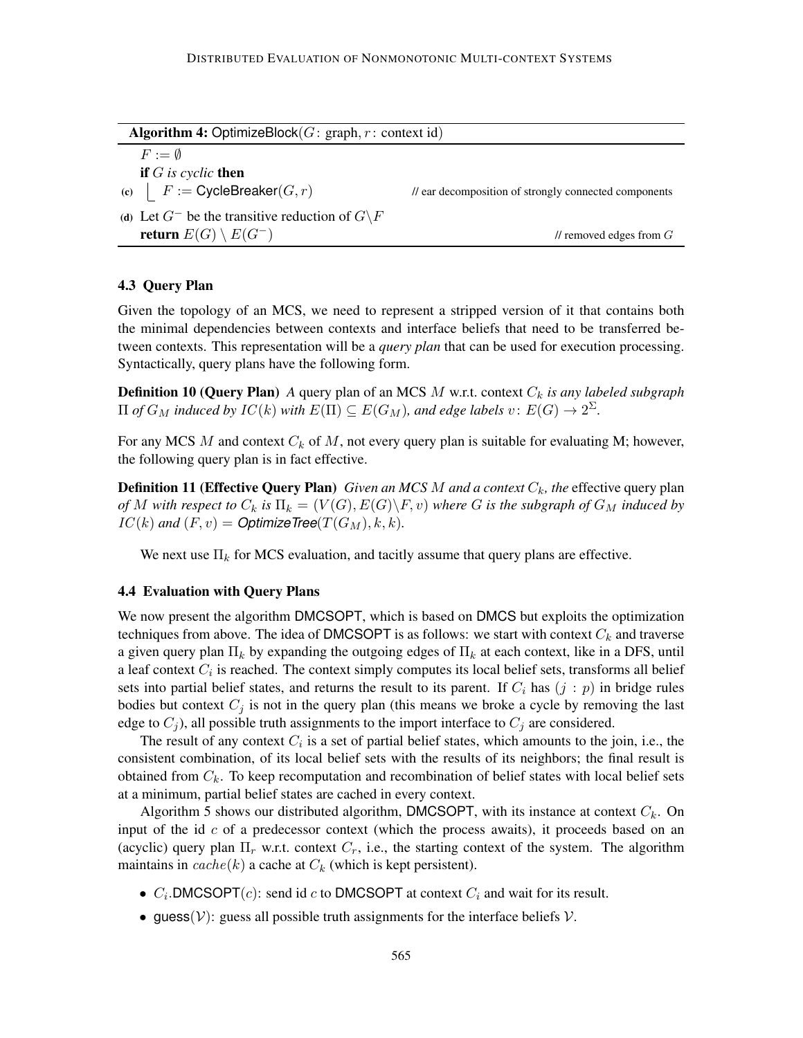**Algorithm 4:** OptimizeBlock($G$: graph, $r$: context id)

```
    F := ∅
    if G is cyclic then
(c)     F := CycleBreaker(G, r)            // ear decomposition of strongly connected components
(d) Let G⁻ be the transitive reduction of G\F
    return E(G) \ E(G⁻)                    // removed edges from G
```

### 4.3 Query Plan

Given the topology of an MCS, we need to represent a stripped version of it that contains both the minimal dependencies between contexts and interface beliefs that need to be transferred between contexts. This representation will be a *query plan* that can be used for execution processing. Syntactically, query plans have the following form.

**Definition 10 (Query Plan)** *A* query plan of an MCS $M$ w.r.t. context $C_k$ *is any labeled subgraph* $\Pi$ *of* $G_M$ *induced by* $IC(k)$ *with* $E(\Pi) \subseteq E(G_M)$*, and edge labels* $v\colon E(G) \rightarrow 2^{\Sigma}$.

For any MCS $M$ and context $C_k$ of $M$, not every query plan is suitable for evaluating M; however, the following query plan is in fact effective.

**Definition 11 (Effective Query Plan)** *Given an MCS* $M$ *and a context* $C_k$*, the* effective query plan *of* $M$ *with respect to* $C_k$ *is* $\Pi_k = (V(G), E(G)\backslash F, v)$ *where* $G$ *is the subgraph of* $G_M$ *induced by* $IC(k)$ *and* $(F, v) =$ ***OptimizeTree***$(T(G_M), k, k)$.

We next use $\Pi_k$ for MCS evaluation, and tacitly assume that query plans are effective.

### 4.4 Evaluation with Query Plans

We now present the algorithm DMCSOPT, which is based on DMCS but exploits the optimization techniques from above. The idea of DMCSOPT is as follows: we start with context $C_k$ and traverse a given query plan $\Pi_k$ by expanding the outgoing edges of $\Pi_k$ at each context, like in a DFS, until a leaf context $C_i$ is reached. The context simply computes its local belief sets, transforms all belief sets into partial belief states, and returns the result to its parent. If $C_i$ has $(j : p)$ in bridge rules bodies but context $C_j$ is not in the query plan (this means we broke a cycle by removing the last edge to $C_j$), all possible truth assignments to the import interface to $C_j$ are considered.

The result of any context $C_i$ is a set of partial belief states, which amounts to the join, i.e., the consistent combination, of its local belief sets with the results of its neighbors; the final result is obtained from $C_k$. To keep recomputation and recombination of belief states with local belief sets at a minimum, partial belief states are cached in every context.

Algorithm 5 shows our distributed algorithm, DMCSOPT, with its instance at context $C_k$. On input of the id $c$ of a predecessor context (which the process awaits), it proceeds based on an (acyclic) query plan $\Pi_r$ w.r.t. context $C_r$, i.e., the starting context of the system. The algorithm maintains in $cache(k)$ a cache at $C_k$ (which is kept persistent).

- $C_i$.DMCSOPT($c$): send id $c$ to DMCSOPT at context $C_i$ and wait for its result.
- guess($\mathcal{V}$): guess all possible truth assignments for the interface beliefs $\mathcal{V}$.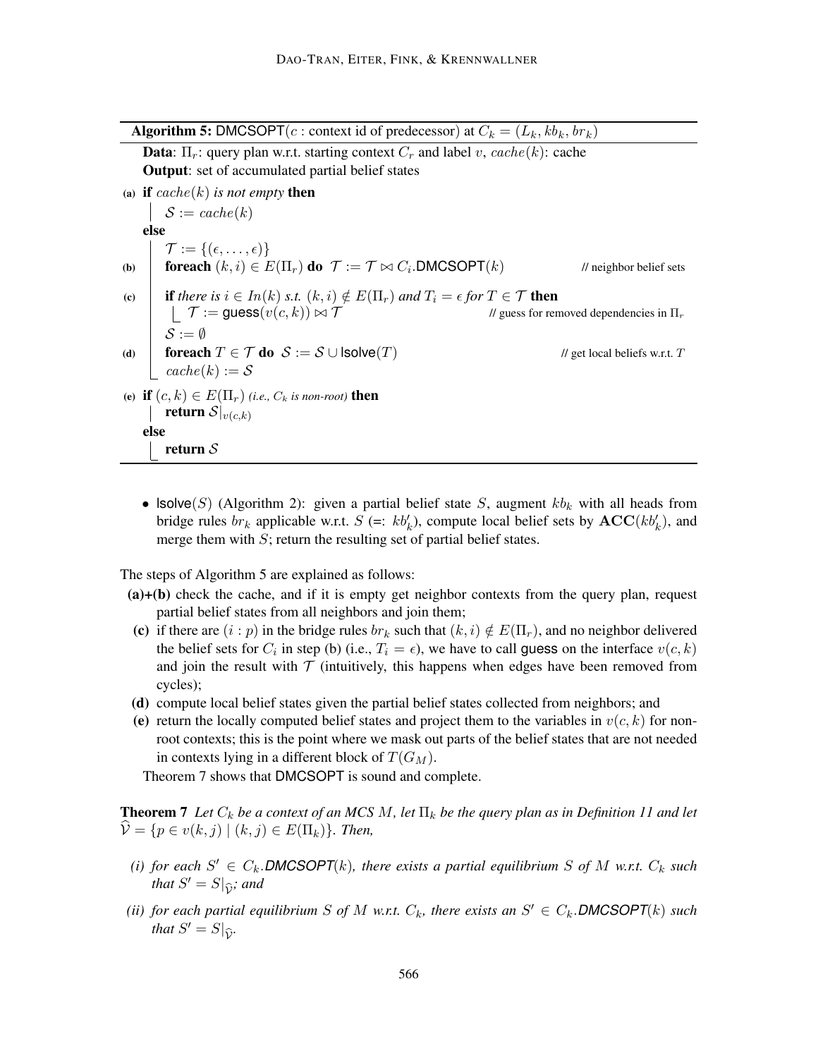**Algorithm 5:** DMCSOPT($c$ : context id of predecessor) at $C_k = (L_k, kb_k, br_k)$

**Data**: $\Pi_r$: query plan w.r.t. starting context $C_r$ and label $v$, $cache(k)$: cache
**Output**: set of accumulated partial belief states

```
(a) if cache(k) is not empty then
        S := cache(k)
    else
        T := {(ε, ..., ε)}
(b)     foreach (k, i) ∈ E(Π_r) do  T := T ⋈ C_i.DMCSOPT(k)          // neighbor belief sets
(c)     if there is i ∈ In(k) s.t. (k, i) ∉ E(Π_r) and T_i = ε for T ∈ T then
            T := guess(v(c, k)) ⋈ T                    // guess for removed dependencies in Π_r
        S := ∅
(d)     foreach T ∈ T do  S := S ∪ lsolve(T)                          // get local beliefs w.r.t. T
        cache(k) := S
(e) if (c, k) ∈ E(Π_r) (i.e., C_k is non-root) then
        return S|_{v(c,k)}
    else
        return S
```

- lsolve($S$) (Algorithm 2): given a partial belief state $S$, augment $kb_k$ with all heads from bridge rules $br_k$ applicable w.r.t. $S$ (=: $kb'_k$), compute local belief sets by $\mathbf{ACC}(kb'_k)$, and merge them with $S$; return the resulting set of partial belief states.

The steps of Algorithm 5 are explained as follows:

**(a)+(b)** check the cache, and if it is empty get neighbor contexts from the query plan, request partial belief states from all neighbors and join them;

**(c)** if there are $(i : p)$ in the bridge rules $br_k$ such that $(k, i) \notin E(\Pi_r)$, and no neighbor delivered the belief sets for $C_i$ in step (b) (i.e., $T_i = \epsilon$), we have to call guess on the interface $v(c, k)$ and join the result with $\mathcal{T}$ (intuitively, this happens when edges have been removed from cycles);

**(d)** compute local belief states given the partial belief states collected from neighbors; and

**(e)** return the locally computed belief states and project them to the variables in $v(c, k)$ for non-root contexts; this is the point where we mask out parts of the belief states that are not needed in contexts lying in a different block of $T(G_M)$.

Theorem 7 shows that DMCSOPT is sound and complete.

**Theorem 7** *Let $C_k$ be a context of an MCS $M$, let $\Pi_k$ be the query plan as in Definition 11 and let $\widehat{\mathcal{V}} = \{p \in v(k, j) \mid (k, j) \in E(\Pi_k)\}$. Then,*

*(i) for each $S' \in C_k$.DMCSOPT($k$), there exists a partial equilibrium $S$ of $M$ w.r.t. $C_k$ such that $S' = S|_{\widehat{\mathcal{V}}}$; and*

*(ii) for each partial equilibrium $S$ of $M$ w.r.t. $C_k$, there exists an $S' \in C_k$.DMCSOPT($k$) such that $S' = S|_{\widehat{\mathcal{V}}}$.*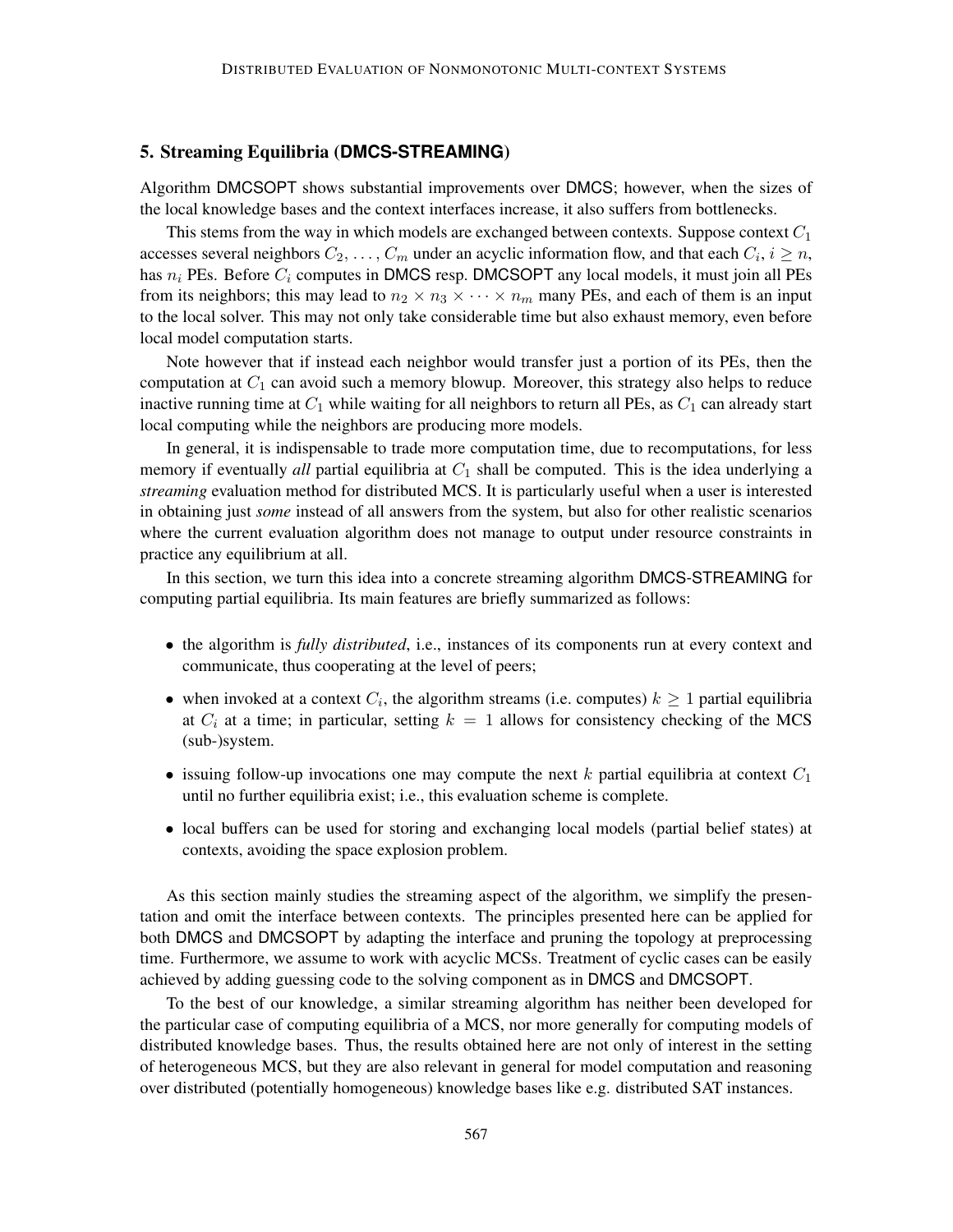## 5. Streaming Equilibria (DMCS-STREAMING)

Algorithm DMCSOPT shows substantial improvements over DMCS; however, when the sizes of the local knowledge bases and the context interfaces increase, it also suffers from bottlenecks.

This stems from the way in which models are exchanged between contexts. Suppose context $C_1$ accesses several neighbors $C_2, \ldots, C_m$ under an acyclic information flow, and that each $C_i$, $i \geq n$, has $n_i$ PEs. Before $C_i$ computes in DMCS resp. DMCSOPT any local models, it must join all PEs from its neighbors; this may lead to $n_2 \times n_3 \times \cdots \times n_m$ many PEs, and each of them is an input to the local solver. This may not only take considerable time but also exhaust memory, even before local model computation starts.

Note however that if instead each neighbor would transfer just a portion of its PEs, then the computation at $C_1$ can avoid such a memory blowup. Moreover, this strategy also helps to reduce inactive running time at $C_1$ while waiting for all neighbors to return all PEs, as $C_1$ can already start local computing while the neighbors are producing more models.

In general, it is indispensable to trade more computation time, due to recomputations, for less memory if eventually *all* partial equilibria at $C_1$ shall be computed. This is the idea underlying a *streaming* evaluation method for distributed MCS. It is particularly useful when a user is interested in obtaining just *some* instead of all answers from the system, but also for other realistic scenarios where the current evaluation algorithm does not manage to output under resource constraints in practice any equilibrium at all.

In this section, we turn this idea into a concrete streaming algorithm DMCS-STREAMING for computing partial equilibria. Its main features are briefly summarized as follows:

- the algorithm is *fully distributed*, i.e., instances of its components run at every context and communicate, thus cooperating at the level of peers;
- when invoked at a context $C_i$, the algorithm streams (i.e. computes) $k \geq 1$ partial equilibria at $C_i$ at a time; in particular, setting $k = 1$ allows for consistency checking of the MCS (sub-)system.
- issuing follow-up invocations one may compute the next $k$ partial equilibria at context $C_1$ until no further equilibria exist; i.e., this evaluation scheme is complete.
- local buffers can be used for storing and exchanging local models (partial belief states) at contexts, avoiding the space explosion problem.

As this section mainly studies the streaming aspect of the algorithm, we simplify the presentation and omit the interface between contexts. The principles presented here can be applied for both DMCS and DMCSOPT by adapting the interface and pruning the topology at preprocessing time. Furthermore, we assume to work with acyclic MCSs. Treatment of cyclic cases can be easily achieved by adding guessing code to the solving component as in DMCS and DMCSOPT.

To the best of our knowledge, a similar streaming algorithm has neither been developed for the particular case of computing equilibria of a MCS, nor more generally for computing models of distributed knowledge bases. Thus, the results obtained here are not only of interest in the setting of heterogeneous MCS, but they are also relevant in general for model computation and reasoning over distributed (potentially homogeneous) knowledge bases like e.g. distributed SAT instances.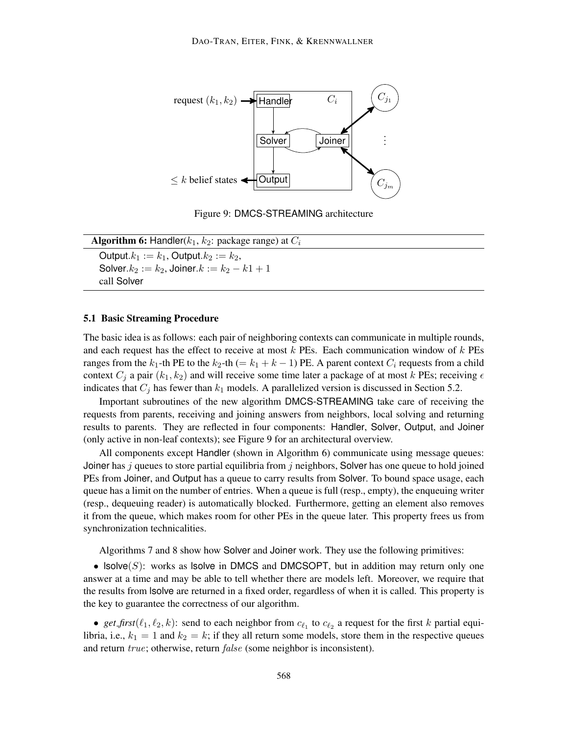Figure 9: DMCS-STREAMING architecture

| **Algorithm 6:** Handler($k_1$, $k_2$: package range) at $C_i$ |
|---|
| Output.$k_1 := k_1$, Output.$k_2 := k_2$, <br> Solver.$k_2 := k_2$, Joiner.$k := k_2 - k1 + 1$ <br> call Solver |

### 5.1 Basic Streaming Procedure

The basic idea is as follows: each pair of neighboring contexts can communicate in multiple rounds, and each request has the effect to receive at most $k$ PEs. Each communication window of $k$ PEs ranges from the $k_1$-th PE to the $k_2$-th ($= k_1 + k - 1$) PE. A parent context $C_i$ requests from a child context $C_j$ a pair $(k_1, k_2)$ and will receive some time later a package of at most $k$ PEs; receiving $\epsilon$ indicates that $C_j$ has fewer than $k_1$ models. A parallelized version is discussed in Section 5.2.

Important subroutines of the new algorithm DMCS-STREAMING take care of receiving the requests from parents, receiving and joining answers from neighbors, local solving and returning results to parents. They are reflected in four components: Handler, Solver, Output, and Joiner (only active in non-leaf contexts); see Figure 9 for an architectural overview.

All components except Handler (shown in Algorithm 6) communicate using message queues: Joiner has $j$ queues to store partial equilibria from $j$ neighbors, Solver has one queue to hold joined PEs from Joiner, and Output has a queue to carry results from Solver. To bound space usage, each queue has a limit on the number of entries. When a queue is full (resp., empty), the enqueuing writer (resp., dequeuing reader) is automatically blocked. Furthermore, getting an element also removes it from the queue, which makes room for other PEs in the queue later. This property frees us from synchronization technicalities.

Algorithms 7 and 8 show how Solver and Joiner work. They use the following primitives:

- lsolve($S$): works as lsolve in DMCS and DMCSOPT, but in addition may return only one answer at a time and may be able to tell whether there are models left. Moreover, we require that the results from lsolve are returned in a fixed order, regardless of when it is called. This property is the key to guarantee the correctness of our algorithm.

- *get_first*($\ell_1, \ell_2, k$): send to each neighbor from $c_{\ell_1}$ to $c_{\ell_2}$ a request for the first $k$ partial equilibria, i.e., $k_1 = 1$ and $k_2 = k$; if they all return some models, store them in the respective queues and return $true$; otherwise, return $false$ (some neighbor is inconsistent).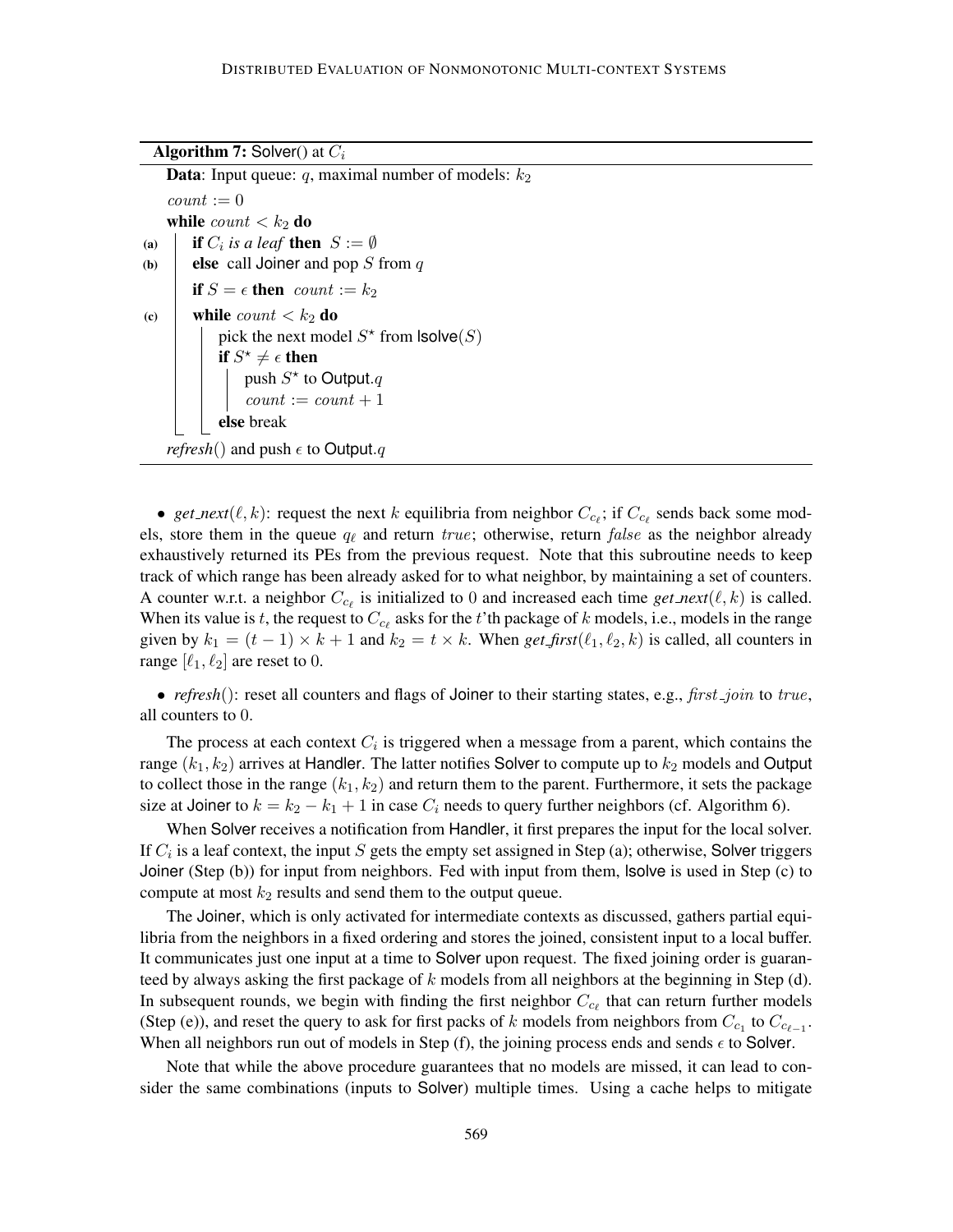**Algorithm 7:** Solver() at $C_i$

```
    Data: Input queue: q, maximal number of models: k2
    count := 0
    while count < k2 do
(a)     if C_i is a leaf then S := ∅
(b)     else call Joiner and pop S from q
        if S = ε then count := k2
(c)     while count < k2 do
            pick the next model S* from lsolve(S)
            if S* ≠ ε then
                push S* to Output.q
                count := count + 1
            else break
    refresh() and push ε to Output.q
```

- *get_next*$(\ell, k)$: request the next $k$ equilibria from neighbor $C_{c_\ell}$; if $C_{c_\ell}$ sends back some models, store them in the queue $q_\ell$ and return $true$; otherwise, return $false$ as the neighbor already exhaustively returned its PEs from the previous request. Note that this subroutine needs to keep track of which range has been already asked for to what neighbor, by maintaining a set of counters. A counter w.r.t. a neighbor $C_{c_\ell}$ is initialized to 0 and increased each time *get_next*$(\ell, k)$ is called. When its value is $t$, the request to $C_{c_\ell}$ asks for the $t$'th package of $k$ models, i.e., models in the range given by $k_1 = (t-1) \times k + 1$ and $k_2 = t \times k$. When *get_first*$(\ell_1, \ell_2, k)$ is called, all counters in range $[\ell_1, \ell_2]$ are reset to 0.

- *refresh*(): reset all counters and flags of Joiner to their starting states, e.g., *first_join* to $true$, all counters to 0.

The process at each context $C_i$ is triggered when a message from a parent, which contains the range $(k_1, k_2)$ arrives at Handler. The latter notifies Solver to compute up to $k_2$ models and Output to collect those in the range $(k_1, k_2)$ and return them to the parent. Furthermore, it sets the package size at Joiner to $k = k_2 - k_1 + 1$ in case $C_i$ needs to query further neighbors (cf. Algorithm 6).

When Solver receives a notification from Handler, it first prepares the input for the local solver. If $C_i$ is a leaf context, the input $S$ gets the empty set assigned in Step (a); otherwise, Solver triggers Joiner (Step (b)) for input from neighbors. Fed with input from them, lsolve is used in Step (c) to compute at most $k_2$ results and send them to the output queue.

The Joiner, which is only activated for intermediate contexts as discussed, gathers partial equilibria from the neighbors in a fixed ordering and stores the joined, consistent input to a local buffer. It communicates just one input at a time to Solver upon request. The fixed joining order is guaranteed by always asking the first package of $k$ models from all neighbors at the beginning in Step (d). In subsequent rounds, we begin with finding the first neighbor $C_{c_\ell}$ that can return further models (Step (e)), and reset the query to ask for first packs of $k$ models from neighbors from $C_{c_1}$ to $C_{c_{\ell-1}}$. When all neighbors run out of models in Step (f), the joining process ends and sends $\epsilon$ to Solver.

Note that while the above procedure guarantees that no models are missed, it can lead to consider the same combinations (inputs to Solver) multiple times. Using a cache helps to mitigate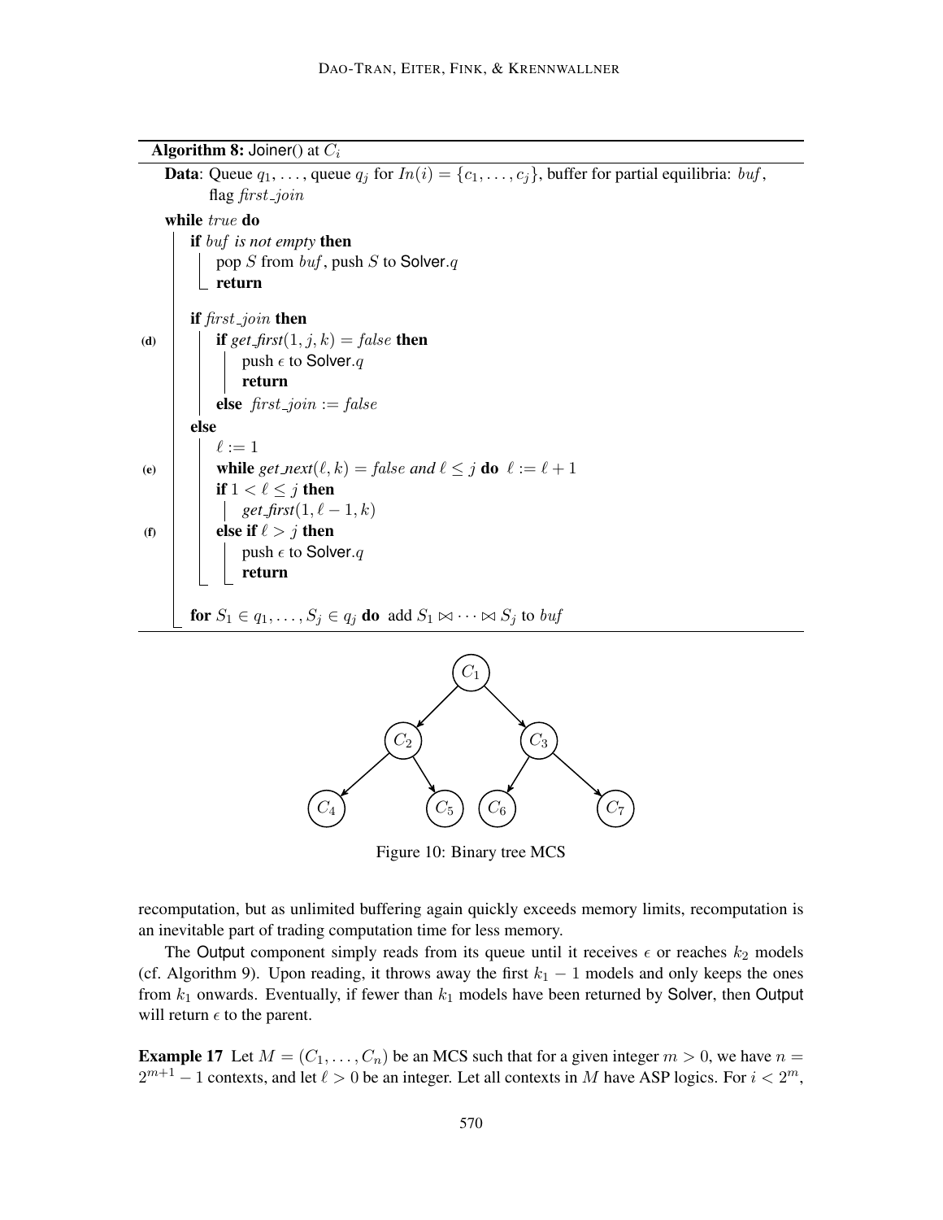**Algorithm 8:** Joiner() at $C_i$

```
Data: Queue q_1, ..., queue q_j for In(i) = {c_1, ..., c_j}, buffer for partial equilibria: buf,
      flag first_join

while true do
    if buf is not empty then
        pop S from buf, push S to Solver.q
        return

    if first_join then
(d)     if get_first(1, j, k) = false then
            push ε to Solver.q
            return
        else first_join := false
    else
        ℓ := 1
(e)     while get_next(ℓ, k) = false and ℓ ≤ j do ℓ := ℓ + 1
        if 1 < ℓ ≤ j then
            get_first(1, ℓ − 1, k)
(f)     else if ℓ > j then
            push ε to Solver.q
            return

    for S_1 ∈ q_1, ..., S_j ∈ q_j do add S_1 ⋈ ··· ⋈ S_j to buf
```

Figure 10: Binary tree MCS

recomputation, but as unlimited buffering again quickly exceeds memory limits, recomputation is an inevitable part of trading computation time for less memory.

The Output component simply reads from its queue until it receives $\epsilon$ or reaches $k_2$ models (cf. Algorithm 9). Upon reading, it throws away the first $k_1 - 1$ models and only keeps the ones from $k_1$ onwards. Eventually, if fewer than $k_1$ models have been returned by Solver, then Output will return $\epsilon$ to the parent.

**Example 17** Let $M = (C_1, \ldots, C_n)$ be an MCS such that for a given integer $m > 0$, we have $n = 2^{m+1} - 1$ contexts, and let $\ell > 0$ be an integer. Let all contexts in $M$ have ASP logics. For $i < 2^m$,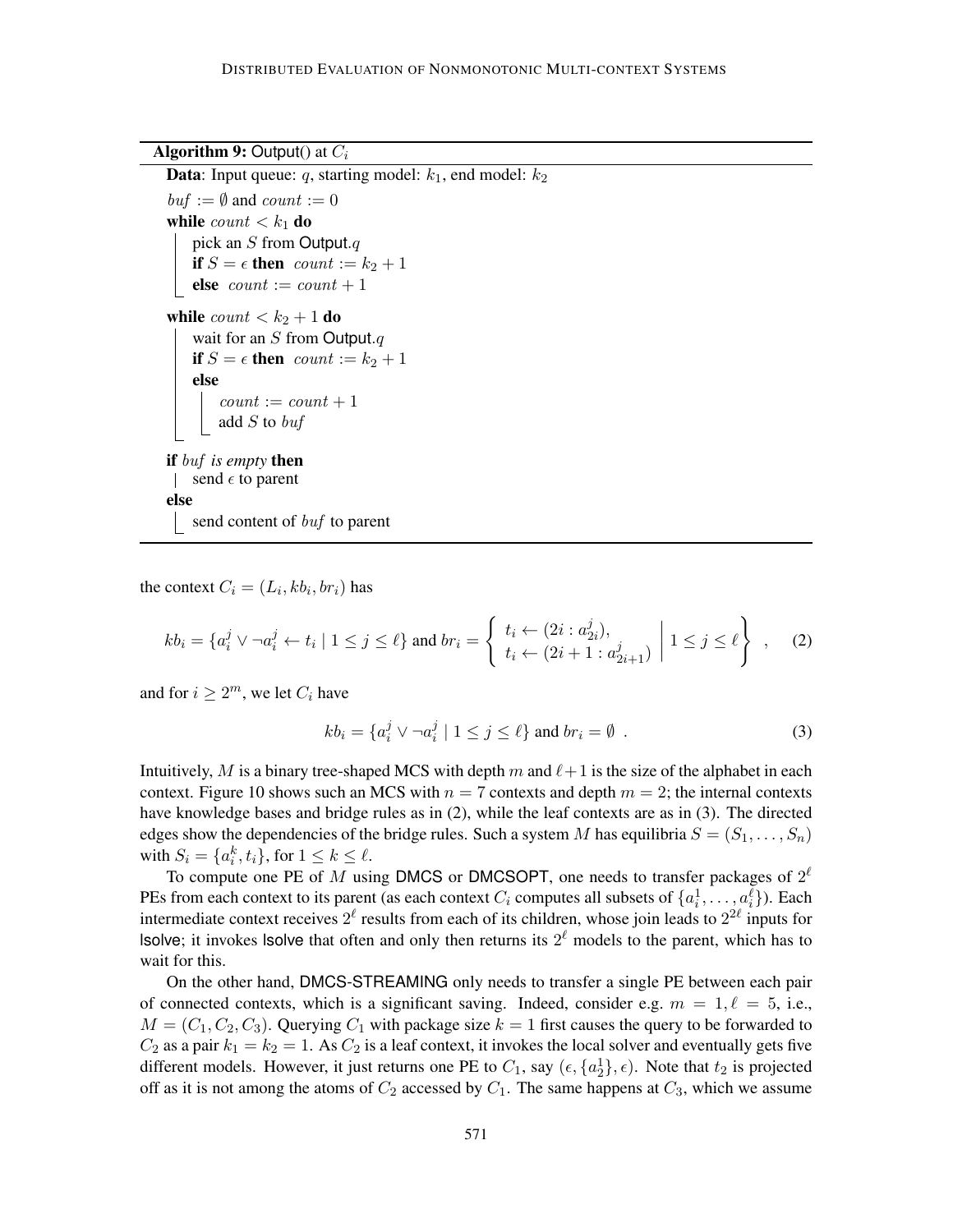**Algorithm 9:** Output() at $C_i$

```
Data: Input queue: q, starting model: k1, end model: k2
buf := ∅ and count := 0
while count < k1 do
    pick an S from Output.q
    if S = ε then count := k2 + 1
    else count := count + 1
while count < k2 + 1 do
    wait for an S from Output.q
    if S = ε then count := k2 + 1
    else
        count := count + 1
        add S to buf
if buf is empty then
    send ε to parent
else
    send content of buf to parent
```

the context $C_i = (L_i, kb_i, br_i)$ has

$$kb_i = \{a_i^j \vee \neg a_i^j \leftarrow t_i \mid 1 \leq j \leq \ell\} \text{ and } br_i = \left\{ \begin{array}{l} t_i \leftarrow (2i : a_{2i}^j), \\ t_i \leftarrow (2i+1 : a_{2i+1}^j) \end{array} \middle| \; 1 \leq j \leq \ell \right\} \quad , \tag{2}$$

and for $i \geq 2^m$, we let $C_i$ have

$$kb_i = \{a_i^j \vee \neg a_i^j \mid 1 \leq j \leq \ell\} \text{ and } br_i = \emptyset \enspace . \tag{3}$$

Intuitively, $M$ is a binary tree-shaped MCS with depth $m$ and $\ell+1$ is the size of the alphabet in each context. Figure 10 shows such an MCS with $n = 7$ contexts and depth $m = 2$; the internal contexts have knowledge bases and bridge rules as in (2), while the leaf contexts are as in (3). The directed edges show the dependencies of the bridge rules. Such a system $M$ has equilibria $S = (S_1, \ldots, S_n)$ with $S_i = \{a_i^k, t_i\}$, for $1 \leq k \leq \ell$.

To compute one PE of $M$ using DMCS or DMCSOPT, one needs to transfer packages of $2^\ell$ PEs from each context to its parent (as each context $C_i$ computes all subsets of $\{a_i^1, \ldots, a_i^\ell\}$). Each intermediate context receives $2^\ell$ results from each of its children, whose join leads to $2^{2\ell}$ inputs for lsolve; it invokes lsolve that often and only then returns its $2^\ell$ models to the parent, which has to wait for this.

On the other hand, DMCS-STREAMING only needs to transfer a single PE between each pair of connected contexts, which is a significant saving. Indeed, consider e.g. $m = 1, \ell = 5$, i.e., $M = (C_1, C_2, C_3)$. Querying $C_1$ with package size $k = 1$ first causes the query to be forwarded to $C_2$ as a pair $k_1 = k_2 = 1$. As $C_2$ is a leaf context, it invokes the local solver and eventually gets five different models. However, it just returns one PE to $C_1$, say $(\epsilon, \{a_2^1\}, \epsilon)$. Note that $t_2$ is projected off as it is not among the atoms of $C_2$ accessed by $C_1$. The same happens at $C_3$, which we assume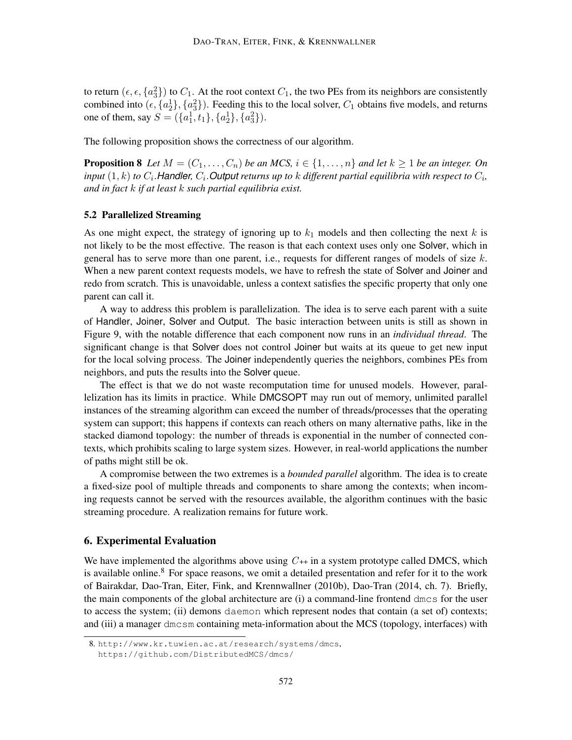to return $(\epsilon, \epsilon, \{a_3^2\})$ to $C_1$. At the root context $C_1$, the two PEs from its neighbors are consistently combined into $(\epsilon, \{a_2^1\}, \{a_3^2\})$. Feeding this to the local solver, $C_1$ obtains five models, and returns one of them, say $S = (\{a_1^1, t_1\}, \{a_2^1\}, \{a_3^2\})$.

The following proposition shows the correctness of our algorithm.

**Proposition 8** *Let $M = (C_1, \dots, C_n)$ be an MCS, $i \in \{1, \dots, n\}$ and let $k \geq 1$ be an integer. On input $(1, k)$ to $C_i$.Handler, $C_i$.Output returns up to $k$ different partial equilibria with respect to $C_i$, and in fact $k$ if at least $k$ such partial equilibria exist.*

### 5.2 Parallelized Streaming

As one might expect, the strategy of ignoring up to $k_1$ models and then collecting the next $k$ is not likely to be the most effective. The reason is that each context uses only one Solver, which in general has to serve more than one parent, i.e., requests for different ranges of models of size $k$. When a new parent context requests models, we have to refresh the state of Solver and Joiner and redo from scratch. This is unavoidable, unless a context satisfies the specific property that only one parent can call it.

A way to address this problem is parallelization. The idea is to serve each parent with a suite of Handler, Joiner, Solver and Output. The basic interaction between units is still as shown in Figure 9, with the notable difference that each component now runs in an *individual thread*. The significant change is that Solver does not control Joiner but waits at its queue to get new input for the local solving process. The Joiner independently queries the neighbors, combines PEs from neighbors, and puts the results into the Solver queue.

The effect is that we do not waste recomputation time for unused models. However, parallelization has its limits in practice. While DMCSOPT may run out of memory, unlimited parallel instances of the streaming algorithm can exceed the number of threads/processes that the operating system can support; this happens if contexts can reach others on many alternative paths, like in the stacked diamond topology: the number of threads is exponential in the number of connected contexts, which prohibits scaling to large system sizes. However, in real-world applications the number of paths might still be ok.

A compromise between the two extremes is a *bounded parallel* algorithm. The idea is to create a fixed-size pool of multiple threads and components to share among the contexts; when incoming requests cannot be served with the resources available, the algorithm continues with the basic streaming procedure. A realization remains for future work.

## 6. Experimental Evaluation

We have implemented the algorithms above using $C_{++}$ in a system prototype called DMCS, which is available online.[8] For space reasons, we omit a detailed presentation and refer for it to the work of Bairakdar, Dao-Tran, Eiter, Fink, and Krennwallner (2010b), Dao-Tran (2014, ch. 7). Briefly, the main components of the global architecture are (i) a command-line frontend `dmcs` for the user to access the system; (ii) demons `daemon` which represent nodes that contain (a set of) contexts; and (iii) a manager `dmcsm` containing meta-information about the MCS (topology, interfaces) with

8. http://www.kr.tuwien.ac.at/research/systems/dmcs, https://github.com/DistributedMCS/dmcs/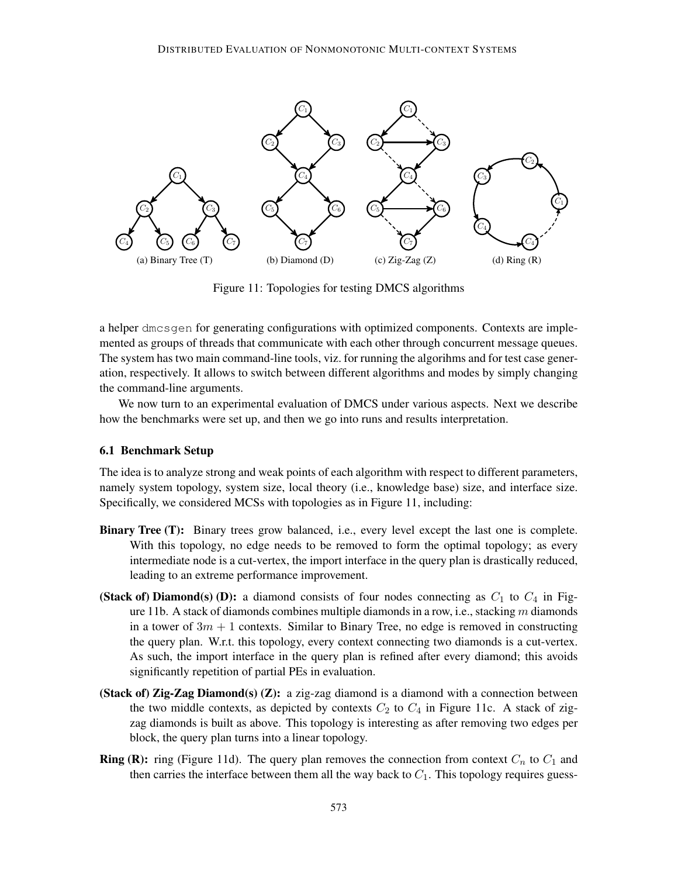(a) Binary Tree (T) (b) Diamond (D) (c) Zig-Zag (Z) (d) Ring (R)

Figure 11: Topologies for testing DMCS algorithms

a helper `dmcsgen` for generating configurations with optimized components. Contexts are implemented as groups of threads that communicate with each other through concurrent message queues. The system has two main command-line tools, viz. for running the algorihms and for test case generation, respectively. It allows to switch between different algorithms and modes by simply changing the command-line arguments.

We now turn to an experimental evaluation of DMCS under various aspects. Next we describe how the benchmarks were set up, and then we go into runs and results interpretation.

### 6.1 Benchmark Setup

The idea is to analyze strong and weak points of each algorithm with respect to different parameters, namely system topology, system size, local theory (i.e., knowledge base) size, and interface size. Specifically, we considered MCSs with topologies as in Figure 11, including:

- **Binary Tree (T):** Binary trees grow balanced, i.e., every level except the last one is complete. With this topology, no edge needs to be removed to form the optimal topology; as every intermediate node is a cut-vertex, the import interface in the query plan is drastically reduced, leading to an extreme performance improvement.
- **(Stack of) Diamond(s) (D):** a diamond consists of four nodes connecting as $C_1$ to $C_4$ in Figure 11b. A stack of diamonds combines multiple diamonds in a row, i.e., stacking $m$ diamonds in a tower of $3m + 1$ contexts. Similar to Binary Tree, no edge is removed in constructing the query plan. W.r.t. this topology, every context connecting two diamonds is a cut-vertex. As such, the import interface in the query plan is refined after every diamond; this avoids significantly repetition of partial PEs in evaluation.
- **(Stack of) Zig-Zag Diamond(s) (Z):** a zig-zag diamond is a diamond with a connection between the two middle contexts, as depicted by contexts $C_2$ to $C_4$ in Figure 11c. A stack of zig-zag diamonds is built as above. This topology is interesting as after removing two edges per block, the query plan turns into a linear topology.
- **Ring (R):** ring (Figure 11d). The query plan removes the connection from context $C_n$ to $C_1$ and then carries the interface between them all the way back to $C_1$. This topology requires guess-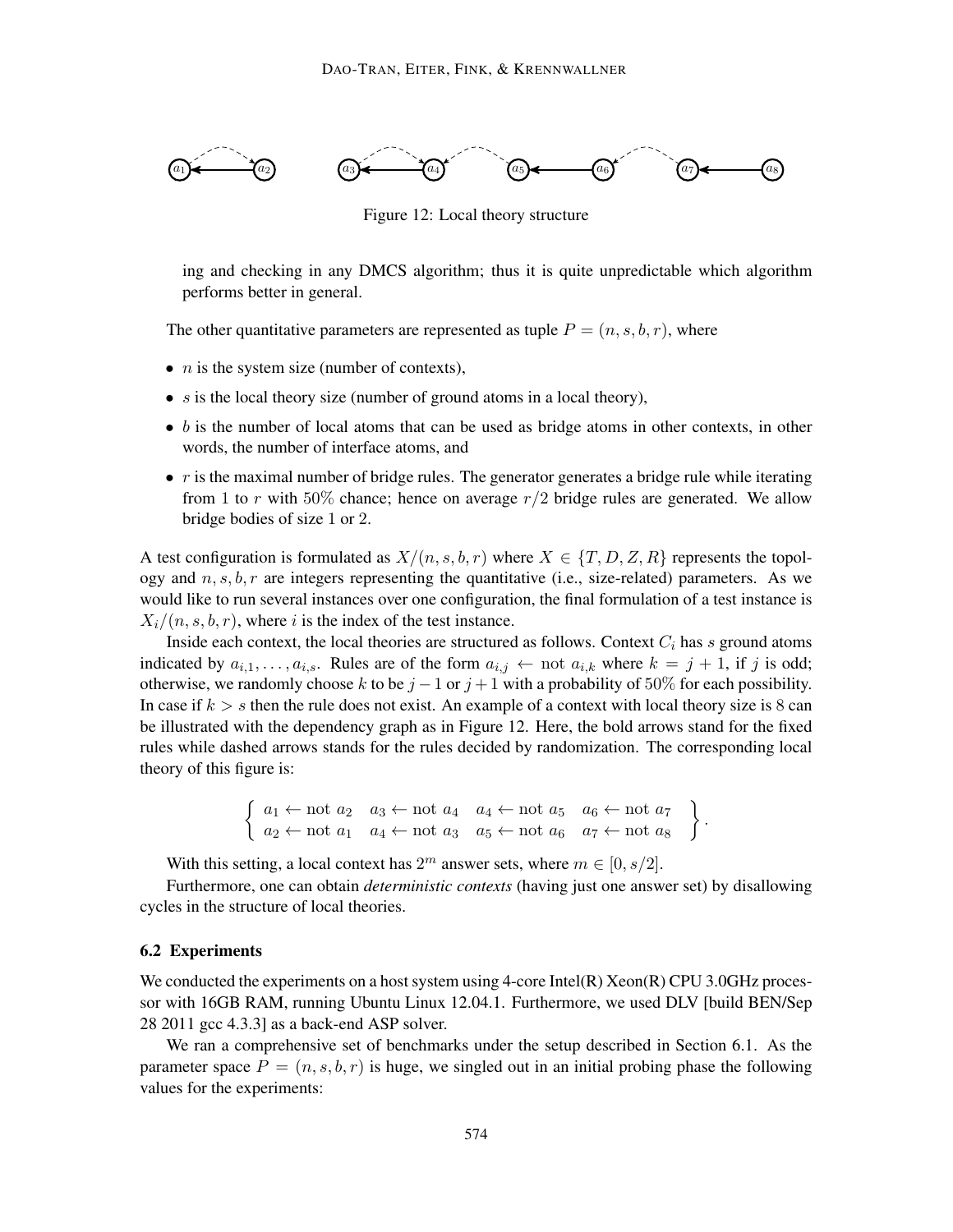Figure 12: Local theory structure

ing and checking in any DMCS algorithm; thus it is quite unpredictable which algorithm performs better in general.

The other quantitative parameters are represented as tuple $P = (n, s, b, r)$, where

- $n$ is the system size (number of contexts),
- $s$ is the local theory size (number of ground atoms in a local theory),
- $b$ is the number of local atoms that can be used as bridge atoms in other contexts, in other words, the number of interface atoms, and
- $r$ is the maximal number of bridge rules. The generator generates a bridge rule while iterating from 1 to $r$ with 50% chance; hence on average $r/2$ bridge rules are generated. We allow bridge bodies of size 1 or 2.

A test configuration is formulated as $X/(n, s, b, r)$ where $X \in \{T, D, Z, R\}$ represents the topology and $n, s, b, r$ are integers representing the quantitative (i.e., size-related) parameters. As we would like to run several instances over one configuration, the final formulation of a test instance is $X_i/(n, s, b, r)$, where $i$ is the index of the test instance.

Inside each context, the local theories are structured as follows. Context $C_i$ has $s$ ground atoms indicated by $a_{i,1}, \ldots, a_{i,s}$. Rules are of the form $a_{i,j} \leftarrow \text{not } a_{i,k}$ where $k = j + 1$, if $j$ is odd; otherwise, we randomly choose $k$ to be $j - 1$ or $j + 1$ with a probability of 50% for each possibility. In case if $k > s$ then the rule does not exist. An example of a context with local theory size is 8 can be illustrated with the dependency graph as in Figure 12. Here, the bold arrows stand for the fixed rules while dashed arrows stands for the rules decided by randomization. The corresponding local theory of this figure is:

$$\left\{ \begin{array}{llll} a_1 \leftarrow \text{not } a_2 & a_3 \leftarrow \text{not } a_4 & a_4 \leftarrow \text{not } a_5 & a_6 \leftarrow \text{not } a_7 \\ a_2 \leftarrow \text{not } a_1 & a_4 \leftarrow \text{not } a_3 & a_5 \leftarrow \text{not } a_6 & a_7 \leftarrow \text{not } a_8 \end{array} \right\}.$$

With this setting, a local context has $2^m$ answer sets, where $m \in [0, s/2]$.

Furthermore, one can obtain *deterministic contexts* (having just one answer set) by disallowing cycles in the structure of local theories.

### 6.2 Experiments

We conducted the experiments on a host system using 4-core Intel(R) Xeon(R) CPU 3.0GHz processor with 16GB RAM, running Ubuntu Linux 12.04.1. Furthermore, we used DLV [build BEN/Sep 28 2011 gcc 4.3.3] as a back-end ASP solver.

We ran a comprehensive set of benchmarks under the setup described in Section 6.1. As the parameter space $P = (n, s, b, r)$ is huge, we singled out in an initial probing phase the following values for the experiments: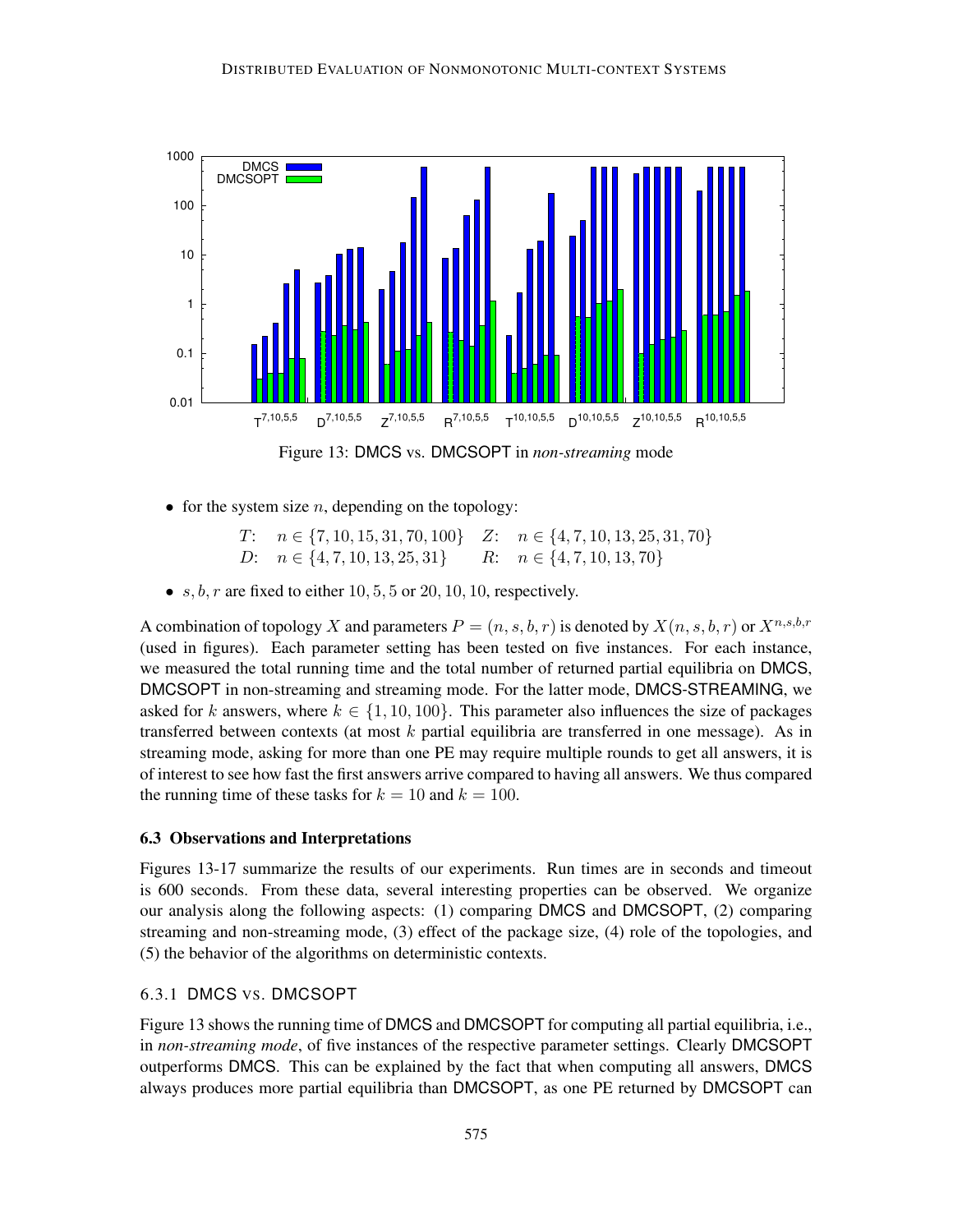Figure 13: DMCS vs. DMCSOPT in *non-streaming* mode

- for the system size $n$, depending on the topology:

  $T$: $n \in \{7, 10, 15, 31, 70, 100\}$  $Z$: $n \in \{4, 7, 10, 13, 25, 31, 70\}$
  $D$: $n \in \{4, 7, 10, 13, 25, 31\}$  $R$: $n \in \{4, 7, 10, 13, 70\}$

- $s, b, r$ are fixed to either $10, 5, 5$ or $20, 10, 10$, respectively.

A combination of topology $X$ and parameters $P = (n, s, b, r)$ is denoted by $X(n, s, b, r)$ or $X^{n,s,b,r}$ (used in figures). Each parameter setting has been tested on five instances. For each instance, we measured the total running time and the total number of returned partial equilibria on DMCS, DMCSOPT in non-streaming and streaming mode. For the latter mode, DMCS-STREAMING, we asked for $k$ answers, where $k \in \{1, 10, 100\}$. This parameter also influences the size of packages transferred between contexts (at most $k$ partial equilibria are transferred in one message). As in streaming mode, asking for more than one PE may require multiple rounds to get all answers, it is of interest to see how fast the first answers arrive compared to having all answers. We thus compared the running time of these tasks for $k = 10$ and $k = 100$.

### 6.3 Observations and Interpretations

Figures 13-17 summarize the results of our experiments. Run times are in seconds and timeout is 600 seconds. From these data, several interesting properties can be observed. We organize our analysis along the following aspects: (1) comparing DMCS and DMCSOPT, (2) comparing streaming and non-streaming mode, (3) effect of the package size, (4) role of the topologies, and (5) the behavior of the algorithms on deterministic contexts.

#### 6.3.1 DMCS vs. DMCSOPT

Figure 13 shows the running time of DMCS and DMCSOPT for computing all partial equilibria, i.e., in *non-streaming mode*, of five instances of the respective parameter settings. Clearly DMCSOPT outperforms DMCS. This can be explained by the fact that when computing all answers, DMCS always produces more partial equilibria than DMCSOPT, as one PE returned by DMCSOPT can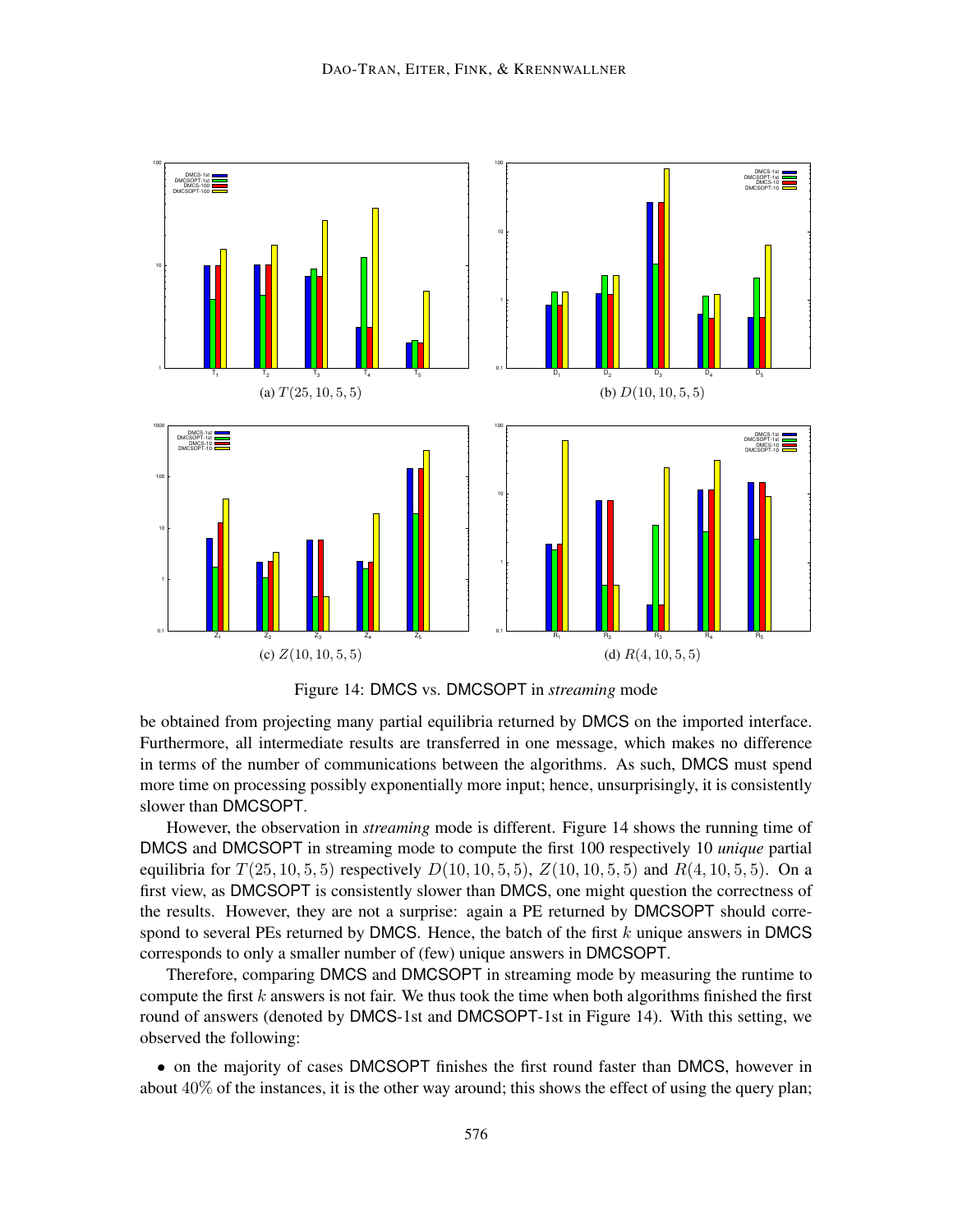(a) $T(25, 10, 5, 5)$

(b) $D(10, 10, 5, 5)$

(c) $Z(10, 10, 5, 5)$

(d) $R(4, 10, 5, 5)$

Figure 14: DMCS vs. DMCSOPT in *streaming* mode

be obtained from projecting many partial equilibria returned by DMCS on the imported interface. Furthermore, all intermediate results are transferred in one message, which makes no difference in terms of the number of communications between the algorithms. As such, DMCS must spend more time on processing possibly exponentially more input; hence, unsurprisingly, it is consistently slower than DMCSOPT.

However, the observation in *streaming* mode is different. Figure 14 shows the running time of DMCS and DMCSOPT in streaming mode to compute the first 100 respectively 10 *unique* partial equilibria for $T(25, 10, 5, 5)$ respectively $D(10, 10, 5, 5)$, $Z(10, 10, 5, 5)$ and $R(4, 10, 5, 5)$. On a first view, as DMCSOPT is consistently slower than DMCS, one might question the correctness of the results. However, they are not a surprise: again a PE returned by DMCSOPT should correspond to several PEs returned by DMCS. Hence, the batch of the first $k$ unique answers in DMCS corresponds to only a smaller number of (few) unique answers in DMCSOPT.

Therefore, comparing DMCS and DMCSOPT in streaming mode by measuring the runtime to compute the first $k$ answers is not fair. We thus took the time when both algorithms finished the first round of answers (denoted by DMCS-1st and DMCSOPT-1st in Figure 14). With this setting, we observed the following:

- on the majority of cases DMCSOPT finishes the first round faster than DMCS, however in about 40% of the instances, it is the other way around; this shows the effect of using the query plan;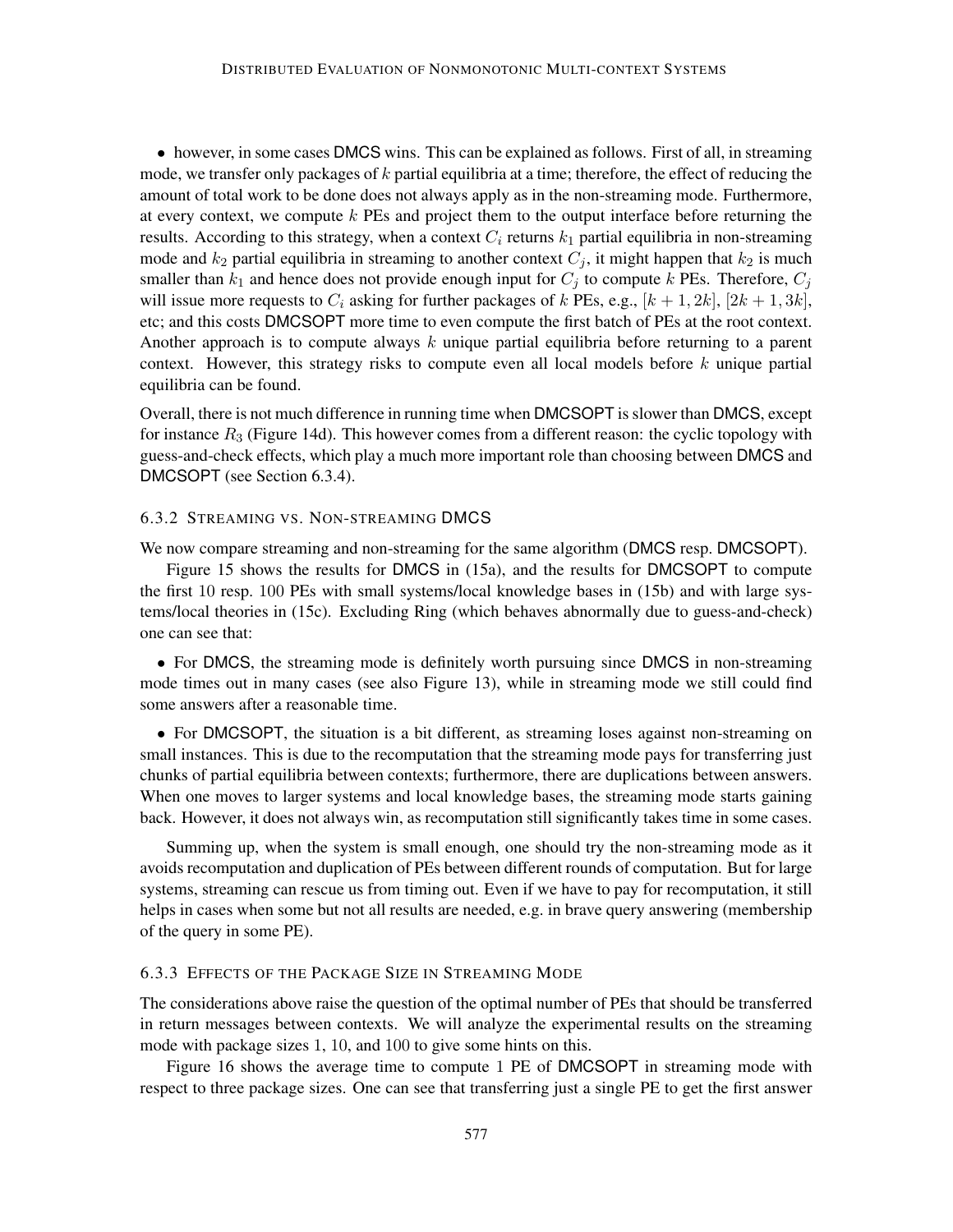- however, in some cases DMCS wins. This can be explained as follows. First of all, in streaming mode, we transfer only packages of $k$ partial equilibria at a time; therefore, the effect of reducing the amount of total work to be done does not always apply as in the non-streaming mode. Furthermore, at every context, we compute $k$ PEs and project them to the output interface before returning the results. According to this strategy, when a context $C_i$ returns $k_1$ partial equilibria in non-streaming mode and $k_2$ partial equilibria in streaming to another context $C_j$, it might happen that $k_2$ is much smaller than $k_1$ and hence does not provide enough input for $C_j$ to compute $k$ PEs. Therefore, $C_j$ will issue more requests to $C_i$ asking for further packages of $k$ PEs, e.g., $[k+1, 2k]$, $[2k+1, 3k]$, etc; and this costs DMCSOPT more time to even compute the first batch of PEs at the root context. Another approach is to compute always $k$ unique partial equilibria before returning to a parent context. However, this strategy risks to compute even all local models before $k$ unique partial equilibria can be found.

Overall, there is not much difference in running time when DMCSOPT is slower than DMCS, except for instance $R_3$ (Figure 14d). This however comes from a different reason: the cyclic topology with guess-and-check effects, which play a much more important role than choosing between DMCS and DMCSOPT (see Section 6.3.4).

### 6.3.2 Streaming vs. Non-streaming DMCS

We now compare streaming and non-streaming for the same algorithm (DMCS resp. DMCSOPT).

Figure 15 shows the results for DMCS in (15a), and the results for DMCSOPT to compute the first 10 resp. 100 PEs with small systems/local knowledge bases in (15b) and with large systems/local theories in (15c). Excluding Ring (which behaves abnormally due to guess-and-check) one can see that:

- For DMCS, the streaming mode is definitely worth pursuing since DMCS in non-streaming mode times out in many cases (see also Figure 13), while in streaming mode we still could find some answers after a reasonable time.

- For DMCSOPT, the situation is a bit different, as streaming loses against non-streaming on small instances. This is due to the recomputation that the streaming mode pays for transferring just chunks of partial equilibria between contexts; furthermore, there are duplications between answers. When one moves to larger systems and local knowledge bases, the streaming mode starts gaining back. However, it does not always win, as recomputation still significantly takes time in some cases.

Summing up, when the system is small enough, one should try the non-streaming mode as it avoids recomputation and duplication of PEs between different rounds of computation. But for large systems, streaming can rescue us from timing out. Even if we have to pay for recomputation, it still helps in cases when some but not all results are needed, e.g. in brave query answering (membership of the query in some PE).

### 6.3.3 Effects of the Package Size in Streaming Mode

The considerations above raise the question of the optimal number of PEs that should be transferred in return messages between contexts. We will analyze the experimental results on the streaming mode with package sizes 1, 10, and 100 to give some hints on this.

Figure 16 shows the average time to compute 1 PE of DMCSOPT in streaming mode with respect to three package sizes. One can see that transferring just a single PE to get the first answer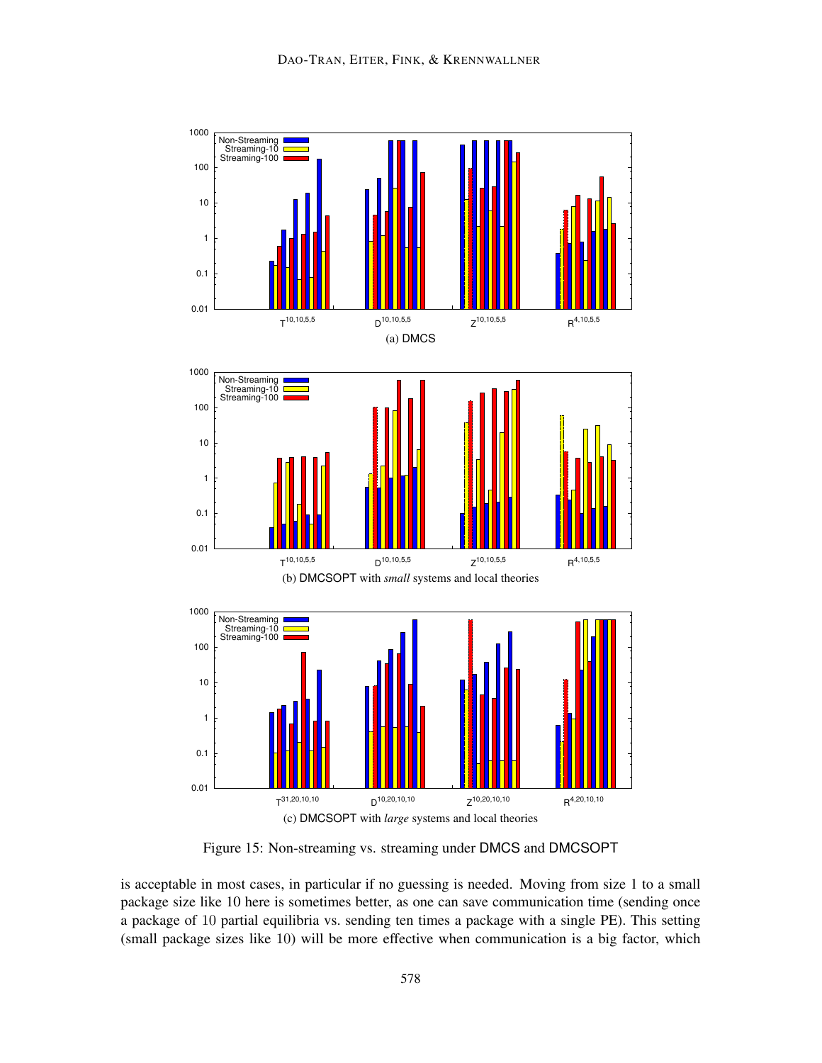(a) DMCS

(b) DMCSOPT with *small* systems and local theories

(c) DMCSOPT with *large* systems and local theories

Figure 15: Non-streaming vs. streaming under DMCS and DMCSOPT

is acceptable in most cases, in particular if no guessing is needed. Moving from size 1 to a small package size like 10 here is sometimes better, as one can save communication time (sending once a package of 10 partial equilibria vs. sending ten times a package with a single PE). This setting (small package sizes like 10) will be more effective when communication is a big factor, which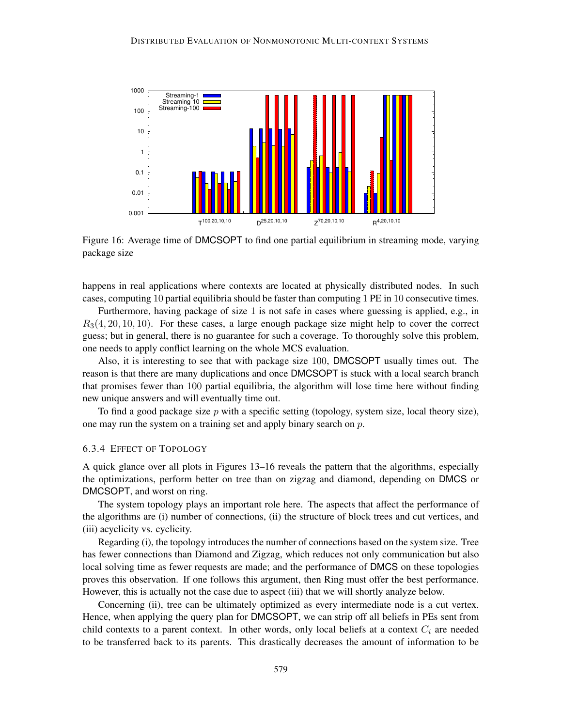Figure 16: Average time of DMCSOPT to find one partial equilibrium in streaming mode, varying package size

happens in real applications where contexts are located at physically distributed nodes. In such cases, computing 10 partial equilibria should be faster than computing 1 PE in 10 consecutive times.

Furthermore, having package of size 1 is not safe in cases where guessing is applied, e.g., in $R_3(4, 20, 10, 10)$. For these cases, a large enough package size might help to cover the correct guess; but in general, there is no guarantee for such a coverage. To thoroughly solve this problem, one needs to apply conflict learning on the whole MCS evaluation.

Also, it is interesting to see that with package size 100, DMCSOPT usually times out. The reason is that there are many duplications and once DMCSOPT is stuck with a local search branch that promises fewer than 100 partial equilibria, the algorithm will lose time here without finding new unique answers and will eventually time out.

To find a good package size $p$ with a specific setting (topology, system size, local theory size), one may run the system on a training set and apply binary search on $p$.

### 6.3.4 Effect of Topology

A quick glance over all plots in Figures 13–16 reveals the pattern that the algorithms, especially the optimizations, perform better on tree than on zigzag and diamond, depending on DMCS or DMCSOPT, and worst on ring.

The system topology plays an important role here. The aspects that affect the performance of the algorithms are (i) number of connections, (ii) the structure of block trees and cut vertices, and (iii) acyclicity vs. cyclicity.

Regarding (i), the topology introduces the number of connections based on the system size. Tree has fewer connections than Diamond and Zigzag, which reduces not only communication but also local solving time as fewer requests are made; and the performance of DMCS on these topologies proves this observation. If one follows this argument, then Ring must offer the best performance. However, this is actually not the case due to aspect (iii) that we will shortly analyze below.

Concerning (ii), tree can be ultimately optimized as every intermediate node is a cut vertex. Hence, when applying the query plan for DMCSOPT, we can strip off all beliefs in PEs sent from child contexts to a parent context. In other words, only local beliefs at a context $C_i$ are needed to be transferred back to its parents. This drastically decreases the amount of information to be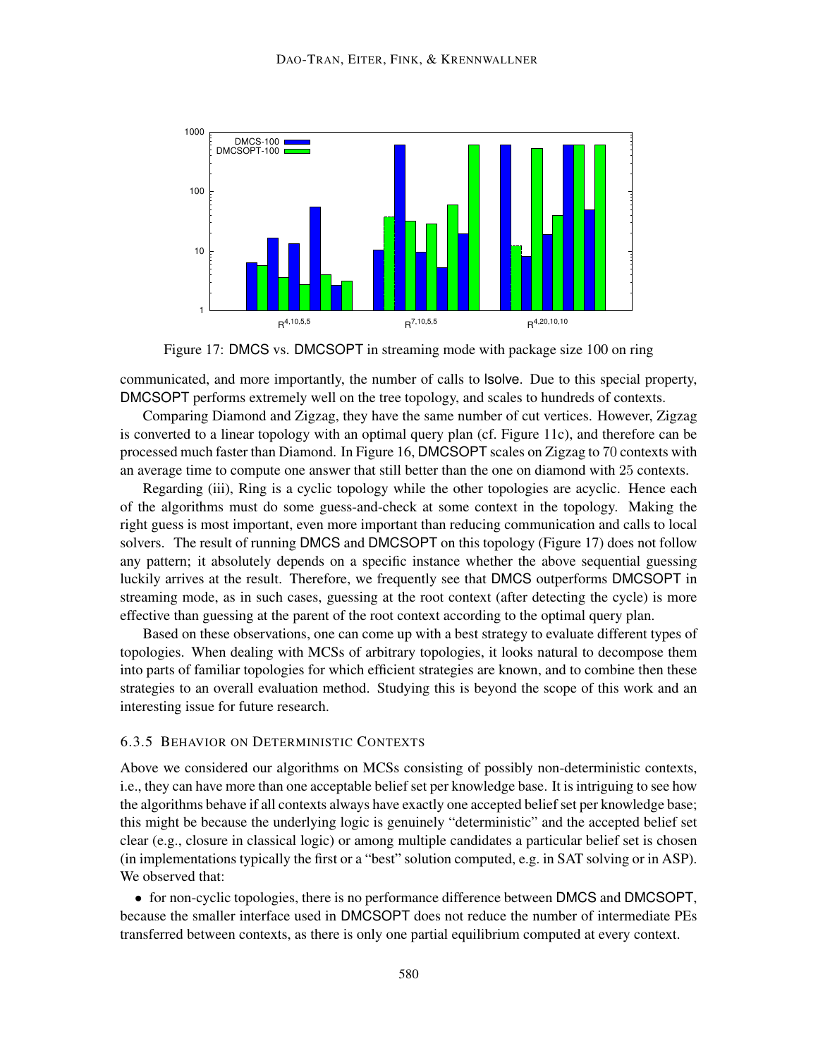Figure 17: DMCS vs. DMCSOPT in streaming mode with package size 100 on ring

communicated, and more importantly, the number of calls to lsolve. Due to this special property, DMCSOPT performs extremely well on the tree topology, and scales to hundreds of contexts.

Comparing Diamond and Zigzag, they have the same number of cut vertices. However, Zigzag is converted to a linear topology with an optimal query plan (cf. Figure 11c), and therefore can be processed much faster than Diamond. In Figure 16, DMCSOPT scales on Zigzag to 70 contexts with an average time to compute one answer that still better than the one on diamond with 25 contexts.

Regarding (iii), Ring is a cyclic topology while the other topologies are acyclic. Hence each of the algorithms must do some guess-and-check at some context in the topology. Making the right guess is most important, even more important than reducing communication and calls to local solvers. The result of running DMCS and DMCSOPT on this topology (Figure 17) does not follow any pattern; it absolutely depends on a specific instance whether the above sequential guessing luckily arrives at the result. Therefore, we frequently see that DMCS outperforms DMCSOPT in streaming mode, as in such cases, guessing at the root context (after detecting the cycle) is more effective than guessing at the parent of the root context according to the optimal query plan.

Based on these observations, one can come up with a best strategy to evaluate different types of topologies. When dealing with MCSs of arbitrary topologies, it looks natural to decompose them into parts of familiar topologies for which efficient strategies are known, and to combine then these strategies to an overall evaluation method. Studying this is beyond the scope of this work and an interesting issue for future research.

### 6.3.5 Behavior on Deterministic Contexts

Above we considered our algorithms on MCSs consisting of possibly non-deterministic contexts, i.e., they can have more than one acceptable belief set per knowledge base. It is intriguing to see how the algorithms behave if all contexts always have exactly one accepted belief set per knowledge base; this might be because the underlying logic is genuinely "deterministic" and the accepted belief set clear (e.g., closure in classical logic) or among multiple candidates a particular belief set is chosen (in implementations typically the first or a "best" solution computed, e.g. in SAT solving or in ASP). We observed that:

- for non-cyclic topologies, there is no performance difference between DMCS and DMCSOPT, because the smaller interface used in DMCSOPT does not reduce the number of intermediate PEs transferred between contexts, as there is only one partial equilibrium computed at every context.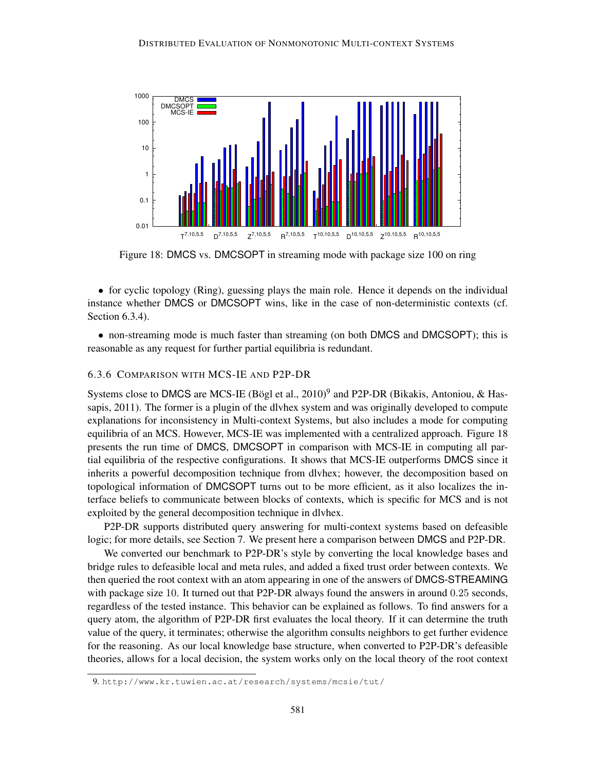Figure 18: DMCS vs. DMCSOPT in streaming mode with package size 100 on ring

- for cyclic topology (Ring), guessing plays the main role. Hence it depends on the individual instance whether DMCS or DMCSOPT wins, like in the case of non-deterministic contexts (cf. Section 6.3.4).

- non-streaming mode is much faster than streaming (on both DMCS and DMCSOPT); this is reasonable as any request for further partial equilibria is redundant.

### 6.3.6 Comparison with MCS-IE and P2P-DR

Systems close to DMCS are MCS-IE (Bögl et al., 2010)[9] and P2P-DR (Bikakis, Antoniou, & Hassapis, 2011). The former is a plugin of the dlvhex system and was originally developed to compute explanations for inconsistency in Multi-context Systems, but also includes a mode for computing equilibria of an MCS. However, MCS-IE was implemented with a centralized approach. Figure 18 presents the run time of DMCS, DMCSOPT in comparison with MCS-IE in computing all partial equilibria of the respective configurations. It shows that MCS-IE outperforms DMCS since it inherits a powerful decomposition technique from dlvhex; however, the decomposition based on topological information of DMCSOPT turns out to be more efficient, as it also localizes the interface beliefs to communicate between blocks of contexts, which is specific for MCS and is not exploited by the general decomposition technique in dlvhex.

P2P-DR supports distributed query answering for multi-context systems based on defeasible logic; for more details, see Section 7. We present here a comparison between DMCS and P2P-DR.

We converted our benchmark to P2P-DR's style by converting the local knowledge bases and bridge rules to defeasible local and meta rules, and added a fixed trust order between contexts. We then queried the root context with an atom appearing in one of the answers of DMCS-STREAMING with package size 10. It turned out that P2P-DR always found the answers in around 0.25 seconds, regardless of the tested instance. This behavior can be explained as follows. To find answers for a query atom, the algorithm of P2P-DR first evaluates the local theory. If it can determine the truth value of the query, it terminates; otherwise the algorithm consults neighbors to get further evidence for the reasoning. As our local knowledge base structure, when converted to P2P-DR's defeasible theories, allows for a local decision, the system works only on the local theory of the root context

9. http://www.kr.tuwien.ac.at/research/systems/mcsie/tut/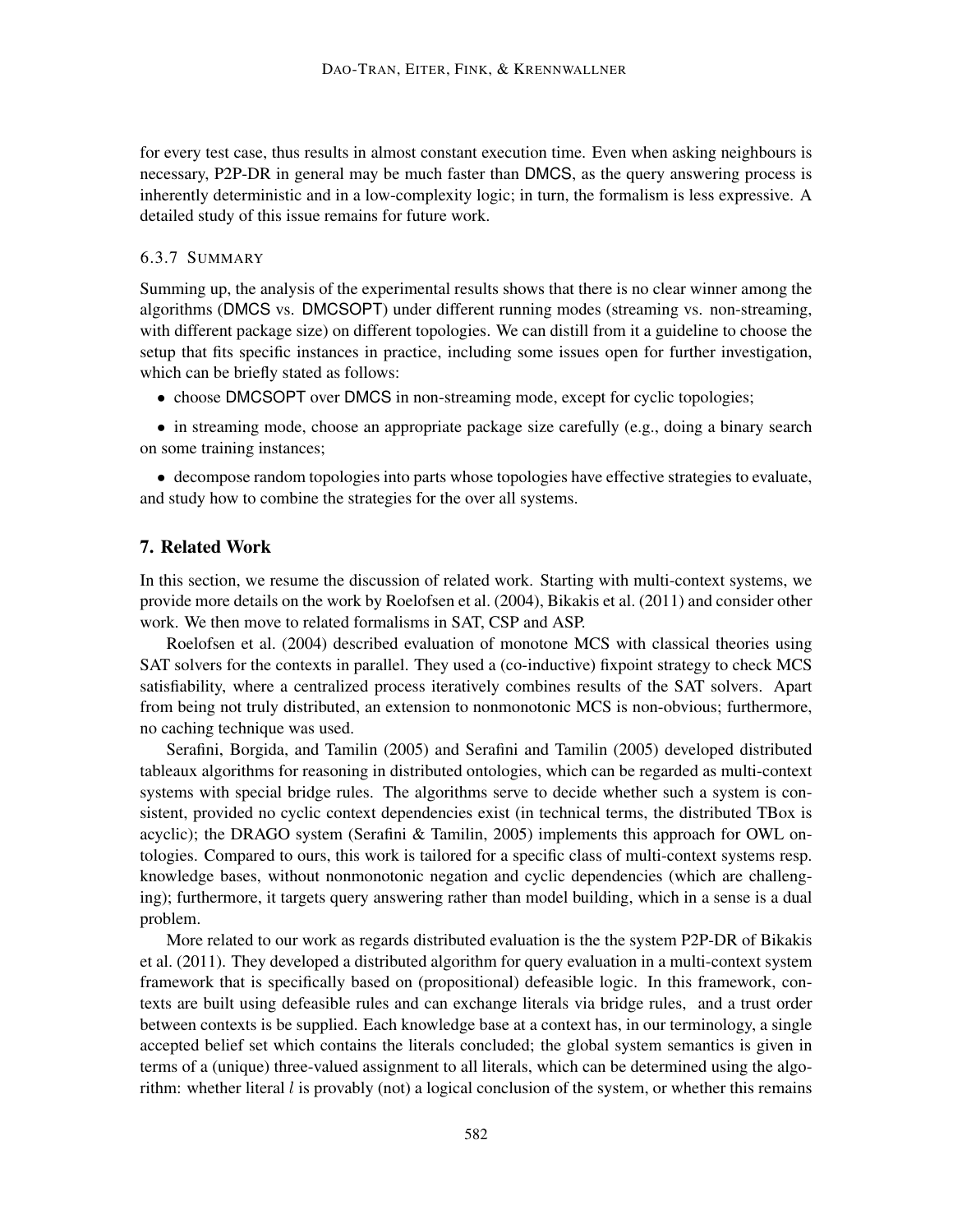for every test case, thus results in almost constant execution time. Even when asking neighbours is necessary, P2P-DR in general may be much faster than DMCS, as the query answering process is inherently deterministic and in a low-complexity logic; in turn, the formalism is less expressive. A detailed study of this issue remains for future work.

#### 6.3.7 Summary

Summing up, the analysis of the experimental results shows that there is no clear winner among the algorithms (DMCS vs. DMCSOPT) under different running modes (streaming vs. non-streaming, with different package size) on different topologies. We can distill from it a guideline to choose the setup that fits specific instances in practice, including some issues open for further investigation, which can be briefly stated as follows:

- choose DMCSOPT over DMCS in non-streaming mode, except for cyclic topologies;
- in streaming mode, choose an appropriate package size carefully (e.g., doing a binary search on some training instances;
- decompose random topologies into parts whose topologies have effective strategies to evaluate, and study how to combine the strategies for the over all systems.

## 7. Related Work

In this section, we resume the discussion of related work. Starting with multi-context systems, we provide more details on the work by Roelofsen et al. (2004), Bikakis et al. (2011) and consider other work. We then move to related formalisms in SAT, CSP and ASP.

Roelofsen et al. (2004) described evaluation of monotone MCS with classical theories using SAT solvers for the contexts in parallel. They used a (co-inductive) fixpoint strategy to check MCS satisfiability, where a centralized process iteratively combines results of the SAT solvers. Apart from being not truly distributed, an extension to nonmonotonic MCS is non-obvious; furthermore, no caching technique was used.

Serafini, Borgida, and Tamilin (2005) and Serafini and Tamilin (2005) developed distributed tableaux algorithms for reasoning in distributed ontologies, which can be regarded as multi-context systems with special bridge rules. The algorithms serve to decide whether such a system is consistent, provided no cyclic context dependencies exist (in technical terms, the distributed TBox is acyclic); the DRAGO system (Serafini & Tamilin, 2005) implements this approach for OWL ontologies. Compared to ours, this work is tailored for a specific class of multi-context systems resp. knowledge bases, without nonmonotonic negation and cyclic dependencies (which are challenging); furthermore, it targets query answering rather than model building, which in a sense is a dual problem.

More related to our work as regards distributed evaluation is the the system P2P-DR of Bikakis et al. (2011). They developed a distributed algorithm for query evaluation in a multi-context system framework that is specifically based on (propositional) defeasible logic. In this framework, contexts are built using defeasible rules and can exchange literals via bridge rules, and a trust order between contexts is be supplied. Each knowledge base at a context has, in our terminology, a single accepted belief set which contains the literals concluded; the global system semantics is given in terms of a (unique) three-valued assignment to all literals, which can be determined using the algorithm: whether literal $l$ is provably (not) a logical conclusion of the system, or whether this remains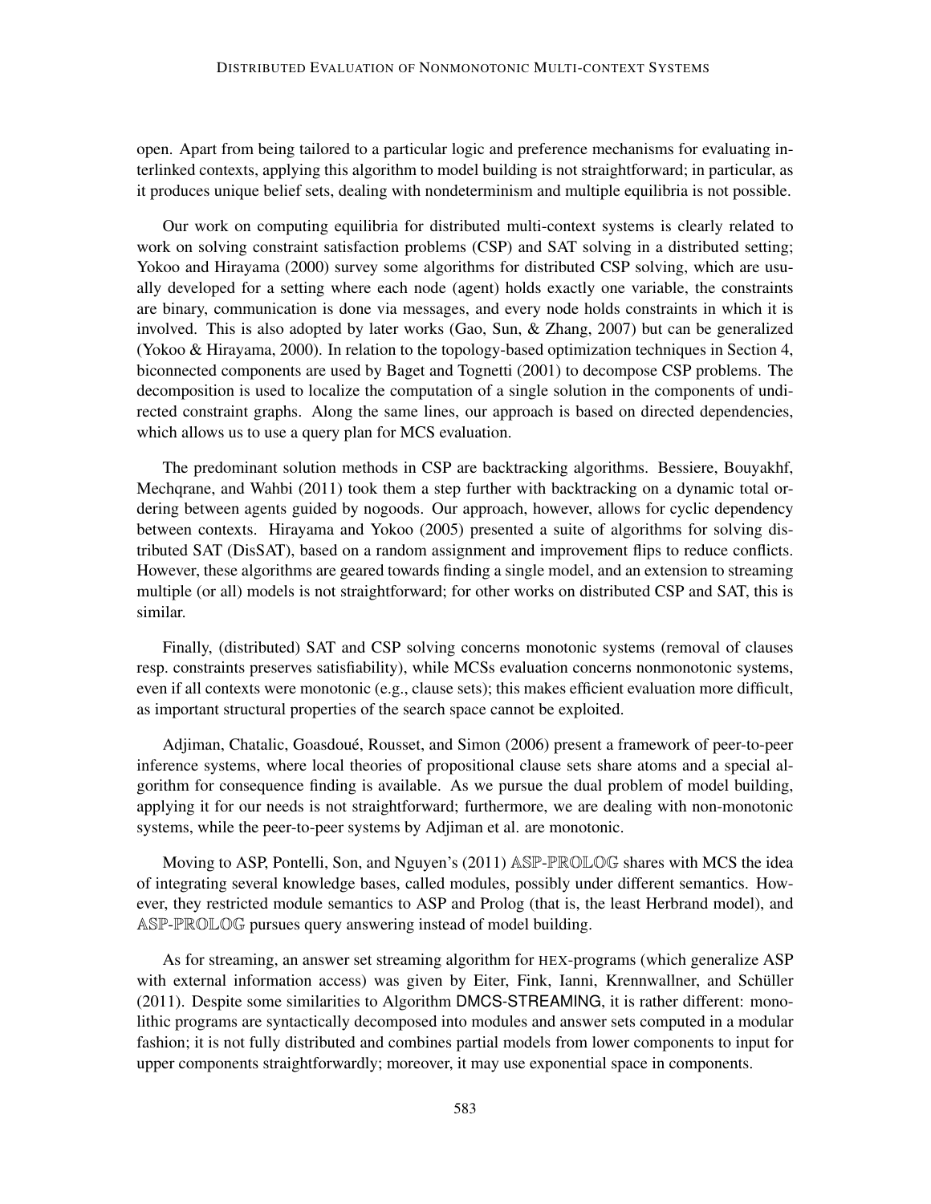open. Apart from being tailored to a particular logic and preference mechanisms for evaluating interlinked contexts, applying this algorithm to model building is not straightforward; in particular, as it produces unique belief sets, dealing with nondeterminism and multiple equilibria is not possible.

Our work on computing equilibria for distributed multi-context systems is clearly related to work on solving constraint satisfaction problems (CSP) and SAT solving in a distributed setting; Yokoo and Hirayama (2000) survey some algorithms for distributed CSP solving, which are usually developed for a setting where each node (agent) holds exactly one variable, the constraints are binary, communication is done via messages, and every node holds constraints in which it is involved. This is also adopted by later works (Gao, Sun, & Zhang, 2007) but can be generalized (Yokoo & Hirayama, 2000). In relation to the topology-based optimization techniques in Section 4, biconnected components are used by Baget and Tognetti (2001) to decompose CSP problems. The decomposition is used to localize the computation of a single solution in the components of undirected constraint graphs. Along the same lines, our approach is based on directed dependencies, which allows us to use a query plan for MCS evaluation.

The predominant solution methods in CSP are backtracking algorithms. Bessiere, Bouyakhf, Mechqrane, and Wahbi (2011) took them a step further with backtracking on a dynamic total ordering between agents guided by nogoods. Our approach, however, allows for cyclic dependency between contexts. Hirayama and Yokoo (2005) presented a suite of algorithms for solving distributed SAT (DisSAT), based on a random assignment and improvement flips to reduce conflicts. However, these algorithms are geared towards finding a single model, and an extension to streaming multiple (or all) models is not straightforward; for other works on distributed CSP and SAT, this is similar.

Finally, (distributed) SAT and CSP solving concerns monotonic systems (removal of clauses resp. constraints preserves satisfiability), while MCSs evaluation concerns nonmonotonic systems, even if all contexts were monotonic (e.g., clause sets); this makes efficient evaluation more difficult, as important structural properties of the search space cannot be exploited.

Adjiman, Chatalic, Goasdoué, Rousset, and Simon (2006) present a framework of peer-to-peer inference systems, where local theories of propositional clause sets share atoms and a special algorithm for consequence finding is available. As we pursue the dual problem of model building, applying it for our needs is not straightforward; furthermore, we are dealing with non-monotonic systems, while the peer-to-peer systems by Adjiman et al. are monotonic.

Moving to ASP, Pontelli, Son, and Nguyen's (2011) ASP-PROLOG shares with MCS the idea of integrating several knowledge bases, called modules, possibly under different semantics. However, they restricted module semantics to ASP and Prolog (that is, the least Herbrand model), and ASP-PROLOG pursues query answering instead of model building.

As for streaming, an answer set streaming algorithm for HEX-programs (which generalize ASP with external information access) was given by Eiter, Fink, Ianni, Krennwallner, and Schüller (2011). Despite some similarities to Algorithm DMCS-STREAMING, it is rather different: monolithic programs are syntactically decomposed into modules and answer sets computed in a modular fashion; it is not fully distributed and combines partial models from lower components to input for upper components straightforwardly; moreover, it may use exponential space in components.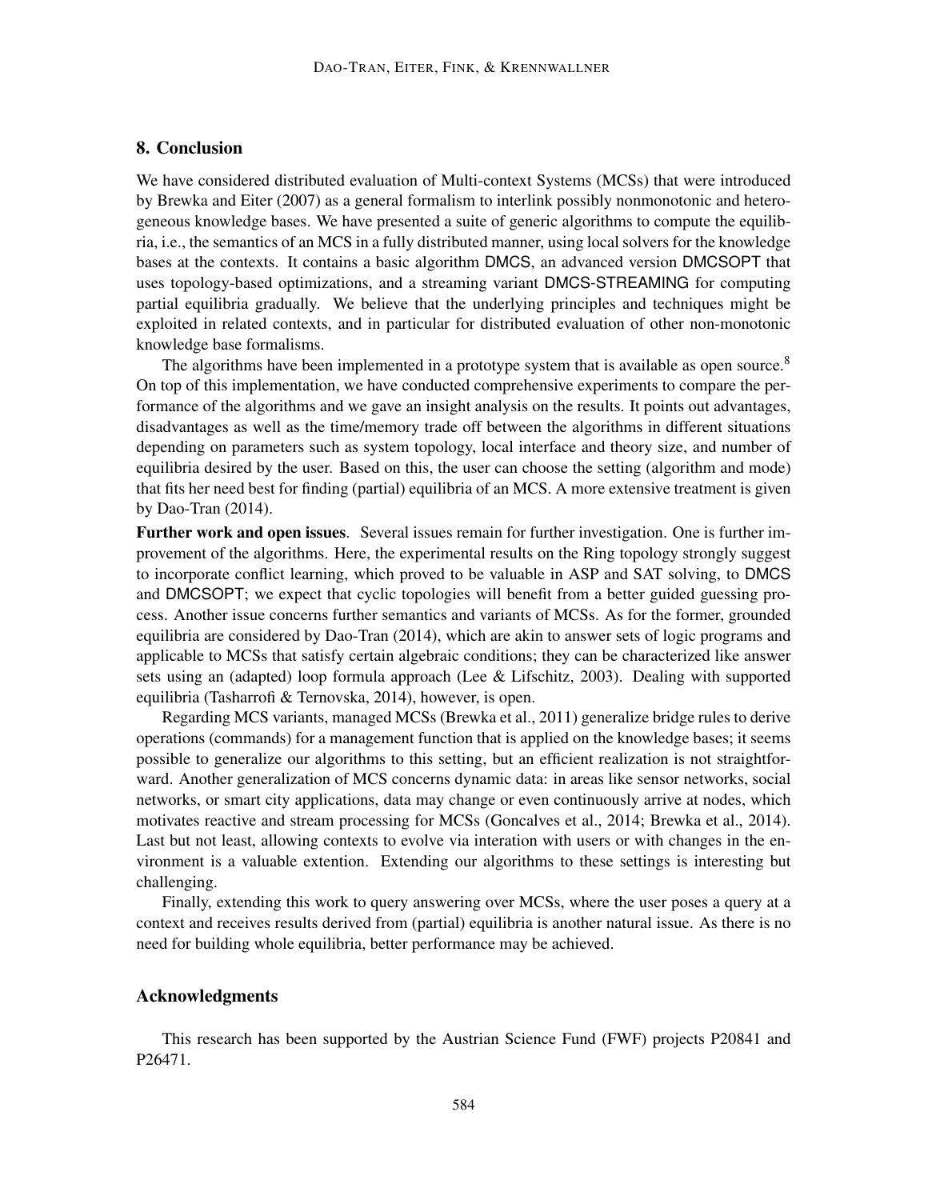## 8. Conclusion

We have considered distributed evaluation of Multi-context Systems (MCSs) that were introduced by Brewka and Eiter (2007) as a general formalism to interlink possibly nonmonotonic and heterogeneous knowledge bases. We have presented a suite of generic algorithms to compute the equilibria, i.e., the semantics of an MCS in a fully distributed manner, using local solvers for the knowledge bases at the contexts. It contains a basic algorithm DMCS, an advanced version DMCSOPT that uses topology-based optimizations, and a streaming variant DMCS-STREAMING for computing partial equilibria gradually. We believe that the underlying principles and techniques might be exploited in related contexts, and in particular for distributed evaluation of other non-monotonic knowledge base formalisms.

The algorithms have been implemented in a prototype system that is available as open source.[8] On top of this implementation, we have conducted comprehensive experiments to compare the performance of the algorithms and we gave an insight analysis on the results. It points out advantages, disadvantages as well as the time/memory trade off between the algorithms in different situations depending on parameters such as system topology, local interface and theory size, and number of equilibria desired by the user. Based on this, the user can choose the setting (algorithm and mode) that fits her need best for finding (partial) equilibria of an MCS. A more extensive treatment is given by Dao-Tran (2014).

**Further work and open issues**. Several issues remain for further investigation. One is further improvement of the algorithms. Here, the experimental results on the Ring topology strongly suggest to incorporate conflict learning, which proved to be valuable in ASP and SAT solving, to DMCS and DMCSOPT; we expect that cyclic topologies will benefit from a better guided guessing process. Another issue concerns further semantics and variants of MCSs. As for the former, grounded equilibria are considered by Dao-Tran (2014), which are akin to answer sets of logic programs and applicable to MCSs that satisfy certain algebraic conditions; they can be characterized like answer sets using an (adapted) loop formula approach (Lee & Lifschitz, 2003). Dealing with supported equilibria (Tasharrofi & Ternovska, 2014), however, is open.

Regarding MCS variants, managed MCSs (Brewka et al., 2011) generalize bridge rules to derive operations (commands) for a management function that is applied on the knowledge bases; it seems possible to generalize our algorithms to this setting, but an efficient realization is not straightforward. Another generalization of MCS concerns dynamic data: in areas like sensor networks, social networks, or smart city applications, data may change or even continuously arrive at nodes, which motivates reactive and stream processing for MCSs (Goncalves et al., 2014; Brewka et al., 2014). Last but not least, allowing contexts to evolve via interation with users or with changes in the environment is a valuable extention. Extending our algorithms to these settings is interesting but challenging.

Finally, extending this work to query answering over MCSs, where the user poses a query at a context and receives results derived from (partial) equilibria is another natural issue. As there is no need for building whole equilibria, better performance may be achieved.

## Acknowledgments

This research has been supported by the Austrian Science Fund (FWF) projects P20841 and P26471.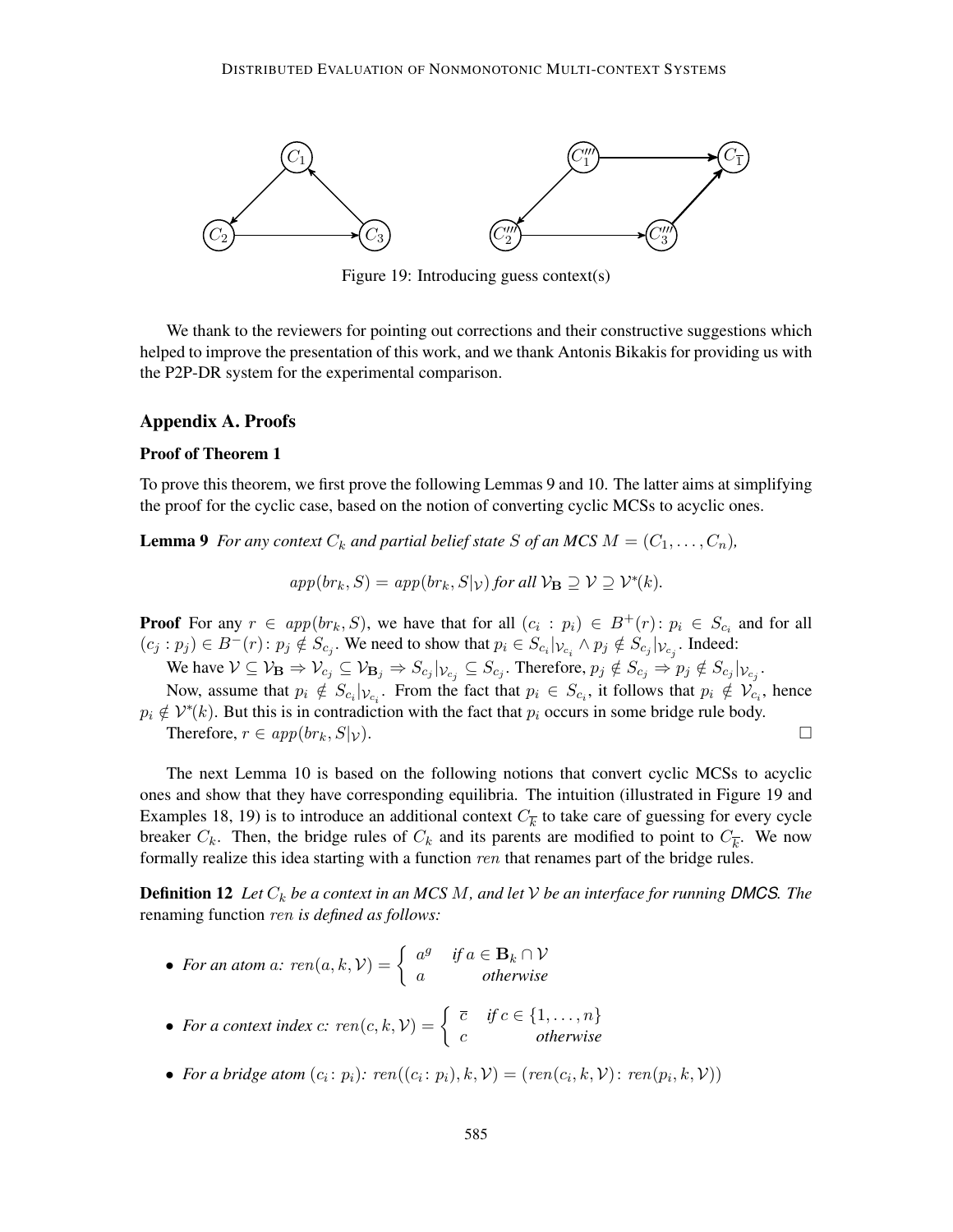Figure 19: Introducing guess context(s)

We thank to the reviewers for pointing out corrections and their constructive suggestions which helped to improve the presentation of this work, and we thank Antonis Bikakis for providing us with the P2P-DR system for the experimental comparison.

## Appendix A. Proofs

### Proof of Theorem 1

To prove this theorem, we first prove the following Lemmas 9 and 10. The latter aims at simplifying the proof for the cyclic case, based on the notion of converting cyclic MCSs to acyclic ones.

**Lemma 9** *For any context $C_k$ and partial belief state $S$ of an MCS $M = (C_1, \ldots, C_n)$,*

$$app(br_k, S) = app(br_k, S|_{\mathcal{V}}) \text{ for all } \mathcal{V}_{\mathbf{B}} \supseteq \mathcal{V} \supseteq \mathcal{V}^*(k).$$

**Proof** For any $r \in app(br_k, S)$, we have that for all $(c_i : p_i) \in B^+(r)$: $p_i \in S_{c_i}$ and for all $(c_j : p_j) \in B^-(r)$: $p_j \notin S_{c_j}$. We need to show that $p_i \in S_{c_i}|_{\mathcal{V}_{c_i}} \wedge p_j \notin S_{c_j}|_{\mathcal{V}_{c_j}}$. Indeed:

We have $\mathcal{V} \subseteq \mathcal{V}_{\mathbf{B}} \Rightarrow \mathcal{V}_{c_j} \subseteq \mathcal{V}_{\mathbf{B}_j} \Rightarrow S_{c_j}|_{\mathcal{V}_{c_j}} \subseteq S_{c_j}$. Therefore, $p_j \notin S_{c_j} \Rightarrow p_j \notin S_{c_j}|_{\mathcal{V}_{c_j}}$.

Now, assume that $p_i \notin S_{c_i}|_{\mathcal{V}_{c_i}}$. From the fact that $p_i \in S_{c_i}$, it follows that $p_i \notin \mathcal{V}_{c_i}$, hence $p_i \notin \mathcal{V}^*(k)$. But this is in contradiction with the fact that $p_i$ occurs in some bridge rule body.

Therefore, $r \in app(br_k, S|_{\mathcal{V}})$. $\square$

The next Lemma 10 is based on the following notions that convert cyclic MCSs to acyclic ones and show that they have corresponding equilibria. The intuition (illustrated in Figure 19 and Examples 18, 19) is to introduce an additional context $C_{\overline{k}}$ to take care of guessing for every cycle breaker $C_k$. Then, the bridge rules of $C_k$ and its parents are modified to point to $C_{\overline{k}}$. We now formally realize this idea starting with a function $ren$ that renames part of the bridge rules.

**Definition 12** *Let $C_k$ be a context in an MCS $M$, and let $\mathcal{V}$ be an interface for running **DMCS**. The* renaming function *$ren$ is defined as follows:*

- *For an atom $a$:* $ren(a, k, \mathcal{V}) = \begin{cases} a^g & \text{if } a \in \mathbf{B}_k \cap \mathcal{V} \\ a & \text{otherwise} \end{cases}$
- *For a context index $c$:* $ren(c, k, \mathcal{V}) = \begin{cases} \overline{c} & \text{if } c \in \{1, \ldots, n\} \\ c & \text{otherwise} \end{cases}$
- *For a bridge atom $(c_i\colon p_i)$:* $ren((c_i\colon p_i), k, \mathcal{V}) = (ren(c_i, k, \mathcal{V})\colon ren(p_i, k, \mathcal{V}))$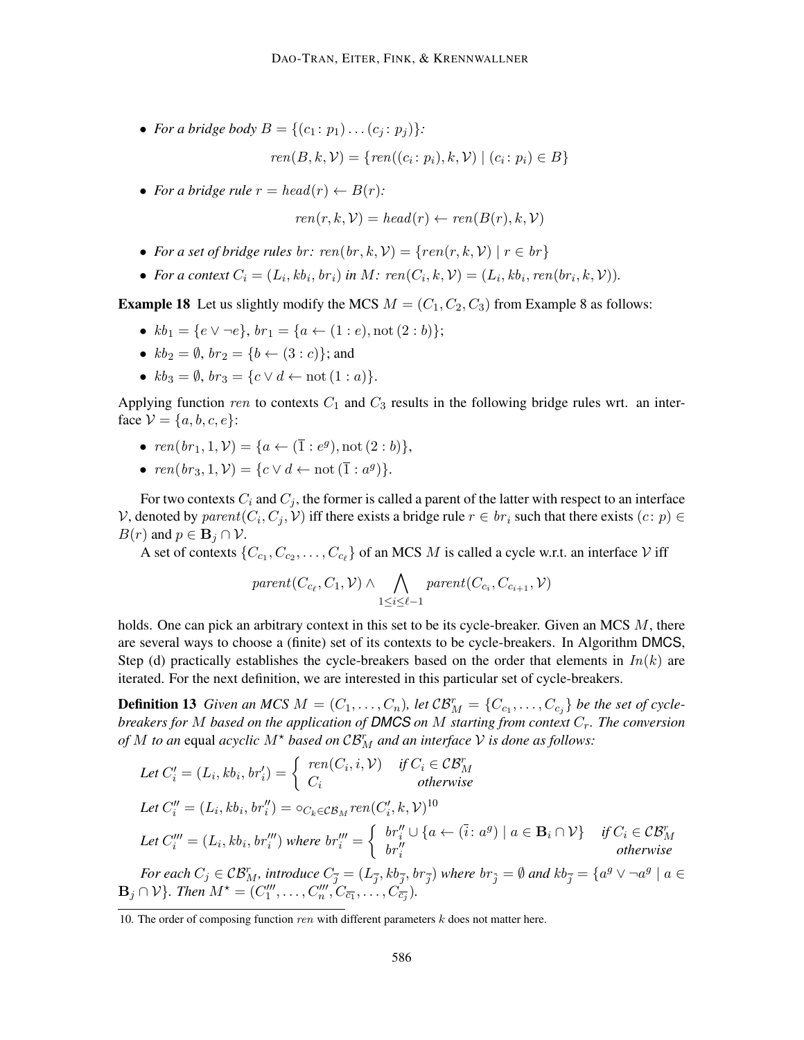- *For a bridge body* $B = \{(c_1\colon p_1) \ldots (c_j\colon p_j)\}$*:*

$$ren(B, k, \mathcal{V}) = \{ren((c_i\colon p_i), k, \mathcal{V}) \mid (c_i\colon p_i) \in B\}$$

- *For a bridge rule* $r = head(r) \leftarrow B(r)$*:*

$$ren(r, k, \mathcal{V}) = head(r) \leftarrow ren(B(r), k, \mathcal{V})$$

- *For a set of bridge rules* $br$*:* $ren(br, k, \mathcal{V}) = \{ren(r, k, \mathcal{V}) \mid r \in br\}$
- *For a context* $C_i = (L_i, kb_i, br_i)$ *in* $M$*:* $ren(C_i, k, \mathcal{V}) = (L_i, kb_i, ren(br_i, k, \mathcal{V}))$*.*

**Example 18** Let us slightly modify the MCS $M = (C_1, C_2, C_3)$ from Example 8 as follows:

- $kb_1 = \{e \vee \neg e\}$, $br_1 = \{a \leftarrow (1 : e), \text{not}\,(2 : b)\}$;
- $kb_2 = \emptyset$, $br_2 = \{b \leftarrow (3 : c)\}$; and
- $kb_3 = \emptyset$, $br_3 = \{c \vee d \leftarrow \text{not}\,(1 : a)\}$.

Applying function $ren$ to contexts $C_1$ and $C_3$ results in the following bridge rules wrt. an interface $\mathcal{V} = \{a, b, c, e\}$:

- $ren(br_1, 1, \mathcal{V}) = \{a \leftarrow (\overline{1} : e^g), \text{not}\,(2 : b)\}$,
- $ren(br_3, 1, \mathcal{V}) = \{c \vee d \leftarrow \text{not}\,(\overline{1} : a^g)\}$.

For two contexts $C_i$ and $C_j$, the former is called a parent of the latter with respect to an interface $\mathcal{V}$, denoted by $parent(C_i, C_j, \mathcal{V})$ iff there exists a bridge rule $r \in br_i$ such that there exists $(c\colon p) \in B(r)$ and $p \in \mathbf{B}_j \cap \mathcal{V}$.

A set of contexts $\{C_{c_1}, C_{c_2}, \ldots, C_{c_\ell}\}$ of an MCS $M$ is called a cycle w.r.t. an interface $\mathcal{V}$ iff

$$parent(C_{c_\ell}, C_1, \mathcal{V}) \wedge \bigwedge_{1 \leq i \leq \ell - 1} parent(C_{c_i}, C_{c_{i+1}}, \mathcal{V})$$

holds. One can pick an arbitrary context in this set to be its cycle-breaker. Given an MCS $M$, there are several ways to choose a (finite) set of its contexts to be cycle-breakers. In Algorithm DMCS, Step (d) practically establishes the cycle-breakers based on the order that elements in $In(k)$ are iterated. For the next definition, we are interested in this particular set of cycle-breakers.

**Definition 13** *Given an MCS* $M = (C_1, \ldots, C_n)$*, let* $\mathcal{CB}^r_M = \{C_{c_1}, \ldots, C_{c_j}\}$ *be the set of cycle-breakers for* $M$ *based on the application of* **DMCS** *on* $M$ *starting from context* $C_r$*. The conversion of* $M$ *to an* equal *acyclic* $M^\star$ *based on* $\mathcal{CB}^r_M$ *and an interface* $\mathcal{V}$ *is done as follows:*

*Let* $C'_i = (L_i, kb_i, br'_i) = \begin{cases} ren(C_i, i, \mathcal{V}) & \text{if } C_i \in \mathcal{CB}^r_M \\ C_i & \text{otherwise} \end{cases}$

*Let* $C''_i = (L_i, kb_i, br''_i) = \circ_{C_k \in \mathcal{CB}_M} ren(C'_i, k, \mathcal{V})$[10]

*Let* $C'''_i = (L_i, kb_i, br'''_i)$ *where* $br'''_i = \begin{cases} br''_i \cup \{a \leftarrow (\bar{i}\colon a^g) \mid a \in \mathbf{B}_i \cap \mathcal{V}\} & \text{if } C_i \in \mathcal{CB}^r_M \\ br''_i & \text{otherwise} \end{cases}$

*For each* $C_j \in \mathcal{CB}^r_M$*, introduce* $C_{\overline{j}} = (L_{\overline{j}}, kb_{\overline{j}}, br_{\overline{j}})$ *where* $br_{\bar{j}} = \emptyset$ *and* $kb_{\overline{j}} = \{a^g \vee \neg a^g \mid a \in \mathbf{B}_j \cap \mathcal{V}\}$*. Then* $M^\star = (C'''_1, \ldots, C'''_n, C_{\overline{c_1}}, \ldots, C_{\overline{c_j}})$*.*

10. The order of composing function $ren$ with different parameters $k$ does not matter here.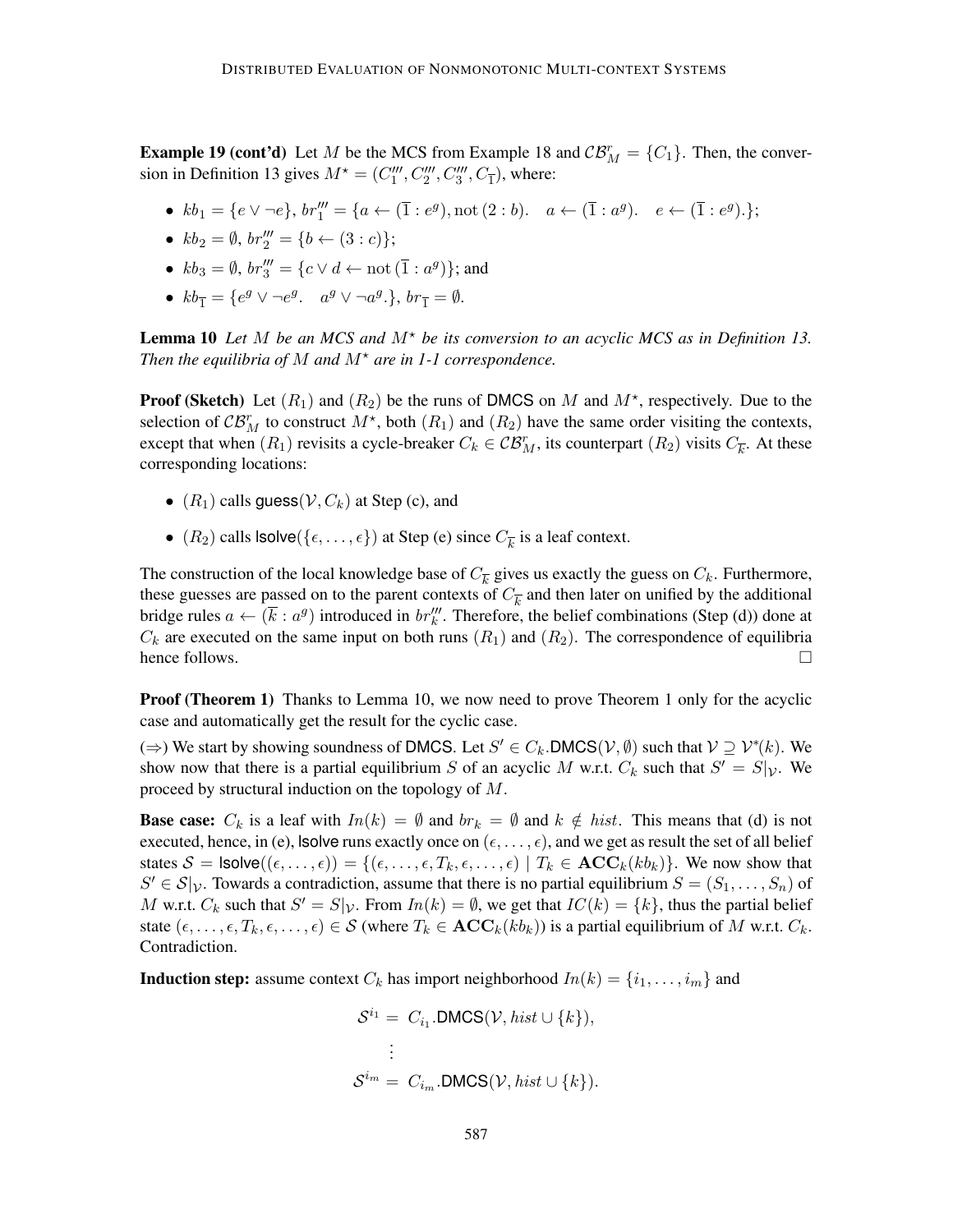**Example 19 (cont'd)** Let $M$ be the MCS from Example 18 and $\mathcal{CB}^r_M = \{C_1\}$. Then, the conversion in Definition 13 gives $M^\star = (C_1''', C_2''', C_3''', C_{\overline{1}})$, where:

- $kb_1 = \{e \vee \neg e\}$, $br_1''' = \{a \leftarrow (\overline{1} : e^g), \text{not}\,(2 : b). \quad a \leftarrow (\overline{1} : a^g). \quad e \leftarrow (\overline{1} : e^g).\}$;
- $kb_2 = \emptyset$, $br_2''' = \{b \leftarrow (3 : c)\}$;
- $kb_3 = \emptyset$, $br_3''' = \{c \vee d \leftarrow \text{not}\,(\overline{1} : a^g)\}$; and
- $kb_{\overline{1}} = \{e^g \vee \neg e^g. \quad a^g \vee \neg a^g.\}$, $br_{\overline{1}} = \emptyset$.

**Lemma 10** *Let $M$ be an MCS and $M^\star$ be its conversion to an acyclic MCS as in Definition 13. Then the equilibria of $M$ and $M^\star$ are in 1-1 correspondence.*

**Proof (Sketch)** Let $(R_1)$ and $(R_2)$ be the runs of DMCS on $M$ and $M^\star$, respectively. Due to the selection of $\mathcal{CB}^r_M$ to construct $M^\star$, both $(R_1)$ and $(R_2)$ have the same order visiting the contexts, except that when $(R_1)$ revisits a cycle-breaker $C_k \in \mathcal{CB}^r_M$, its counterpart $(R_2)$ visits $C_{\overline{k}}$. At these corresponding locations:

- $(R_1)$ calls $\mathsf{guess}(\mathcal{V}, C_k)$ at Step (c), and
- $(R_2)$ calls $\mathsf{lsolve}(\{\epsilon, \ldots, \epsilon\})$ at Step (e) since $C_{\overline{k}}$ is a leaf context.

The construction of the local knowledge base of $C_{\overline{k}}$ gives us exactly the guess on $C_k$. Furthermore, these guesses are passed on to the parent contexts of $C_{\overline{k}}$ and then later on unified by the additional bridge rules $a \leftarrow (\overline{k} : a^g)$ introduced in $br_k'''$. Therefore, the belief combinations (Step (d)) done at $C_k$ are executed on the same input on both runs $(R_1)$ and $(R_2)$. The correspondence of equilibria hence follows. $\square$

**Proof (Theorem 1)** Thanks to Lemma 10, we now need to prove Theorem 1 only for the acyclic case and automatically get the result for the cyclic case.

$(\Rightarrow)$ We start by showing soundness of DMCS. Let $S' \in C_k.\mathsf{DMCS}(\mathcal{V}, \emptyset)$ such that $\mathcal{V} \supseteq \mathcal{V}^*(k)$. We show now that there is a partial equilibrium $S$ of an acyclic $M$ w.r.t. $C_k$ such that $S' = S|_\mathcal{V}$. We proceed by structural induction on the topology of $M$.

**Base case:** $C_k$ is a leaf with $In(k) = \emptyset$ and $br_k = \emptyset$ and $k \notin hist$. This means that (d) is not executed, hence, in (e), $\mathsf{lsolve}$ runs exactly once on $(\epsilon, \ldots, \epsilon)$, and we get as result the set of all belief states $\mathcal{S} = \mathsf{lsolve}((\epsilon, \ldots, \epsilon)) = \{(\epsilon, \ldots, \epsilon, T_k, \epsilon, \ldots, \epsilon) \mid T_k \in \mathbf{ACC}_k(kb_k)\}$. We now show that $S' \in \mathcal{S}|_\mathcal{V}$. Towards a contradiction, assume that there is no partial equilibrium $S = (S_1, \ldots, S_n)$ of $M$ w.r.t. $C_k$ such that $S' = S|_\mathcal{V}$. From $In(k) = \emptyset$, we get that $IC(k) = \{k\}$, thus the partial belief state $(\epsilon, \ldots, \epsilon, T_k, \epsilon, \ldots, \epsilon) \in \mathcal{S}$ (where $T_k \in \mathbf{ACC}_k(kb_k)$) is a partial equilibrium of $M$ w.r.t. $C_k$. Contradiction.

**Induction step:** assume context $C_k$ has import neighborhood $In(k) = \{i_1, \ldots, i_m\}$ and

$$
\begin{aligned}
\mathcal{S}^{i_1} &= C_{i_1}.\mathsf{DMCS}(\mathcal{V}, hist \cup \{k\}), \\
&\;\;\vdots \\
\mathcal{S}^{i_m} &= C_{i_m}.\mathsf{DMCS}(\mathcal{V}, hist \cup \{k\}).
\end{aligned}
$$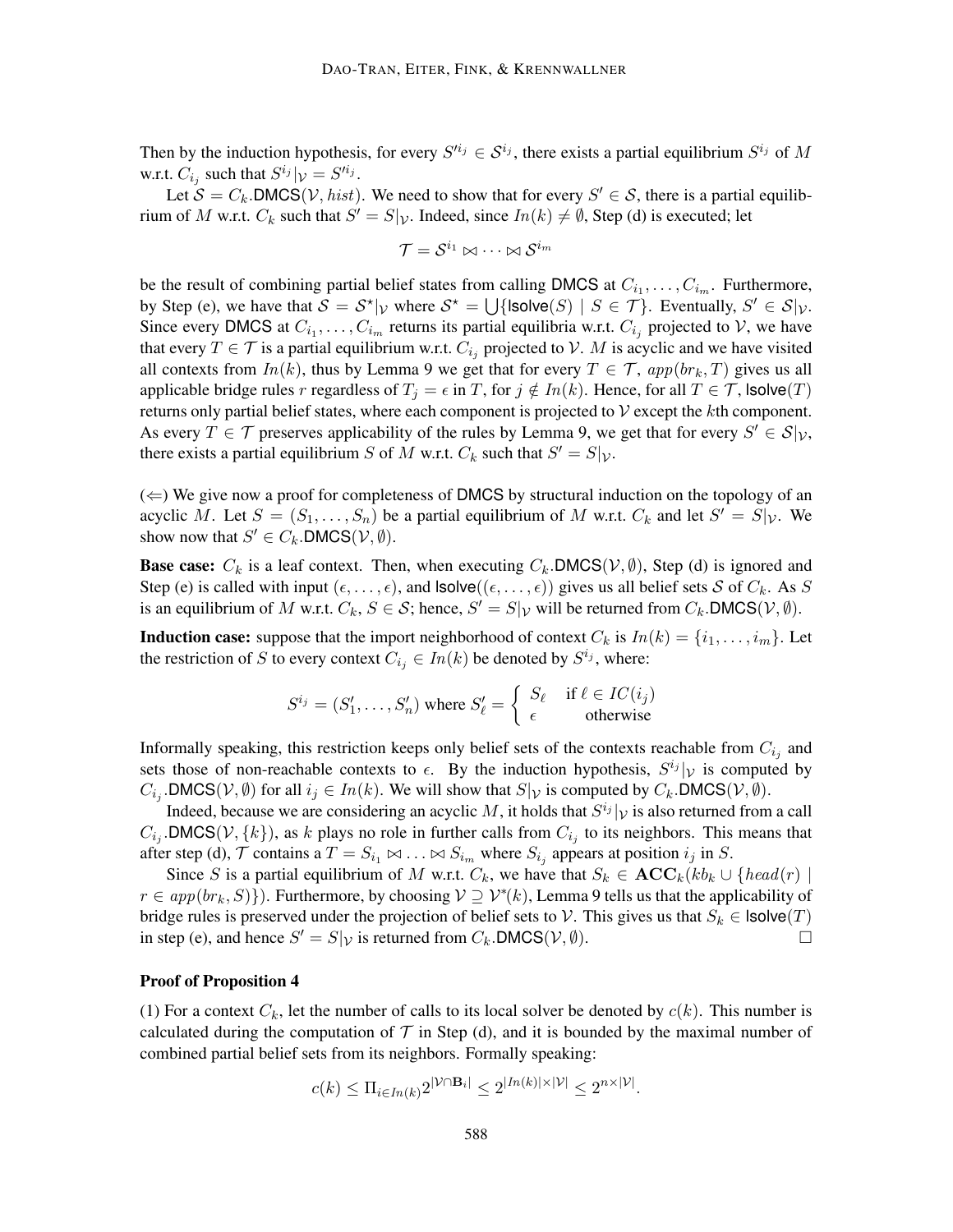Then by the induction hypothesis, for every $S'^{i_j} \in \mathcal{S}^{i_j}$, there exists a partial equilibrium $S^{i_j}$ of $M$ w.r.t. $C_{i_j}$ such that $S^{i_j}|_\mathcal{V} = S'^{i_j}$.

Let $\mathcal{S} = C_k.\mathsf{DMCS}(\mathcal{V}, hist)$. We need to show that for every $S' \in \mathcal{S}$, there is a partial equilibrium of $M$ w.r.t. $C_k$ such that $S' = S|_\mathcal{V}$. Indeed, since $In(k) \neq \emptyset$, Step (d) is executed; let

$$\mathcal{T} = \mathcal{S}^{i_1} \bowtie \cdots \bowtie \mathcal{S}^{i_m}$$

be the result of combining partial belief states from calling DMCS at $C_{i_1}, \ldots, C_{i_m}$. Furthermore, by Step (e), we have that $\mathcal{S} = \mathcal{S}^\star|_\mathcal{V}$ where $\mathcal{S}^\star = \bigcup\{\mathsf{lsolve}(S) \mid S \in \mathcal{T}\}$. Eventually, $S' \in \mathcal{S}|_\mathcal{V}$. Since every DMCS at $C_{i_1}, \ldots, C_{i_m}$ returns its partial equilibria w.r.t. $C_{i_j}$ projected to $\mathcal{V}$, we have that every $T \in \mathcal{T}$ is a partial equilibrium w.r.t. $C_{i_j}$ projected to $\mathcal{V}$. $M$ is acyclic and we have visited all contexts from $In(k)$, thus by Lemma 9 we get that for every $T \in \mathcal{T}$, $app(br_k, T)$ gives us all applicable bridge rules $r$ regardless of $T_j = \epsilon$ in $T$, for $j \notin In(k)$. Hence, for all $T \in \mathcal{T}$, $\mathsf{lsolve}(T)$ returns only partial belief states, where each component is projected to $\mathcal{V}$ except the $k$th component. As every $T \in \mathcal{T}$ preserves applicability of the rules by Lemma 9, we get that for every $S' \in \mathcal{S}|_\mathcal{V}$, there exists a partial equilibrium $S$ of $M$ w.r.t. $C_k$ such that $S' = S|_\mathcal{V}$.

($\Leftarrow$) We give now a proof for completeness of DMCS by structural induction on the topology of an acyclic $M$. Let $S = (S_1, \ldots, S_n)$ be a partial equilibrium of $M$ w.r.t. $C_k$ and let $S' = S|_\mathcal{V}$. We show now that $S' \in C_k.\mathsf{DMCS}(\mathcal{V}, \emptyset)$.

**Base case:** $C_k$ is a leaf context. Then, when executing $C_k.\mathsf{DMCS}(\mathcal{V}, \emptyset)$, Step (d) is ignored and Step (e) is called with input $(\epsilon, \ldots, \epsilon)$, and $\mathsf{lsolve}((\epsilon, \ldots, \epsilon))$ gives us all belief sets $\mathcal{S}$ of $C_k$. As $S$ is an equilibrium of $M$ w.r.t. $C_k$, $S \in \mathcal{S}$; hence, $S' = S|_\mathcal{V}$ will be returned from $C_k.\mathsf{DMCS}(\mathcal{V}, \emptyset)$.

**Induction case:** suppose that the import neighborhood of context $C_k$ is $In(k) = \{i_1, \ldots, i_m\}$. Let the restriction of $S$ to every context $C_{i_j} \in In(k)$ be denoted by $S^{i_j}$, where:

$$S^{i_j} = (S'_1, \ldots, S'_n) \text{ where } S'_\ell = \begin{cases} S_\ell & \text{if } \ell \in IC(i_j) \\ \epsilon & \text{otherwise} \end{cases}$$

Informally speaking, this restriction keeps only belief sets of the contexts reachable from $C_{i_j}$ and sets those of non-reachable contexts to $\epsilon$. By the induction hypothesis, $S^{i_j}|_\mathcal{V}$ is computed by $C_{i_j}.\mathsf{DMCS}(\mathcal{V}, \emptyset)$ for all $i_j \in In(k)$. We will show that $S|_\mathcal{V}$ is computed by $C_k.\mathsf{DMCS}(\mathcal{V}, \emptyset)$.

Indeed, because we are considering an acyclic $M$, it holds that $S^{i_j}|_\mathcal{V}$ is also returned from a call $C_{i_j}.\mathsf{DMCS}(\mathcal{V}, \{k\})$, as $k$ plays no role in further calls from $C_{i_j}$ to its neighbors. This means that after step (d), $\mathcal{T}$ contains a $T = S_{i_1} \bowtie \ldots \bowtie S_{i_m}$ where $S_{i_j}$ appears at position $i_j$ in $S$.

Since $S$ is a partial equilibrium of $M$ w.r.t. $C_k$, we have that $S_k \in \mathbf{ACC}_k(kb_k \cup \{head(r) \mid r \in app(br_k, S)\})$. Furthermore, by choosing $\mathcal{V} \supseteq \mathcal{V}^*(k)$, Lemma 9 tells us that the applicability of bridge rules is preserved under the projection of belief sets to $\mathcal{V}$. This gives us that $S_k \in \mathsf{lsolve}(T)$ in step (e), and hence $S' = S|_\mathcal{V}$ is returned from $C_k.\mathsf{DMCS}(\mathcal{V}, \emptyset)$. $\square$

### Proof of Proposition 4

(1) For a context $C_k$, let the number of calls to its local solver be denoted by $c(k)$. This number is calculated during the computation of $\mathcal{T}$ in Step (d), and it is bounded by the maximal number of combined partial belief sets from its neighbors. Formally speaking:

$$c(k) \leq \Pi_{i \in In(k)} 2^{|\mathcal{V} \cap \mathbf{B}_i|} \leq 2^{|In(k)| \times |\mathcal{V}|} \leq 2^{n \times |\mathcal{V}|}.$$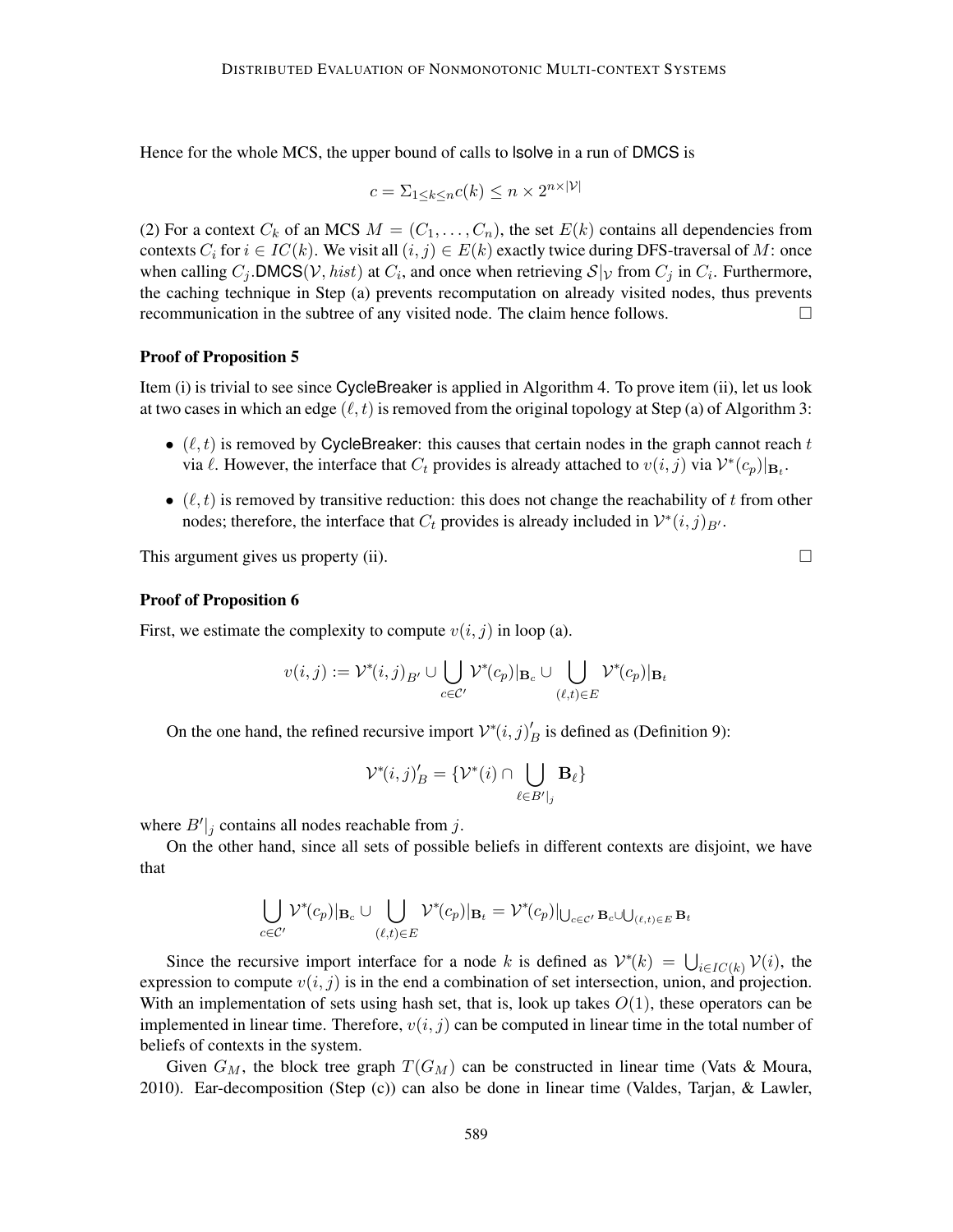Hence for the whole MCS, the upper bound of calls to lsolve in a run of DMCS is

$$c = \Sigma_{1 \leq k \leq n} c(k) \leq n \times 2^{n \times |\mathcal{V}|}$$

(2) For a context $C_k$ of an MCS $M = (C_1, \dots, C_n)$, the set $E(k)$ contains all dependencies from contexts $C_i$ for $i \in IC(k)$. We visit all $(i, j) \in E(k)$ exactly twice during DFS-traversal of $M$: once when calling $C_j$.DMCS$(\mathcal{V}, hist)$ at $C_i$, and once when retrieving $\mathcal{S}|_{\mathcal{V}}$ from $C_j$ in $C_i$. Furthermore, the caching technique in Step (a) prevents recomputation on already visited nodes, thus prevents recommunication in the subtree of any visited node. The claim hence follows. □

### Proof of Proposition 5

Item (i) is trivial to see since CycleBreaker is applied in Algorithm 4. To prove item (ii), let us look at two cases in which an edge $(\ell, t)$ is removed from the original topology at Step (a) of Algorithm 3:

- $(\ell, t)$ is removed by CycleBreaker: this causes that certain nodes in the graph cannot reach $t$ via $\ell$. However, the interface that $C_t$ provides is already attached to $v(i, j)$ via $\mathcal{V}^*(c_p)|_{\mathbf{B}_t}$.
- $(\ell, t)$ is removed by transitive reduction: this does not change the reachability of $t$ from other nodes; therefore, the interface that $C_t$ provides is already included in $\mathcal{V}^*(i, j)_{B'}$.

This argument gives us property (ii). □

### Proof of Proposition 6

First, we estimate the complexity to compute $v(i, j)$ in loop (a).

$$v(i, j) := \mathcal{V}^*(i, j)_{B'} \cup \bigcup_{c \in \mathcal{C}'} \mathcal{V}^*(c_p)|_{\mathbf{B}_c} \cup \bigcup_{(\ell,t) \in E} \mathcal{V}^*(c_p)|_{\mathbf{B}_t}$$

On the one hand, the refined recursive import $\mathcal{V}^*(i, j)'_B$ is defined as (Definition 9):

$$\mathcal{V}^*(i, j)'_B = \{\mathcal{V}^*(i) \cap \bigcup_{\ell \in B'|_j} \mathbf{B}_\ell\}$$

where $B'|_j$ contains all nodes reachable from $j$.

On the other hand, since all sets of possible beliefs in different contexts are disjoint, we have that

$$\bigcup_{c \in \mathcal{C}'} \mathcal{V}^*(c_p)|_{\mathbf{B}_c} \cup \bigcup_{(\ell,t) \in E} \mathcal{V}^*(c_p)|_{\mathbf{B}_t} = \mathcal{V}^*(c_p)|_{\bigcup_{c \in \mathcal{C}'} \mathbf{B}_c \cup \bigcup_{(\ell,t) \in E} \mathbf{B}_t}$$

Since the recursive import interface for a node $k$ is defined as $\mathcal{V}^*(k) = \bigcup_{i \in IC(k)} \mathcal{V}(i)$, the expression to compute $v(i, j)$ is in the end a combination of set intersection, union, and projection. With an implementation of sets using hash set, that is, look up takes $O(1)$, these operators can be implemented in linear time. Therefore, $v(i, j)$ can be computed in linear time in the total number of beliefs of contexts in the system.

Given $G_M$, the block tree graph $T(G_M)$ can be constructed in linear time (Vats & Moura, 2010). Ear-decomposition (Step (c)) can also be done in linear time (Valdes, Tarjan, & Lawler,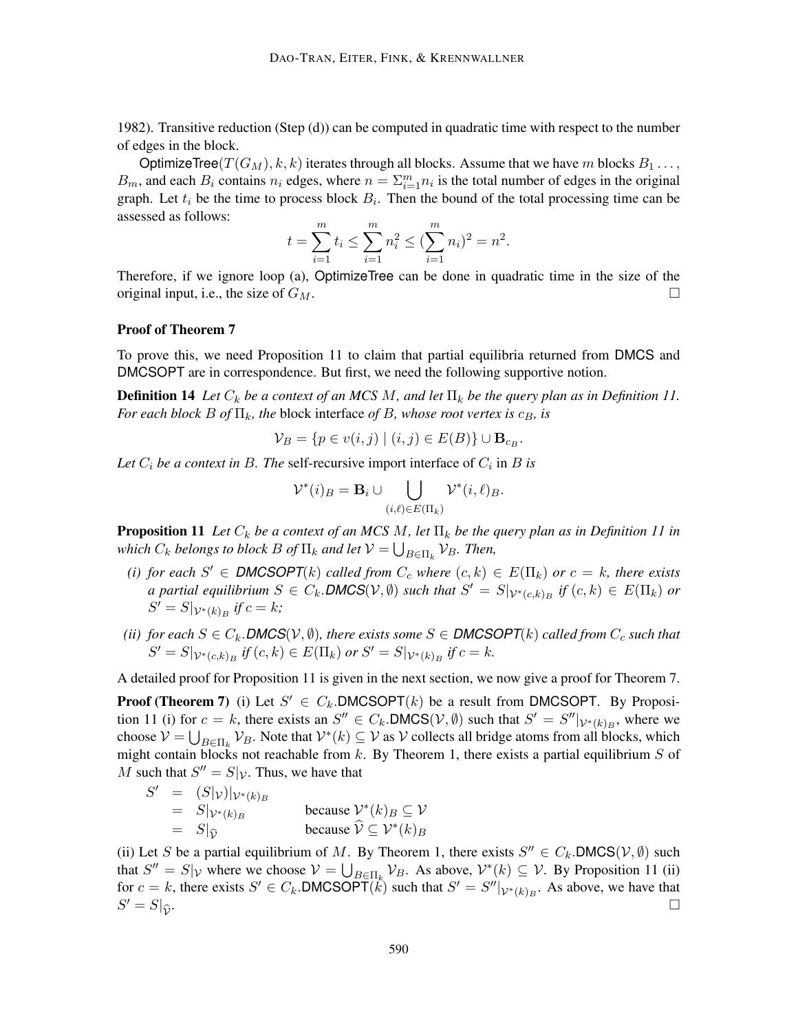1982). Transitive reduction (Step (d)) can be computed in quadratic time with respect to the number of edges in the block.

OptimizeTree($T(G_M), k, k$) iterates through all blocks. Assume that we have $m$ blocks $B_1 \ldots,$ $B_m$, and each $B_i$ contains $n_i$ edges, where $n = \Sigma_{i=1}^{m} n_i$ is the total number of edges in the original graph. Let $t_i$ be the time to process block $B_i$. Then the bound of the total processing time can be assessed as follows:

$$t = \sum_{i=1}^{m} t_i \leq \sum_{i=1}^{m} n_i^2 \leq (\sum_{i=1}^{m} n_i)^2 = n^2.$$

Therefore, if we ignore loop (a), OptimizeTree can be done in quadratic time in the size of the original input, i.e., the size of $G_M$. □

### Proof of Theorem 7

To prove this, we need Proposition 11 to claim that partial equilibria returned from DMCS and DMCSOPT are in correspondence. But first, we need the following supportive notion.

**Definition 14** *Let $C_k$ be a context of an MCS $M$, and let $\Pi_k$ be the query plan as in Definition 11. For each block $B$ of $\Pi_k$, the* block interface *of $B$, whose root vertex is $c_B$, is*

$$\mathcal{V}_B = \{p \in v(i,j) \mid (i,j) \in E(B)\} \cup \mathbf{B}_{c_B}.$$

*Let $C_i$ be a context in $B$. The* self-recursive import interface *of $C_i$* in $B$ *is*

$$\mathcal{V}^*(i)_B = \mathbf{B}_i \cup \bigcup_{(i,\ell) \in E(\Pi_k)} \mathcal{V}^*(i,\ell)_B.$$

**Proposition 11** *Let $C_k$ be a context of an MCS $M$, let $\Pi_k$ be the query plan as in Definition 11 in which $C_k$ belongs to block $B$ of $\Pi_k$ and let $\mathcal{V} = \bigcup_{B \in \Pi_k} \mathcal{V}_B$. Then,*

*(i) for each $S' \in$ **DMCSOPT**$(k)$ called from $C_c$ where $(c,k) \in E(\Pi_k)$ or $c = k$, there exists a partial equilibrium $S \in C_k$.**DMCS**$(\mathcal{V}, \emptyset)$ such that $S' = S|_{\mathcal{V}^*(c,k)_B}$ if $(c,k) \in E(\Pi_k)$ or $S' = S|_{\mathcal{V}^*(k)_B}$ if $c = k$;*

*(ii) for each $S \in C_k$.**DMCS**$(\mathcal{V}, \emptyset)$, there exists some $S \in$ **DMCSOPT**$(k)$ called from $C_c$ such that $S' = S|_{\mathcal{V}^*(c,k)_B}$ if $(c,k) \in E(\Pi_k)$ or $S' = S|_{\mathcal{V}^*(k)_B}$ if $c = k$.*

A detailed proof for Proposition 11 is given in the next section, we now give a proof for Theorem 7.

**Proof (Theorem 7)** (i) Let $S' \in C_k$.DMCSOPT$(k)$ be a result from DMCSOPT. By Proposition 11 (i) for $c = k$, there exists an $S'' \in C_k$.DMCS$(\mathcal{V}, \emptyset)$ such that $S' = S''|_{\mathcal{V}^*(k)_B}$, where we choose $\mathcal{V} = \bigcup_{B \in \Pi_k} \mathcal{V}_B$. Note that $\mathcal{V}^*(k) \subseteq \mathcal{V}$ as $\mathcal{V}$ collects all bridge atoms from all blocks, which might contain blocks not reachable from $k$. By Theorem 1, there exists a partial equilibrium $S$ of $M$ such that $S'' = S|_{\mathcal{V}}$. Thus, we have that

$$\begin{aligned} S' &= (S|_{\mathcal{V}})|_{\mathcal{V}^*(k)_B} \\ &= S|_{\mathcal{V}^*(k)_B} \qquad \text{because } \mathcal{V}^*(k)_B \subseteq \mathcal{V} \\ &= S|_{\widehat{\mathcal{V}}} \qquad \text{because } \widehat{\mathcal{V}} \subseteq \mathcal{V}^*(k)_B \end{aligned}$$

(ii) Let $S$ be a partial equilibrium of $M$. By Theorem 1, there exists $S'' \in C_k$.DMCS$(\mathcal{V}, \emptyset)$ such that $S'' = S|_{\mathcal{V}}$ where we choose $\mathcal{V} = \bigcup_{B \in \Pi_k} \mathcal{V}_B$. As above, $\mathcal{V}^*(k) \subseteq \mathcal{V}$. By Proposition 11 (ii) for $c = k$, there exists $S' \in C_k$.DMCSOPT$(k)$ such that $S' = S''|_{\mathcal{V}^*(k)_B}$. As above, we have that $S' = S|_{\widehat{\mathcal{V}}}$. □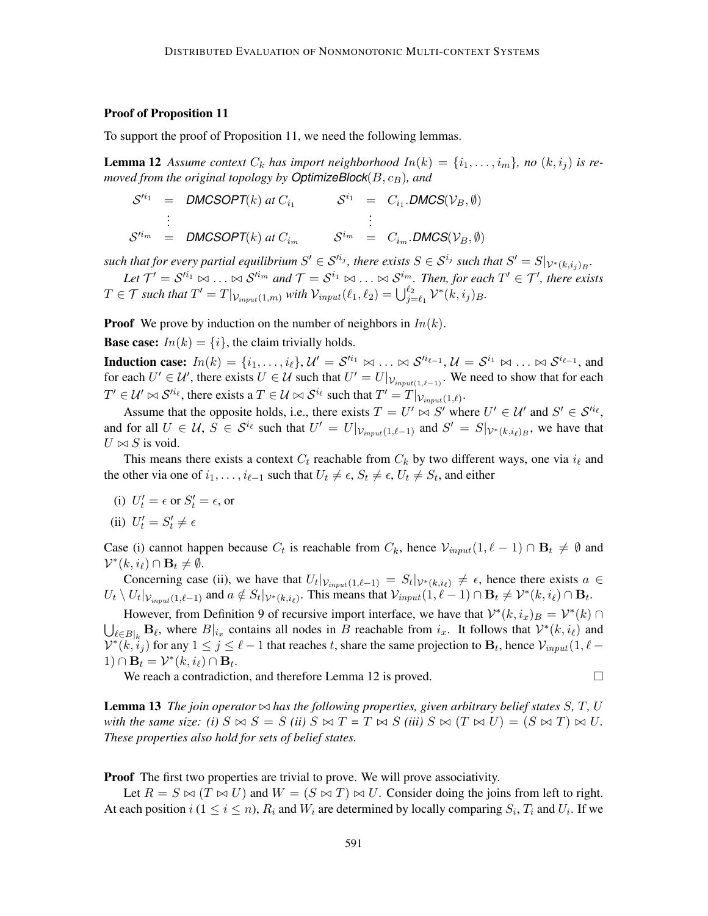### Proof of Proposition 11

To support the proof of Proposition 11, we need the following lemmas.

**Lemma 12** *Assume context $C_k$ has import neighborhood $In(k) = \{i_1, \dots, i_m\}$, no $(k, i_j)$ is removed from the original topology by* ***OptimizeBlock***$(B, c_B)$*, and*

$$\begin{array}{rclrcl} \mathcal{S}'^{i_1} & = & \textit{\textbf{DMCSOPT}}(k) \text{ at } C_{i_1} & \mathcal{S}^{i_1} & = & C_{i_1}.\textit{\textbf{DMCS}}(\mathcal{V}_B, \emptyset) \\ & \vdots & & & \vdots & \\ \mathcal{S}'^{i_m} & = & \textit{\textbf{DMCSOPT}}(k) \text{ at } C_{i_m} & \mathcal{S}^{i_m} & = & C_{i_m}.\textit{\textbf{DMCS}}(\mathcal{V}_B, \emptyset) \end{array}$$

*such that for every partial equilibrium $S' \in \mathcal{S}'^{i_j}$, there exists $S \in \mathcal{S}^{i_j}$ such that $S' = S|_{\mathcal{V}^*(k,i_j)_B}$.*

*Let $\mathcal{T}' = \mathcal{S}'^{i_1} \bowtie \dots \bowtie \mathcal{S}'^{i_m}$ and $\mathcal{T} = \mathcal{S}^{i_1} \bowtie \dots \bowtie \mathcal{S}^{i_m}$. Then, for each $T' \in \mathcal{T}'$, there exists $T \in \mathcal{T}$ such that $T' = T|_{\mathcal{V}_{input}(1,m)}$ with $\mathcal{V}_{input}(\ell_1, \ell_2) = \bigcup_{j=\ell_1}^{\ell_2} \mathcal{V}^*(k, i_j)_B$.*

**Proof** We prove by induction on the number of neighbors in $In(k)$.

**Base case:** $In(k) = \{i\}$, the claim trivially holds.

**Induction case:** $In(k) = \{i_1, \dots, i_\ell\}$, $\mathcal{U}' = \mathcal{S}'^{i_1} \bowtie \dots \bowtie \mathcal{S}'^{i_{\ell-1}}$, $\mathcal{U} = \mathcal{S}^{i_1} \bowtie \dots \bowtie \mathcal{S}^{i_{\ell-1}}$, and for each $U' \in \mathcal{U}'$, there exists $U \in \mathcal{U}$ such that $U' = U|_{\mathcal{V}_{input}(1,\ell-1)}$. We need to show that for each $T' \in \mathcal{U}' \bowtie \mathcal{S}'^{i_\ell}$, there exists a $T \in \mathcal{U} \bowtie \mathcal{S}^{i_\ell}$ such that $T' = T|_{\mathcal{V}_{input}(1,\ell)}$.

Assume that the opposite holds, i.e., there exists $T = U' \bowtie S'$ where $U' \in \mathcal{U}'$ and $S' \in \mathcal{S}'^{i_\ell}$, and for all $U \in \mathcal{U}$, $S \in \mathcal{S}^{i_\ell}$ such that $U' = U|_{\mathcal{V}_{input}(1,\ell-1)}$ and $S' = S|_{\mathcal{V}^*(k,i_\ell)_B}$, we have that $U \bowtie S$ is void.

This means there exists a context $C_t$ reachable from $C_k$ by two different ways, one via $i_\ell$ and the other via one of $i_1, \dots, i_{\ell-1}$ such that $U_t \neq \epsilon$, $S_t \neq \epsilon$, $U_t \neq S_t$, and either

(i) $U'_t = \epsilon$ or $S'_t = \epsilon$, or

(ii) $U'_t = S'_t \neq \epsilon$

Case (i) cannot happen because $C_t$ is reachable from $C_k$, hence $\mathcal{V}_{input}(1, \ell-1) \cap \mathbf{B}_t \neq \emptyset$ and $\mathcal{V}^*(k, i_\ell) \cap \mathbf{B}_t \neq \emptyset$.

Concerning case (ii), we have that $U_t|_{\mathcal{V}_{input}(1,\ell-1)} = S_t|_{\mathcal{V}^*(k,i_\ell)} \neq \epsilon$, hence there exists $a \in U_t \setminus U_t|_{\mathcal{V}_{input}(1,\ell-1)}$ and $a \notin S_t|_{\mathcal{V}^*(k,i_\ell)}$. This means that $\mathcal{V}_{input}(1, \ell-1) \cap \mathbf{B}_t \neq \mathcal{V}^*(k, i_\ell) \cap \mathbf{B}_t$.

However, from Definition 9 of recursive import interface, we have that $\mathcal{V}^*(k, i_x)_B = \mathcal{V}^*(k) \cap \bigcup_{\ell \in B|_k} \mathbf{B}_\ell$, where $B|_{i_x}$ contains all nodes in $B$ reachable from $i_x$. It follows that $\mathcal{V}^*(k, i_\ell)$ and $\mathcal{V}^*(k, i_j)$ for any $1 \leq j \leq \ell - 1$ that reaches $t$, share the same projection to $\mathbf{B}_t$, hence $\mathcal{V}_{input}(1, \ell - 1) \cap \mathbf{B}_t = \mathcal{V}^*(k, i_\ell) \cap \mathbf{B}_t$.

We reach a contradiction, and therefore Lemma 12 is proved. $\square$

**Lemma 13** *The join operator $\bowtie$ has the following properties, given arbitrary belief states $S$, $T$, $U$ with the same size: (i) $S \bowtie S = S$ (ii) $S \bowtie T = T \bowtie S$ (iii) $S \bowtie (T \bowtie U) = (S \bowtie T) \bowtie U$. These properties also hold for sets of belief states.*

**Proof** The first two properties are trivial to prove. We will prove associativity.

Let $R = S \bowtie (T \bowtie U)$ and $W = (S \bowtie T) \bowtie U$. Consider doing the joins from left to right. At each position $i$ ($1 \leq i \leq n$), $R_i$ and $W_i$ are determined by locally comparing $S_i$, $T_i$ and $U_i$. If we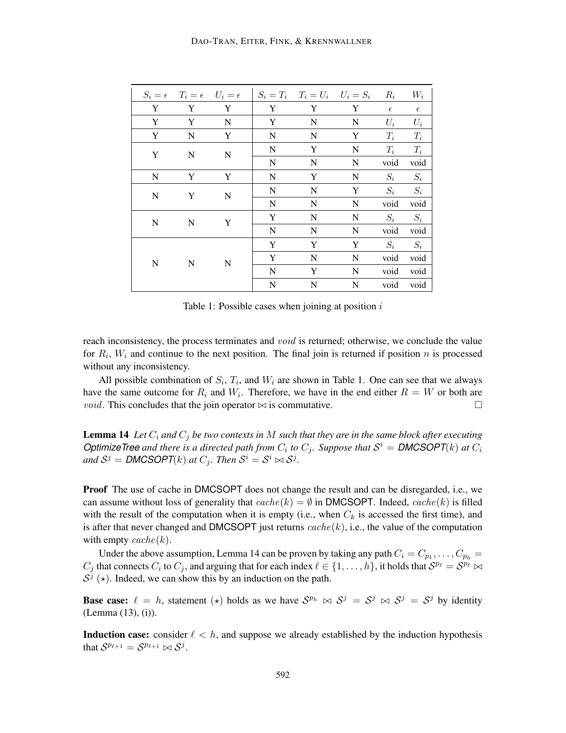| $S_i = \epsilon$ | $T_i = \epsilon$ | $U_i = \epsilon$ | $S_i = T_i$ | $T_i = U_i$ | $U_i = S_i$ | $R_i$ | $W_i$ |
|---|---|---|---|---|---|---|---|
| Y | Y | Y | Y | Y | Y | $\epsilon$ | $\epsilon$ |
| Y | Y | N | Y | N | N | $U_i$ | $U_i$ |
| Y | N | Y | N | N | Y | $T_i$ | $T_i$ |
| Y | N | N | N | Y | N | $T_i$ | $T_i$ |
| | | | N | N | N | void | void |
| N | Y | Y | N | Y | N | $S_i$ | $S_i$ |
| N | Y | N | N | N | Y | $S_i$ | $S_i$ |
| | | | N | N | N | void | void |
| N | N | Y | Y | N | N | $S_i$ | $S_i$ |
| | | | N | N | N | void | void |
| N | N | N | Y | Y | Y | $S_i$ | $S_i$ |
| | | | Y | N | N | void | void |
| | | | N | Y | N | void | void |
| | | | N | N | N | void | void |

Table 1: Possible cases when joining at position $i$

reach inconsistency, the process terminates and $void$ is returned; otherwise, we conclude the value for $R_i$, $W_i$ and continue to the next position. The final join is returned if position $n$ is processed without any inconsistency.

All possible combination of $S_i$, $T_i$, and $W_i$ are shown in Table 1. One can see that we always have the same outcome for $R_i$ and $W_i$. Therefore, we have in the end either $R = W$ or both are $void$. This concludes that the join operator $\bowtie$ is commutative. □

**Lemma 14** *Let $C_i$ and $C_j$ be two contexts in $M$ such that they are in the same block after executing OptimizeTree and there is a directed path from $C_i$ to $C_j$. Suppose that $\mathcal{S}^i$ = DMCSOPT($k$) at $C_i$ and $\mathcal{S}^j$ = DMCSOPT($k$) at $C_j$. Then $\mathcal{S}^i = \mathcal{S}^i \bowtie \mathcal{S}^j$.*

**Proof** The use of cache in DMCSOPT does not change the result and can be disregarded, i.e., we can assume without loss of generality that $cache(k) = \emptyset$ in DMCSOPT. Indeed, $cache(k)$ is filled with the result of the computation when it is empty (i.e., when $C_k$ is accessed the first time), and is after that never changed and DMCSOPT just returns $cache(k)$, i.e., the value of the computation with empty $cache(k)$.

Under the above assumption, Lemma 14 can be proven by taking any path $C_i = C_{p_1}, \ldots, C_{p_h} = C_j$ that connects $C_i$ to $C_j$, and arguing that for each index $\ell \in \{1, \ldots, h\}$, it holds that $\mathcal{S}^{p_\ell} = \mathcal{S}^{p_\ell} \bowtie \mathcal{S}^j$ ($\star$). Indeed, we can show this by an induction on the path.

**Base case:** $\ell = h$, statement ($\star$) holds as we have $\mathcal{S}^{p_h} \bowtie \mathcal{S}^j = \mathcal{S}^j \bowtie \mathcal{S}^j = \mathcal{S}^j$ by identity (Lemma (13), (i)).

**Induction case:** consider $\ell < h$, and suppose we already established by the induction hypothesis that $\mathcal{S}^{p_{\ell+1}} = \mathcal{S}^{p_{\ell+1}} \bowtie \mathcal{S}^j$.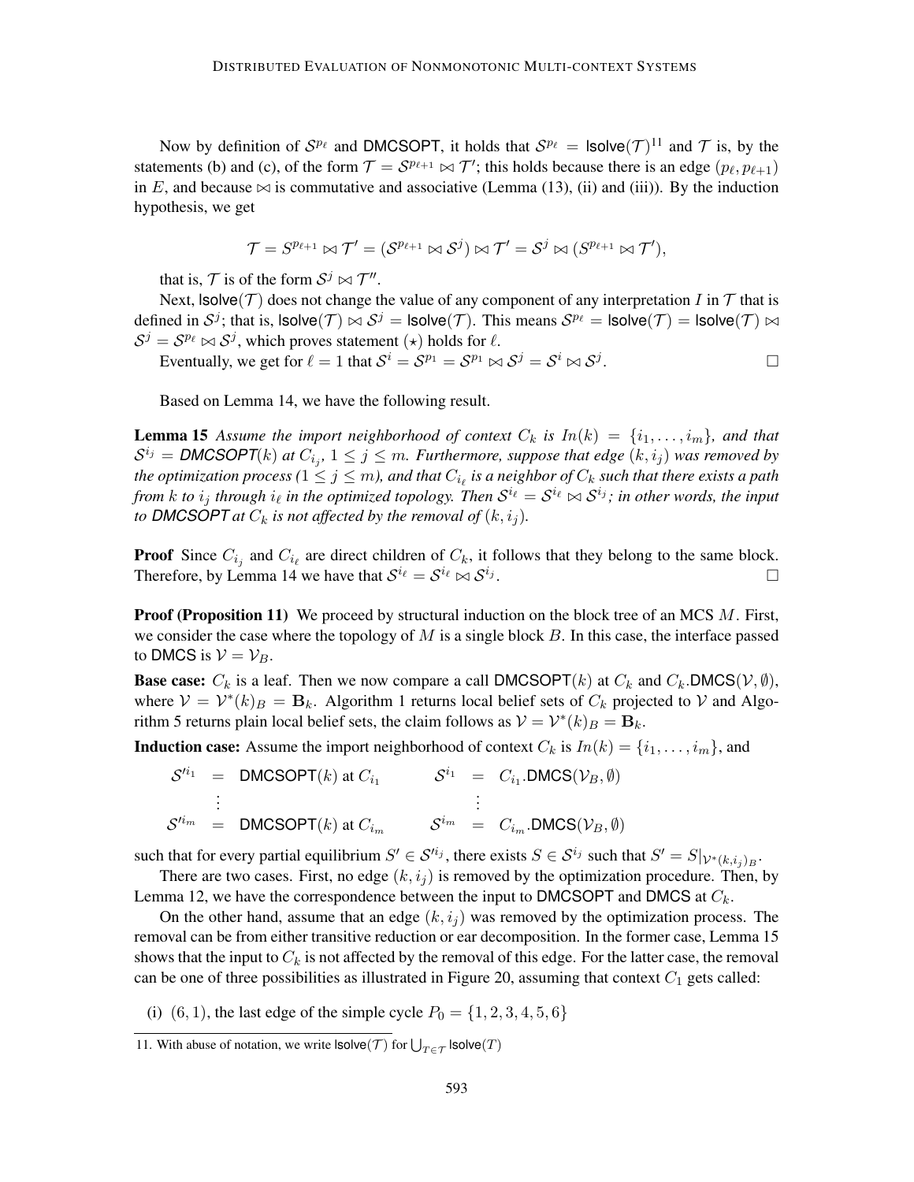Now by definition of $\mathcal{S}^{p_\ell}$ and DMCSOPT, it holds that $\mathcal{S}^{p_\ell} = \mathsf{lsolve}(\mathcal{T})$[11] and $\mathcal{T}$ is, by the statements (b) and (c), of the form $\mathcal{T} = \mathcal{S}^{p_{\ell+1}} \bowtie \mathcal{T}'$; this holds because there is an edge $(p_\ell, p_{\ell+1})$ in $E$, and because $\bowtie$ is commutative and associative (Lemma (13), (ii) and (iii)). By the induction hypothesis, we get

$$\mathcal{T} = S^{p_{\ell+1}} \bowtie \mathcal{T}' = (\mathcal{S}^{p_{\ell+1}} \bowtie \mathcal{S}^j) \bowtie \mathcal{T}' = \mathcal{S}^j \bowtie (S^{p_{\ell+1}} \bowtie \mathcal{T}'),$$

that is, $\mathcal{T}$ is of the form $\mathcal{S}^j \bowtie \mathcal{T}''$.

Next, $\mathsf{lsolve}(\mathcal{T})$ does not change the value of any component of any interpretation $I$ in $\mathcal{T}$ that is defined in $\mathcal{S}^j$; that is, $\mathsf{lsolve}(\mathcal{T}) \bowtie \mathcal{S}^j = \mathsf{lsolve}(\mathcal{T})$. This means $\mathcal{S}^{p_\ell} = \mathsf{lsolve}(\mathcal{T}) = \mathsf{lsolve}(\mathcal{T}) \bowtie \mathcal{S}^j = \mathcal{S}^{p_\ell} \bowtie \mathcal{S}^j$, which proves statement $(\star)$ holds for $\ell$.

Eventually, we get for $\ell = 1$ that $\mathcal{S}^i = \mathcal{S}^{p_1} = \mathcal{S}^{p_1} \bowtie \mathcal{S}^j = \mathcal{S}^i \bowtie \mathcal{S}^j$. □

Based on Lemma 14, we have the following result.

**Lemma 15** *Assume the import neighborhood of context $C_k$ is $In(k) = \{i_1, \ldots, i_m\}$, and that $\mathcal{S}^{i_j} =$ DMCSOPT$(k)$ at $C_{i_j}$, $1 \leq j \leq m$. Furthermore, suppose that edge $(k, i_j)$ was removed by the optimization process ($1 \leq j \leq m$), and that $C_{i_\ell}$ is a neighbor of $C_k$ such that there exists a path from $k$ to $i_j$ through $i_\ell$ in the optimized topology. Then $\mathcal{S}^{i_\ell} = \mathcal{S}^{i_\ell} \bowtie \mathcal{S}^{i_j}$; in other words, the input to DMCSOPT at $C_k$ is not affected by the removal of $(k, i_j)$.*

**Proof** Since $C_{i_j}$ and $C_{i_\ell}$ are direct children of $C_k$, it follows that they belong to the same block. Therefore, by Lemma 14 we have that $\mathcal{S}^{i_\ell} = \mathcal{S}^{i_\ell} \bowtie \mathcal{S}^{i_j}$. □

**Proof (Proposition 11)** We proceed by structural induction on the block tree of an MCS $M$. First, we consider the case where the topology of $M$ is a single block $B$. In this case, the interface passed to DMCS is $\mathcal{V} = \mathcal{V}_B$.

**Base case:** $C_k$ is a leaf. Then we now compare a call DMCSOPT$(k)$ at $C_k$ and $C_k$.DMCS$(\mathcal{V}, \emptyset)$, where $\mathcal{V} = \mathcal{V}^*(k)_B = \mathbf{B}_k$. Algorithm 1 returns local belief sets of $C_k$ projected to $\mathcal{V}$ and Algorithm 5 returns plain local belief sets, the claim follows as $\mathcal{V} = \mathcal{V}^*(k)_B = \mathbf{B}_k$.

**Induction case:** Assume the import neighborhood of context $C_k$ is $In(k) = \{i_1, \ldots, i_m\}$, and

$$\begin{array}{rclcrcl}
\mathcal{S}'^{i_1} & = & \text{DMCSOPT}(k) \text{ at } C_{i_1} & \quad & \mathcal{S}^{i_1} & = & C_{i_1}.\text{DMCS}(\mathcal{V}_B, \emptyset) \\
& \vdots & & & & \vdots & \\
\mathcal{S}'^{i_m} & = & \text{DMCSOPT}(k) \text{ at } C_{i_m} & & \mathcal{S}^{i_m} & = & C_{i_m}.\text{DMCS}(\mathcal{V}_B, \emptyset)
\end{array}$$

such that for every partial equilibrium $S' \in \mathcal{S}'^{i_j}$, there exists $S \in \mathcal{S}^{i_j}$ such that $S' = S|_{\mathcal{V}^*(k,i_j)_B}$.

There are two cases. First, no edge $(k, i_j)$ is removed by the optimization procedure. Then, by Lemma 12, we have the correspondence between the input to DMCSOPT and DMCS at $C_k$.

On the other hand, assume that an edge $(k, i_j)$ was removed by the optimization process. The removal can be from either transitive reduction or ear decomposition. In the former case, Lemma 15 shows that the input to $C_k$ is not affected by the removal of this edge. For the latter case, the removal can be one of three possibilities as illustrated in Figure 20, assuming that context $C_1$ gets called:

(i) $(6, 1)$, the last edge of the simple cycle $P_0 = \{1, 2, 3, 4, 5, 6\}$

11. With abuse of notation, we write $\mathsf{lsolve}(\mathcal{T})$ for $\bigcup_{T \in \mathcal{T}} \mathsf{lsolve}(T)$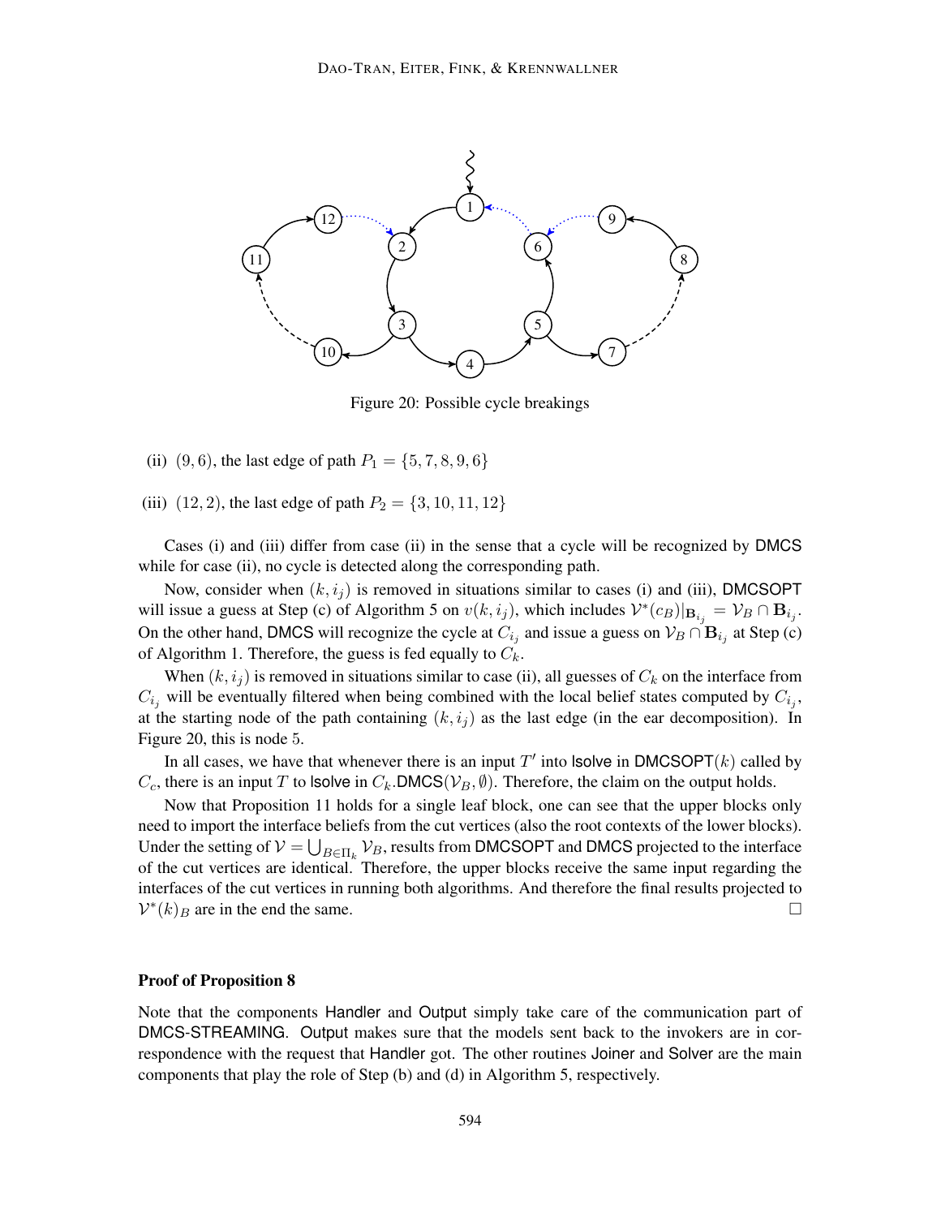Figure 20: Possible cycle breakings

(ii) $(9, 6)$, the last edge of path $P_1 = \{5, 7, 8, 9, 6\}$

(iii) $(12, 2)$, the last edge of path $P_2 = \{3, 10, 11, 12\}$

Cases (i) and (iii) differ from case (ii) in the sense that a cycle will be recognized by DMCS while for case (ii), no cycle is detected along the corresponding path.

Now, consider when $(k, i_j)$ is removed in situations similar to cases (i) and (iii), DMCSOPT will issue a guess at Step (c) of Algorithm 5 on $v(k, i_j)$, which includes $\mathcal{V}^*(c_B)|_{\mathbf{B}_{i_j}} = \mathcal{V}_B \cap \mathbf{B}_{i_j}$. On the other hand, DMCS will recognize the cycle at $C_{i_j}$ and issue a guess on $\mathcal{V}_B \cap \mathbf{B}_{i_j}$ at Step (c) of Algorithm 1. Therefore, the guess is fed equally to $C_k$.

When $(k, i_j)$ is removed in situations similar to case (ii), all guesses of $C_k$ on the interface from $C_{i_j}$ will be eventually filtered when being combined with the local belief states computed by $C_{i_j}$, at the starting node of the path containing $(k, i_j)$ as the last edge (in the ear decomposition). In Figure 20, this is node 5.

In all cases, we have that whenever there is an input $T'$ into lsolve in DMCSOPT$(k)$ called by $C_c$, there is an input $T$ to lsolve in $C_k$.DMCS$(\mathcal{V}_B, \emptyset)$. Therefore, the claim on the output holds.

Now that Proposition 11 holds for a single leaf block, one can see that the upper blocks only need to import the interface beliefs from the cut vertices (also the root contexts of the lower blocks). Under the setting of $\mathcal{V} = \bigcup_{B \in \Pi_k} \mathcal{V}_B$, results from DMCSOPT and DMCS projected to the interface of the cut vertices are identical. Therefore, the upper blocks receive the same input regarding the interfaces of the cut vertices in running both algorithms. And therefore the final results projected to $\mathcal{V}^*(k)_B$ are in the end the same. $\square$

**Proof of Proposition 8**

Note that the components Handler and Output simply take care of the communication part of DMCS-STREAMING. Output makes sure that the models sent back to the invokers are in correspondence with the request that Handler got. The other routines Joiner and Solver are the main components that play the role of Step (b) and (d) in Algorithm 5, respectively.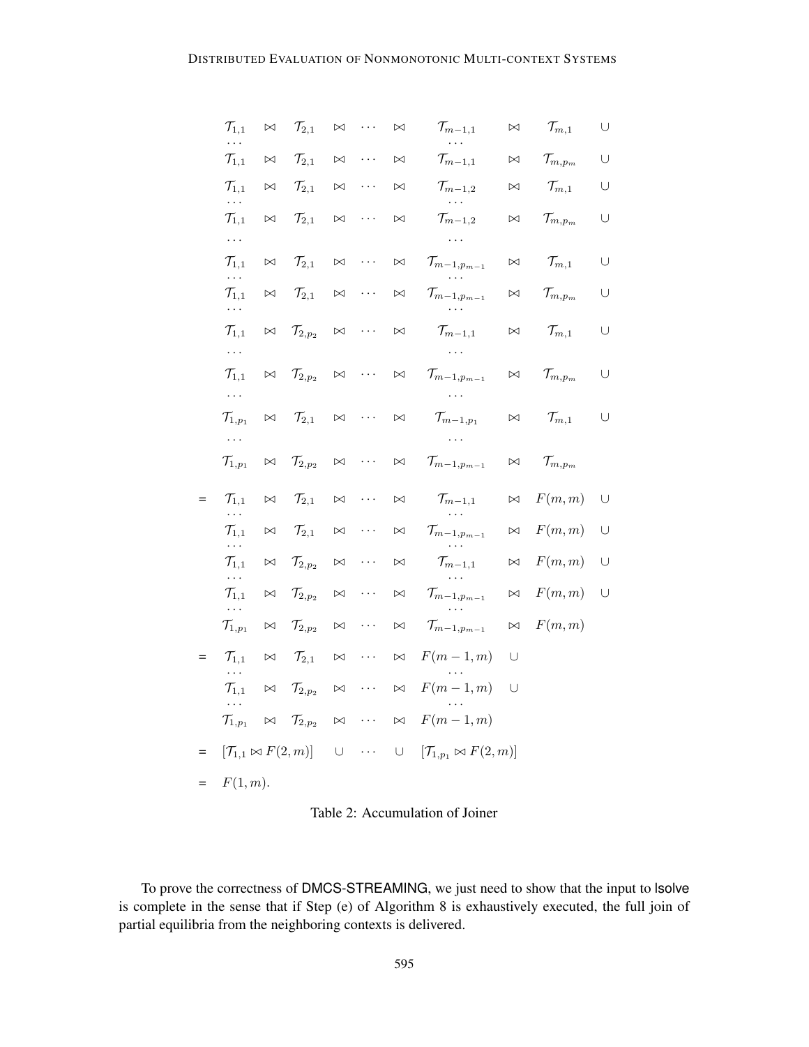$$
\begin{array}{lccccccccccc}
 & \mathcal{T}_{1,1} & \bowtie & \mathcal{T}_{2,1} & \bowtie & \cdots & \bowtie & \mathcal{T}_{m-1,1} & \bowtie & \mathcal{T}_{m,1} & \cup \\
 & \cdots & & & & & & \cdots & & & \\
 & \mathcal{T}_{1,1} & \bowtie & \mathcal{T}_{2,1} & \bowtie & \cdots & \bowtie & \mathcal{T}_{m-1,1} & \bowtie & \mathcal{T}_{m,p_m} & \cup \\
 & \mathcal{T}_{1,1} & \bowtie & \mathcal{T}_{2,1} & \bowtie & \cdots & \bowtie & \mathcal{T}_{m-1,2} & \bowtie & \mathcal{T}_{m,1} & \cup \\
 & \cdots & & & & & & \cdots & & & \\
 & \mathcal{T}_{1,1} & \bowtie & \mathcal{T}_{2,1} & \bowtie & \cdots & \bowtie & \mathcal{T}_{m-1,2} & \bowtie & \mathcal{T}_{m,p_m} & \cup \\
 & \cdots & & & & & & \cdots & & & \\
 & \mathcal{T}_{1,1} & \bowtie & \mathcal{T}_{2,1} & \bowtie & \cdots & \bowtie & \mathcal{T}_{m-1,p_{m-1}} & \bowtie & \mathcal{T}_{m,1} & \cup \\
 & \cdots & & & & & & \cdots & & & \\
 & \mathcal{T}_{1,1} & \bowtie & \mathcal{T}_{2,1} & \bowtie & \cdots & \bowtie & \mathcal{T}_{m-1,p_{m-1}} & \bowtie & \mathcal{T}_{m,p_m} & \cup \\
 & \cdots & & & & & & \cdots & & & \\
 & \mathcal{T}_{1,1} & \bowtie & \mathcal{T}_{2,p_2} & \bowtie & \cdots & \bowtie & \mathcal{T}_{m-1,1} & \bowtie & \mathcal{T}_{m,1} & \cup \\
 & \cdots & & & & & & \cdots & & & \\
 & \mathcal{T}_{1,1} & \bowtie & \mathcal{T}_{2,p_2} & \bowtie & \cdots & \bowtie & \mathcal{T}_{m-1,p_{m-1}} & \bowtie & \mathcal{T}_{m,p_m} & \cup \\
 & \cdots & & & & & & \cdots & & & \\
 & \mathcal{T}_{1,p_1} & \bowtie & \mathcal{T}_{2,1} & \bowtie & \cdots & \bowtie & \mathcal{T}_{m-1,p_1} & \bowtie & \mathcal{T}_{m,1} & \cup \\
 & \cdots & & & & & & \cdots & & & \\
 & \mathcal{T}_{1,p_1} & \bowtie & \mathcal{T}_{2,p_2} & \bowtie & \cdots & \bowtie & \mathcal{T}_{m-1,p_{m-1}} & \bowtie & \mathcal{T}_{m,p_m} & \\
 & & & & & & & & & & \\
= & \mathcal{T}_{1,1} & \bowtie & \mathcal{T}_{2,1} & \bowtie & \cdots & \bowtie & \mathcal{T}_{m-1,1} & \bowtie & F(m,m) & \cup \\
 & \cdots & & & & & & \cdots & & & \\
 & \mathcal{T}_{1,1} & \bowtie & \mathcal{T}_{2,1} & \bowtie & \cdots & \bowtie & \mathcal{T}_{m-1,p_{m-1}} & \bowtie & F(m,m) & \cup \\
 & \cdots & & & & & & \cdots & & & \\
 & \mathcal{T}_{1,1} & \bowtie & \mathcal{T}_{2,p_2} & \bowtie & \cdots & \bowtie & \mathcal{T}_{m-1,1} & \bowtie & F(m,m) & \cup \\
 & \cdots & & & & & & \cdots & & & \\
 & \mathcal{T}_{1,1} & \bowtie & \mathcal{T}_{2,p_2} & \bowtie & \cdots & \bowtie & \mathcal{T}_{m-1,p_{m-1}} & \bowtie & F(m,m) & \cup \\
 & \cdots & & & & & & \cdots & & & \\
 & \mathcal{T}_{1,p_1} & \bowtie & \mathcal{T}_{2,p_2} & \bowtie & \cdots & \bowtie & \mathcal{T}_{m-1,p_{m-1}} & \bowtie & F(m,m) & \\
 & & & & & & & & & & \\
= & \mathcal{T}_{1,1} & \bowtie & \mathcal{T}_{2,1} & \bowtie & \cdots & \bowtie & F(m-1,m) & \cup & & \\
 & \cdots & & & & & & \cdots & & & \\
 & \mathcal{T}_{1,1} & \bowtie & \mathcal{T}_{2,p_2} & \bowtie & \cdots & \bowtie & F(m-1,m) & \cup & & \\
 & \cdots & & & & & & \cdots & & & \\
 & \mathcal{T}_{1,p_1} & \bowtie & \mathcal{T}_{2,p_2} & \bowtie & \cdots & \bowtie & F(m-1,m) & & & \\
 & & & & & & & & & & \\
= & \multicolumn{3}{l}{[\mathcal{T}_{1,1} \bowtie F(2,m)]} & \cup & \cdots & \cup & \multicolumn{3}{l}{[\mathcal{T}_{1,p_1} \bowtie F(2,m)]} & \\
 & & & & & & & & & & \\
= & F(1,m). & & & & & & & & &
\end{array}
$$

Table 2: Accumulation of Joiner

To prove the correctness of DMCS-STREAMING, we just need to show that the input to lsolve is complete in the sense that if Step (e) of Algorithm 8 is exhaustively executed, the full join of partial equilibria from the neighboring contexts is delivered.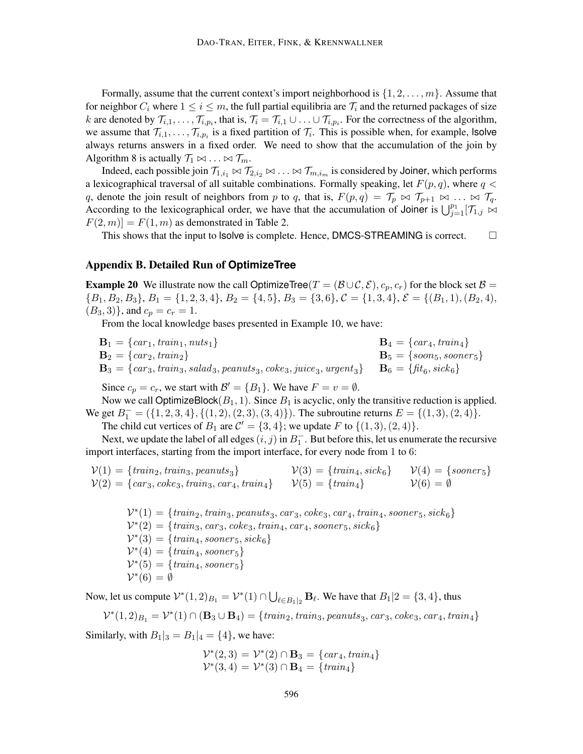Formally, assume that the current context's import neighborhood is $\{1, 2, \ldots, m\}$. Assume that for neighbor $C_i$ where $1 \leq i \leq m$, the full partial equilibria are $\mathcal{T}_i$ and the returned packages of size $k$ are denoted by $\mathcal{T}_{i,1}, \ldots, \mathcal{T}_{i,p_i}$, that is, $\mathcal{T}_i = \mathcal{T}_{i,1} \cup \ldots \cup \mathcal{T}_{i,p_i}$. For the correctness of the algorithm, we assume that $\mathcal{T}_{i,1}, \ldots, \mathcal{T}_{i,p_i}$ is a fixed partition of $\mathcal{T}_i$. This is possible when, for example, lsolve always returns answers in a fixed order. We need to show that the accumulation of the join by Algorithm 8 is actually $\mathcal{T}_1 \bowtie \ldots \bowtie \mathcal{T}_m$.

Indeed, each possible join $\mathcal{T}_{1,i_1} \bowtie \mathcal{T}_{2,i_2} \bowtie \ldots \bowtie \mathcal{T}_{m,i_m}$ is considered by Joiner, which performs a lexicographical traversal of all suitable combinations. Formally speaking, let $F(p, q)$, where $q < q$, denote the join result of neighbors from $p$ to $q$, that is, $F(p, q) = \mathcal{T}_p \bowtie \mathcal{T}_{p+1} \bowtie \ldots \bowtie \mathcal{T}_q$. According to the lexicographical order, we have that the accumulation of Joiner is $\bigcup_{j=1}^{p_1} [\mathcal{T}_{1,j} \bowtie F(2, m)] = F(1, m)$ as demonstrated in Table 2.

This shows that the input to lsolve is complete. Hence, DMCS-STREAMING is correct. □

## Appendix B. Detailed Run of OptimizeTree

**Example 20** We illustrate now the call OptimizeTree($T = (\mathcal{B} \cup \mathcal{C}, \mathcal{E}), c_p, c_r$) for the block set $\mathcal{B} = \{B_1, B_2, B_3\}$, $B_1 = \{1, 2, 3, 4\}$, $B_2 = \{4, 5\}$, $B_3 = \{3, 6\}$, $\mathcal{C} = \{1, 3, 4\}$, $\mathcal{E} = \{(B_1, 1), (B_2, 4), (B_3, 3)\}$, and $c_p = c_r = 1$.

From the local knowledge bases presented in Example 10, we have:

$$\mathbf{B}_1 = \{car_1, train_1, nuts_1\} \qquad \mathbf{B}_4 = \{car_4, train_4\}$$
$$\mathbf{B}_2 = \{car_2, train_2\} \qquad \mathbf{B}_5 = \{soon_5, sooner_5\}$$
$$\mathbf{B}_3 = \{car_3, train_3, salad_3, peanuts_3, coke_3, juice_3, urgent_3\} \qquad \mathbf{B}_6 = \{fit_6, sick_6\}$$

Since $c_p = c_r$, we start with $\mathcal{B}' = \{B_1\}$. We have $F = v = \emptyset$.

Now we call OptimizeBlock($B_1, 1$). Since $B_1$ is acyclic, only the transitive reduction is applied. We get $B_1^- = (\{1, 2, 3, 4\}, \{(1, 2), (2, 3), (3, 4)\})$. The subroutine returns $E = \{(1, 3), (2, 4)\}$.

The child cut vertices of $B_1$ are $\mathcal{C}' = \{3, 4\}$; we update $F$ to $\{(1, 3), (2, 4)\}$.

Next, we update the label of all edges $(i, j)$ in $B_1^-$. But before this, let us enumerate the recursive import interfaces, starting from the import interface, for every node from 1 to 6:

$$\mathcal{V}(1) = \{train_2, train_3, peanuts_3\} \qquad \mathcal{V}(3) = \{train_4, sick_6\} \qquad \mathcal{V}(4) = \{sooner_5\}$$
$$\mathcal{V}(2) = \{car_3, coke_3, train_3, car_4, train_4\} \qquad \mathcal{V}(5) = \{train_4\} \qquad \mathcal{V}(6) = \emptyset$$

$$\mathcal{V}^*(1) = \{train_2, train_3, peanuts_3, car_3, coke_3, car_4, train_4, sooner_5, sick_6\}$$
$$\mathcal{V}^*(2) = \{train_3, car_3, coke_3, train_4, car_4, sooner_5, sick_6\}$$
$$\mathcal{V}^*(3) = \{train_4, sooner_5, sick_6\}$$
$$\mathcal{V}^*(4) = \{train_4, sooner_5\}$$
$$\mathcal{V}^*(5) = \{train_4, sooner_5\}$$
$$\mathcal{V}^*(6) = \emptyset$$

Now, let us compute $\mathcal{V}^*(1, 2)_{B_1} = \mathcal{V}^*(1) \cap \bigcup_{\ell \in B_1|_2} \mathbf{B}_\ell$. We have that $B_1|2 = \{3, 4\}$, thus

$$\mathcal{V}^*(1, 2)_{B_1} = \mathcal{V}^*(1) \cap (\mathbf{B}_3 \cup \mathbf{B}_4) = \{train_2, train_3, peanuts_3, car_3, coke_3, car_4, train_4\}$$

Similarly, with $B_1|_3 = B_1|_4 = \{4\}$, we have:

$$\mathcal{V}^*(2, 3) = \mathcal{V}^*(2) \cap \mathbf{B}_3 = \{car_4, train_4\}$$
$$\mathcal{V}^*(3, 4) = \mathcal{V}^*(3) \cap \mathbf{B}_4 = \{train_4\}$$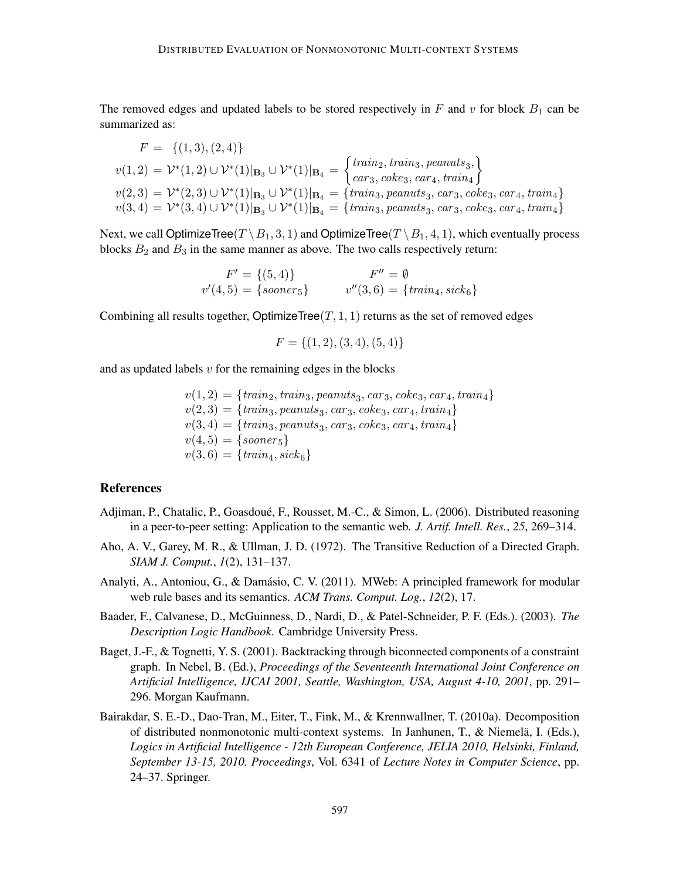The removed edges and updated labels to be stored respectively in $F$ and $v$ for block $B_1$ can be summarized as:

$$
\begin{aligned}
F &= \{(1,3),(2,4)\} \\
v(1,2) &= \mathcal{V}^*(1,2) \cup \mathcal{V}^*(1)|_{\mathbf{B}_3} \cup \mathcal{V}^*(1)|_{\mathbf{B}_4} = \begin{Bmatrix} train_2, train_3, peanuts_3, \\ car_3, coke_3, car_4, train_4 \end{Bmatrix} \\
v(2,3) &= \mathcal{V}^*(2,3) \cup \mathcal{V}^*(1)|_{\mathbf{B}_3} \cup \mathcal{V}^*(1)|_{\mathbf{B}_4} = \{train_3, peanuts_3, car_3, coke_3, car_4, train_4\} \\
v(3,4) &= \mathcal{V}^*(3,4) \cup \mathcal{V}^*(1)|_{\mathbf{B}_3} \cup \mathcal{V}^*(1)|_{\mathbf{B}_4} = \{train_3, peanuts_3, car_3, coke_3, car_4, train_4\}
\end{aligned}
$$

Next, we call $\mathsf{OptimizeTree}(T \setminus B_1, 3, 1)$ and $\mathsf{OptimizeTree}(T \setminus B_1, 4, 1)$, which eventually process blocks $B_2$ and $B_3$ in the same manner as above. The two calls respectively return:

$$
\begin{aligned}
F' &= \{(5,4)\} & \qquad F'' &= \emptyset \\
v'(4,5) &= \{sooner_5\} & \qquad v''(3,6) &= \{train_4, sick_6\}
\end{aligned}
$$

Combining all results together, $\mathsf{OptimizeTree}(T, 1, 1)$ returns as the set of removed edges

$$F = \{(1,2),(3,4),(5,4)\}$$

and as updated labels $v$ for the remaining edges in the blocks

$$
\begin{aligned}
v(1,2) &= \{train_2, train_3, peanuts_3, car_3, coke_3, car_4, train_4\} \\
v(2,3) &= \{train_3, peanuts_3, car_3, coke_3, car_4, train_4\} \\
v(3,4) &= \{train_3, peanuts_3, car_3, coke_3, car_4, train_4\} \\
v(4,5) &= \{sooner_5\} \\
v(3,6) &= \{train_4, sick_6\}
\end{aligned}
$$

## References

Adjiman, P., Chatalic, P., Goasdoué, F., Rousset, M.-C., & Simon, L. (2006). Distributed reasoning in a peer-to-peer setting: Application to the semantic web. *J. Artif. Intell. Res.*, *25*, 269–314.

Aho, A. V., Garey, M. R., & Ullman, J. D. (1972). The Transitive Reduction of a Directed Graph. *SIAM J. Comput.*, *1*(2), 131–137.

Analyti, A., Antoniou, G., & Damásio, C. V. (2011). MWeb: A principled framework for modular web rule bases and its semantics. *ACM Trans. Comput. Log.*, *12*(2), 17.

Baader, F., Calvanese, D., McGuinness, D., Nardi, D., & Patel-Schneider, P. F. (Eds.). (2003). *The Description Logic Handbook*. Cambridge University Press.

Baget, J.-F., & Tognetti, Y. S. (2001). Backtracking through biconnected components of a constraint graph. In Nebel, B. (Ed.), *Proceedings of the Seventeenth International Joint Conference on Artificial Intelligence, IJCAI 2001, Seattle, Washington, USA, August 4-10, 2001*, pp. 291–296. Morgan Kaufmann.

Bairakdar, S. E.-D., Dao-Tran, M., Eiter, T., Fink, M., & Krennwallner, T. (2010a). Decomposition of distributed nonmonotonic multi-context systems. In Janhunen, T., & Niemelä, I. (Eds.), *Logics in Artificial Intelligence - 12th European Conference, JELIA 2010, Helsinki, Finland, September 13-15, 2010. Proceedings*, Vol. 6341 of *Lecture Notes in Computer Science*, pp. 24–37. Springer.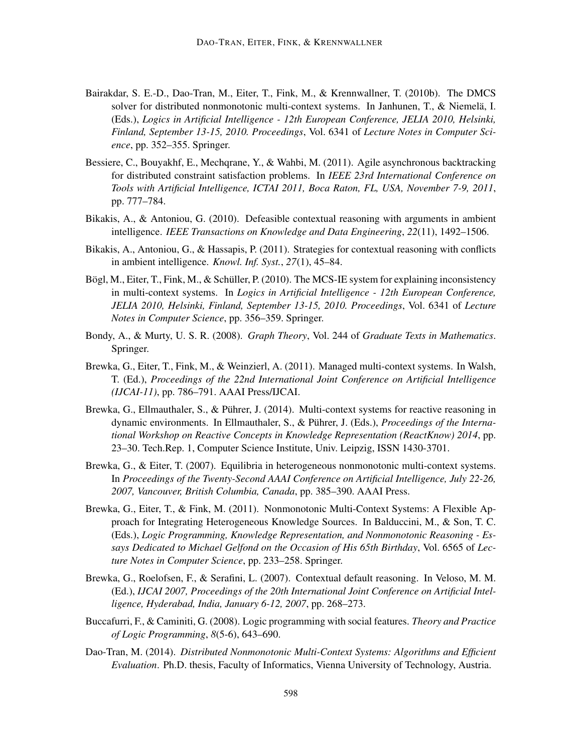Bairakdar, S. E.-D., Dao-Tran, M., Eiter, T., Fink, M., & Krennwallner, T. (2010b). The DMCS solver for distributed nonmonotonic multi-context systems. In Janhunen, T., & Niemelä, I. (Eds.), *Logics in Artificial Intelligence - 12th European Conference, JELIA 2010, Helsinki, Finland, September 13-15, 2010. Proceedings*, Vol. 6341 of *Lecture Notes in Computer Science*, pp. 352–355. Springer.

Bessiere, C., Bouyakhf, E., Mechqrane, Y., & Wahbi, M. (2011). Agile asynchronous backtracking for distributed constraint satisfaction problems. In *IEEE 23rd International Conference on Tools with Artificial Intelligence, ICTAI 2011, Boca Raton, FL, USA, November 7-9, 2011*, pp. 777–784.

Bikakis, A., & Antoniou, G. (2010). Defeasible contextual reasoning with arguments in ambient intelligence. *IEEE Transactions on Knowledge and Data Engineering*, *22*(11), 1492–1506.

Bikakis, A., Antoniou, G., & Hassapis, P. (2011). Strategies for contextual reasoning with conflicts in ambient intelligence. *Knowl. Inf. Syst.*, *27*(1), 45–84.

Bögl, M., Eiter, T., Fink, M., & Schüller, P. (2010). The MCS-IE system for explaining inconsistency in multi-context systems. In *Logics in Artificial Intelligence - 12th European Conference, JELIA 2010, Helsinki, Finland, September 13-15, 2010. Proceedings*, Vol. 6341 of *Lecture Notes in Computer Science*, pp. 356–359. Springer.

Bondy, A., & Murty, U. S. R. (2008). *Graph Theory*, Vol. 244 of *Graduate Texts in Mathematics*. Springer.

Brewka, G., Eiter, T., Fink, M., & Weinzierl, A. (2011). Managed multi-context systems. In Walsh, T. (Ed.), *Proceedings of the 22nd International Joint Conference on Artificial Intelligence (IJCAI-11)*, pp. 786–791. AAAI Press/IJCAI.

Brewka, G., Ellmauthaler, S., & Pührer, J. (2014). Multi-context systems for reactive reasoning in dynamic environments. In Ellmauthaler, S., & Pührer, J. (Eds.), *Proceedings of the International Workshop on Reactive Concepts in Knowledge Representation (ReactKnow) 2014*, pp. 23–30. Tech.Rep. 1, Computer Science Institute, Univ. Leipzig, ISSN 1430-3701.

Brewka, G., & Eiter, T. (2007). Equilibria in heterogeneous nonmonotonic multi-context systems. In *Proceedings of the Twenty-Second AAAI Conference on Artificial Intelligence, July 22-26, 2007, Vancouver, British Columbia, Canada*, pp. 385–390. AAAI Press.

Brewka, G., Eiter, T., & Fink, M. (2011). Nonmonotonic Multi-Context Systems: A Flexible Approach for Integrating Heterogeneous Knowledge Sources. In Balduccini, M., & Son, T. C. (Eds.), *Logic Programming, Knowledge Representation, and Nonmonotonic Reasoning - Essays Dedicated to Michael Gelfond on the Occasion of His 65th Birthday*, Vol. 6565 of *Lecture Notes in Computer Science*, pp. 233–258. Springer.

Brewka, G., Roelofsen, F., & Serafini, L. (2007). Contextual default reasoning. In Veloso, M. M. (Ed.), *IJCAI 2007, Proceedings of the 20th International Joint Conference on Artificial Intelligence, Hyderabad, India, January 6-12, 2007*, pp. 268–273.

Buccafurri, F., & Caminiti, G. (2008). Logic programming with social features. *Theory and Practice of Logic Programming*, *8*(5-6), 643–690.

Dao-Tran, M. (2014). *Distributed Nonmonotonic Multi-Context Systems: Algorithms and Efficient Evaluation*. Ph.D. thesis, Faculty of Informatics, Vienna University of Technology, Austria.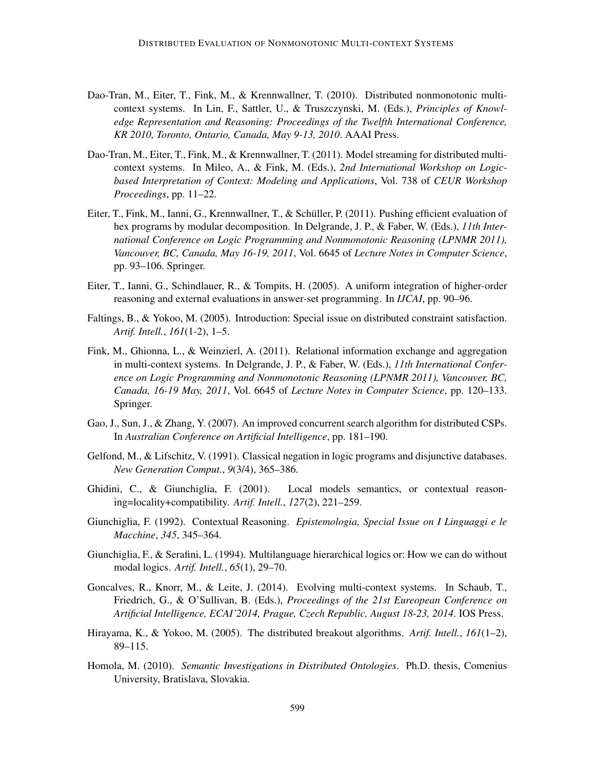Dao-Tran, M., Eiter, T., Fink, M., & Krennwallner, T. (2010). Distributed nonmonotonic multi-context systems. In Lin, F., Sattler, U., & Truszczynski, M. (Eds.), *Principles of Knowledge Representation and Reasoning: Proceedings of the Twelfth International Conference, KR 2010, Toronto, Ontario, Canada, May 9-13, 2010*. AAAI Press.

Dao-Tran, M., Eiter, T., Fink, M., & Krennwallner, T. (2011). Model streaming for distributed multi-context systems. In Mileo, A., & Fink, M. (Eds.), *2nd International Workshop on Logic-based Interpretation of Context: Modeling and Applications*, Vol. 738 of *CEUR Workshop Proceedings*, pp. 11–22.

Eiter, T., Fink, M., Ianni, G., Krennwallner, T., & Schüller, P. (2011). Pushing efficient evaluation of hex programs by modular decomposition. In Delgrande, J. P., & Faber, W. (Eds.), *11th International Conference on Logic Programming and Nonmonotonic Reasoning (LPNMR 2011), Vancouver, BC, Canada, May 16-19, 2011*, Vol. 6645 of *Lecture Notes in Computer Science*, pp. 93–106. Springer.

Eiter, T., Ianni, G., Schindlauer, R., & Tompits, H. (2005). A uniform integration of higher-order reasoning and external evaluations in answer-set programming. In *IJCAI*, pp. 90–96.

Faltings, B., & Yokoo, M. (2005). Introduction: Special issue on distributed constraint satisfaction. *Artif. Intell.*, *161*(1-2), 1–5.

Fink, M., Ghionna, L., & Weinzierl, A. (2011). Relational information exchange and aggregation in multi-context systems. In Delgrande, J. P., & Faber, W. (Eds.), *11th International Conference on Logic Programming and Nonmonotonic Reasoning (LPNMR 2011), Vancouver, BC, Canada, 16-19 May, 2011*, Vol. 6645 of *Lecture Notes in Computer Science*, pp. 120–133. Springer.

Gao, J., Sun, J., & Zhang, Y. (2007). An improved concurrent search algorithm for distributed CSPs. In *Australian Conference on Artificial Intelligence*, pp. 181–190.

Gelfond, M., & Lifschitz, V. (1991). Classical negation in logic programs and disjunctive databases. *New Generation Comput.*, *9*(3/4), 365–386.

Ghidini, C., & Giunchiglia, F. (2001). Local models semantics, or contextual reasoning=locality+compatibility. *Artif. Intell.*, *127*(2), 221–259.

Giunchiglia, F. (1992). Contextual Reasoning. *Epistemologia, Special Issue on I Linguaggi e le Macchine*, *345*, 345–364.

Giunchiglia, F., & Serafini, L. (1994). Multilanguage hierarchical logics or: How we can do without modal logics. *Artif. Intell.*, *65*(1), 29–70.

Goncalves, R., Knorr, M., & Leite, J. (2014). Evolving multi-context systems. In Schaub, T., Friedrich, G., & O'Sullivan, B. (Eds.), *Proceedings of the 21st Eureopean Conference on Artificial Intelligence, ECAI'2014, Prague, Czech Republic, August 18-23, 2014*. IOS Press.

Hirayama, K., & Yokoo, M. (2005). The distributed breakout algorithms. *Artif. Intell.*, *161*(1–2), 89–115.

Homola, M. (2010). *Semantic Investigations in Distributed Ontologies*. Ph.D. thesis, Comenius University, Bratislava, Slovakia.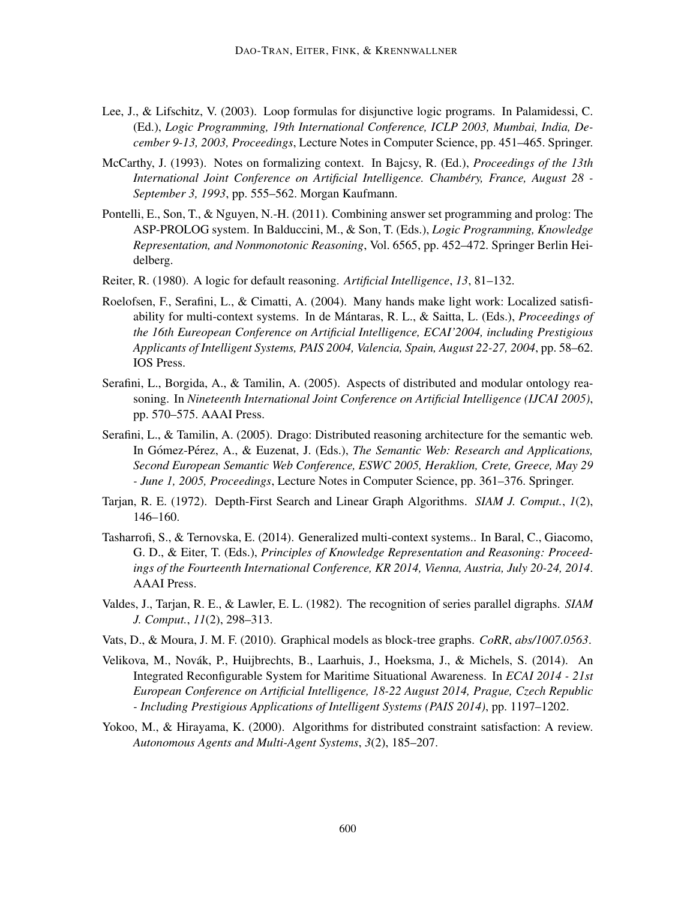Lee, J., & Lifschitz, V. (2003). Loop formulas for disjunctive logic programs. In Palamidessi, C. (Ed.), *Logic Programming, 19th International Conference, ICLP 2003, Mumbai, India, December 9-13, 2003, Proceedings*, Lecture Notes in Computer Science, pp. 451–465. Springer.

McCarthy, J. (1993). Notes on formalizing context. In Bajcsy, R. (Ed.), *Proceedings of the 13th International Joint Conference on Artificial Intelligence. Chambéry, France, August 28 - September 3, 1993*, pp. 555–562. Morgan Kaufmann.

Pontelli, E., Son, T., & Nguyen, N.-H. (2011). Combining answer set programming and prolog: The ASP-PROLOG system. In Balduccini, M., & Son, T. (Eds.), *Logic Programming, Knowledge Representation, and Nonmonotonic Reasoning*, Vol. 6565, pp. 452–472. Springer Berlin Heidelberg.

Reiter, R. (1980). A logic for default reasoning. *Artificial Intelligence*, *13*, 81–132.

Roelofsen, F., Serafini, L., & Cimatti, A. (2004). Many hands make light work: Localized satisfiability for multi-context systems. In de Mántaras, R. L., & Saitta, L. (Eds.), *Proceedings of the 16th Eureopean Conference on Artificial Intelligence, ECAI'2004, including Prestigious Applicants of Intelligent Systems, PAIS 2004, Valencia, Spain, August 22-27, 2004*, pp. 58–62. IOS Press.

Serafini, L., Borgida, A., & Tamilin, A. (2005). Aspects of distributed and modular ontology reasoning. In *Nineteenth International Joint Conference on Artificial Intelligence (IJCAI 2005)*, pp. 570–575. AAAI Press.

Serafini, L., & Tamilin, A. (2005). Drago: Distributed reasoning architecture for the semantic web. In Gómez-Pérez, A., & Euzenat, J. (Eds.), *The Semantic Web: Research and Applications, Second European Semantic Web Conference, ESWC 2005, Heraklion, Crete, Greece, May 29 - June 1, 2005, Proceedings*, Lecture Notes in Computer Science, pp. 361–376. Springer.

Tarjan, R. E. (1972). Depth-First Search and Linear Graph Algorithms. *SIAM J. Comput.*, *1*(2), 146–160.

Tasharrofi, S., & Ternovska, E. (2014). Generalized multi-context systems.. In Baral, C., Giacomo, G. D., & Eiter, T. (Eds.), *Principles of Knowledge Representation and Reasoning: Proceedings of the Fourteenth International Conference, KR 2014, Vienna, Austria, July 20-24, 2014*. AAAI Press.

Valdes, J., Tarjan, R. E., & Lawler, E. L. (1982). The recognition of series parallel digraphs. *SIAM J. Comput.*, *11*(2), 298–313.

Vats, D., & Moura, J. M. F. (2010). Graphical models as block-tree graphs. *CoRR*, *abs/1007.0563*.

Velikova, M., Novák, P., Huijbrechts, B., Laarhuis, J., Hoeksma, J., & Michels, S. (2014). An Integrated Reconfigurable System for Maritime Situational Awareness. In *ECAI 2014 - 21st European Conference on Artificial Intelligence, 18-22 August 2014, Prague, Czech Republic - Including Prestigious Applications of Intelligent Systems (PAIS 2014)*, pp. 1197–1202.

Yokoo, M., & Hirayama, K. (2000). Algorithms for distributed constraint satisfaction: A review. *Autonomous Agents and Multi-Agent Systems*, *3*(2), 185–207.